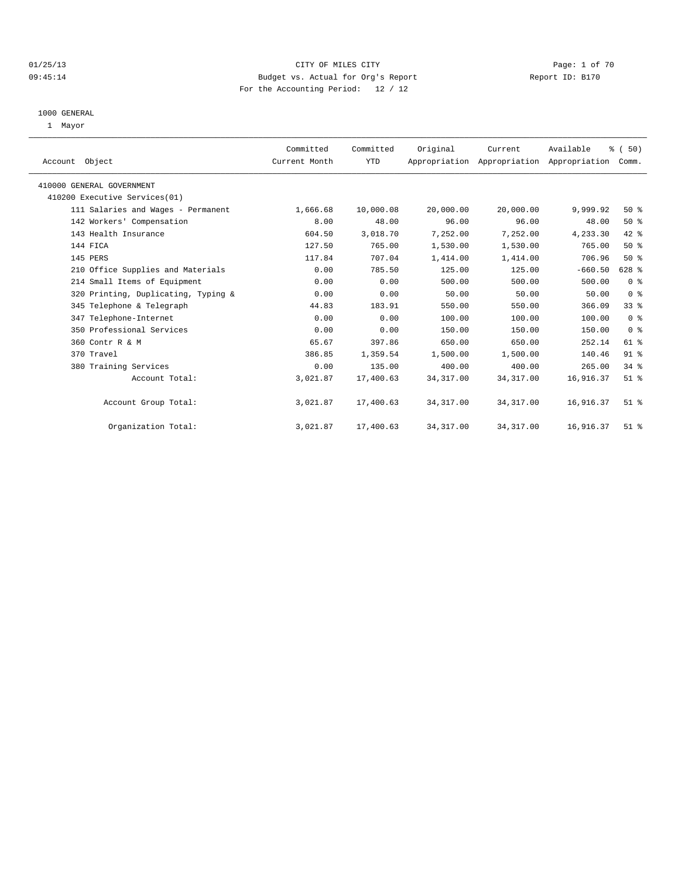CITY OF MILES CITY
Budget vs. Actual for Org's Report
For the Accounting Period: 12 / 12

01/25/13
09:45:14

Report ID: B170

1000 GENERAL
1 Mayor

| Account Object | Committed Current Month | Committed YTD | Original Appropriation | Current Appropriation | Available Appropriation | % ( 50) Comm. |
|---|---|---|---|---|---|---|
| 410000 GENERAL GOVERNMENT | | | | | | |
| 410200 Executive Services(01) | | | | | | |
| 111 Salaries and Wages - Permanent | 1,666.68 | 10,000.08 | 20,000.00 | 20,000.00 | 9,999.92 | 50 % |
| 142 Workers' Compensation | 8.00 | 48.00 | 96.00 | 96.00 | 48.00 | 50 % |
| 143 Health Insurance | 604.50 | 3,018.70 | 7,252.00 | 7,252.00 | 4,233.30 | 42 % |
| 144 FICA | 127.50 | 765.00 | 1,530.00 | 1,530.00 | 765.00 | 50 % |
| 145 PERS | 117.84 | 707.04 | 1,414.00 | 1,414.00 | 706.96 | 50 % |
| 210 Office Supplies and Materials | 0.00 | 785.50 | 125.00 | 125.00 | -660.50 | 628 % |
| 214 Small Items of Equipment | 0.00 | 0.00 | 500.00 | 500.00 | 500.00 | 0 % |
| 320 Printing, Duplicating, Typing & | 0.00 | 0.00 | 50.00 | 50.00 | 50.00 | 0 % |
| 345 Telephone & Telegraph | 44.83 | 183.91 | 550.00 | 550.00 | 366.09 | 33 % |
| 347 Telephone-Internet | 0.00 | 0.00 | 100.00 | 100.00 | 100.00 | 0 % |
| 350 Professional Services | 0.00 | 0.00 | 150.00 | 150.00 | 150.00 | 0 % |
| 360 Contr R & M | 65.67 | 397.86 | 650.00 | 650.00 | 252.14 | 61 % |
| 370 Travel | 386.85 | 1,359.54 | 1,500.00 | 1,500.00 | 140.46 | 91 % |
| 380 Training Services | 0.00 | 135.00 | 400.00 | 400.00 | 265.00 | 34 % |
| Account Total: | 3,021.87 | 17,400.63 | 34,317.00 | 34,317.00 | 16,916.37 | 51 % |
| Account Group Total: | 3,021.87 | 17,400.63 | 34,317.00 | 34,317.00 | 16,916.37 | 51 % |
| Organization Total: | 3,021.87 | 17,400.63 | 34,317.00 | 34,317.00 | 16,916.37 | 51 % |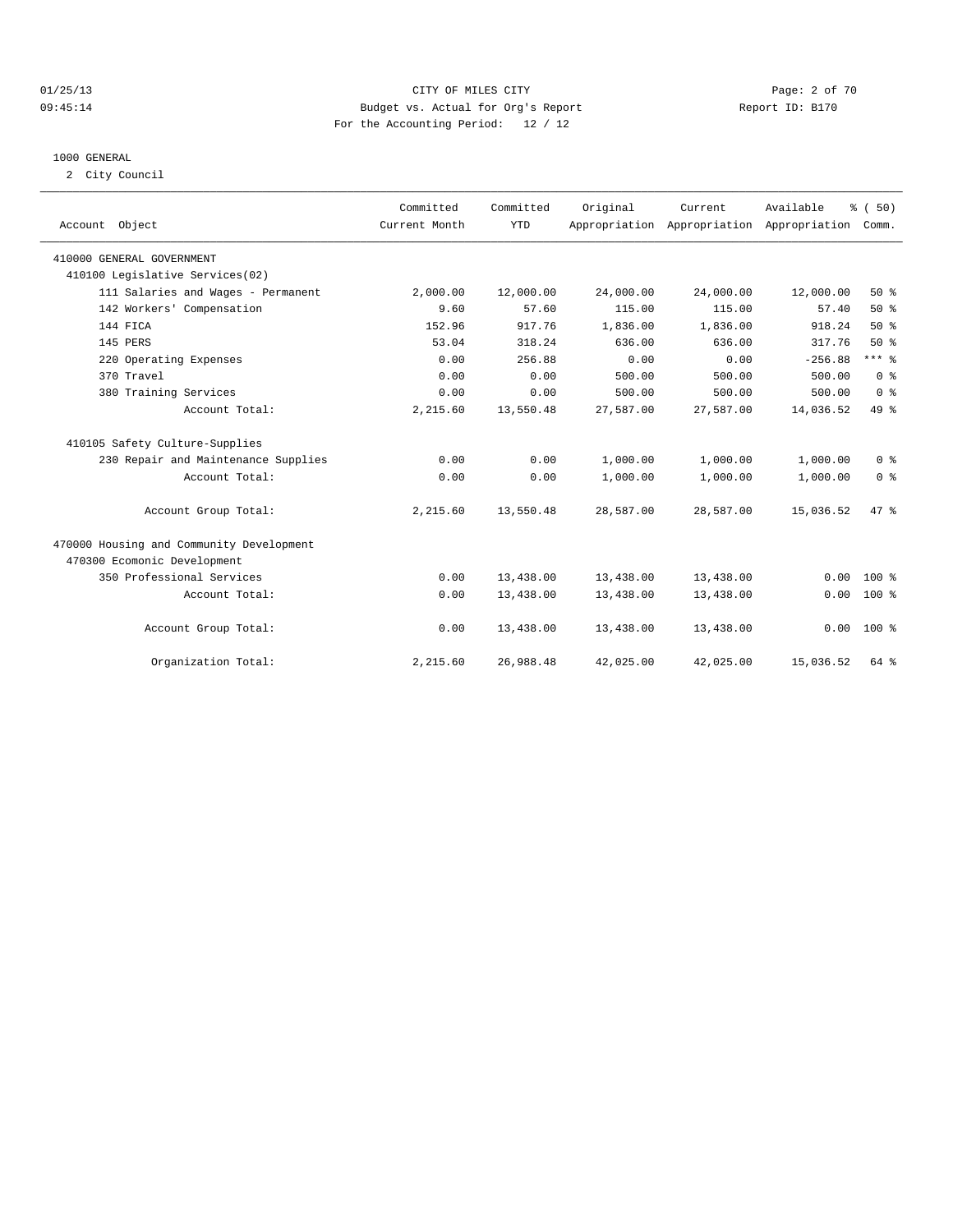CITY OF MILES CITY
Budget vs. Actual for Org's Report
For the Accounting Period: 12 / 12

01/25/13
09:45:14

Report ID: B170

1000 GENERAL

2 City Council

| Account Object | Committed Current Month | Committed YTD | Original Appropriation | Current Appropriation | Available Appropriation | % ( 50) Comm. |
|---|---|---|---|---|---|---|
| 410000 GENERAL GOVERNMENT | | | | | | |
| 410100 Legislative Services(02) | | | | | | |
| 111 Salaries and Wages - Permanent | 2,000.00 | 12,000.00 | 24,000.00 | 24,000.00 | 12,000.00 | 50 % |
| 142 Workers' Compensation | 9.60 | 57.60 | 115.00 | 115.00 | 57.40 | 50 % |
| 144 FICA | 152.96 | 917.76 | 1,836.00 | 1,836.00 | 918.24 | 50 % |
| 145 PERS | 53.04 | 318.24 | 636.00 | 636.00 | 317.76 | 50 % |
| 220 Operating Expenses | 0.00 | 256.88 | 0.00 | 0.00 | -256.88 | *** % |
| 370 Travel | 0.00 | 0.00 | 500.00 | 500.00 | 500.00 | 0 % |
| 380 Training Services | 0.00 | 0.00 | 500.00 | 500.00 | 500.00 | 0 % |
| Account Total: | 2,215.60 | 13,550.48 | 27,587.00 | 27,587.00 | 14,036.52 | 49 % |
| 410105 Safety Culture-Supplies | | | | | | |
| 230 Repair and Maintenance Supplies | 0.00 | 0.00 | 1,000.00 | 1,000.00 | 1,000.00 | 0 % |
| Account Total: | 0.00 | 0.00 | 1,000.00 | 1,000.00 | 1,000.00 | 0 % |
| Account Group Total: | 2,215.60 | 13,550.48 | 28,587.00 | 28,587.00 | 15,036.52 | 47 % |
| 470000 Housing and Community Development | | | | | | |
| 470300 Ecomonic Development | | | | | | |
| 350 Professional Services | 0.00 | 13,438.00 | 13,438.00 | 13,438.00 | 0.00 | 100 % |
| Account Total: | 0.00 | 13,438.00 | 13,438.00 | 13,438.00 | 0.00 | 100 % |
| Account Group Total: | 0.00 | 13,438.00 | 13,438.00 | 13,438.00 | 0.00 | 100 % |
| Organization Total: | 2,215.60 | 26,988.48 | 42,025.00 | 42,025.00 | 15,036.52 | 64 % |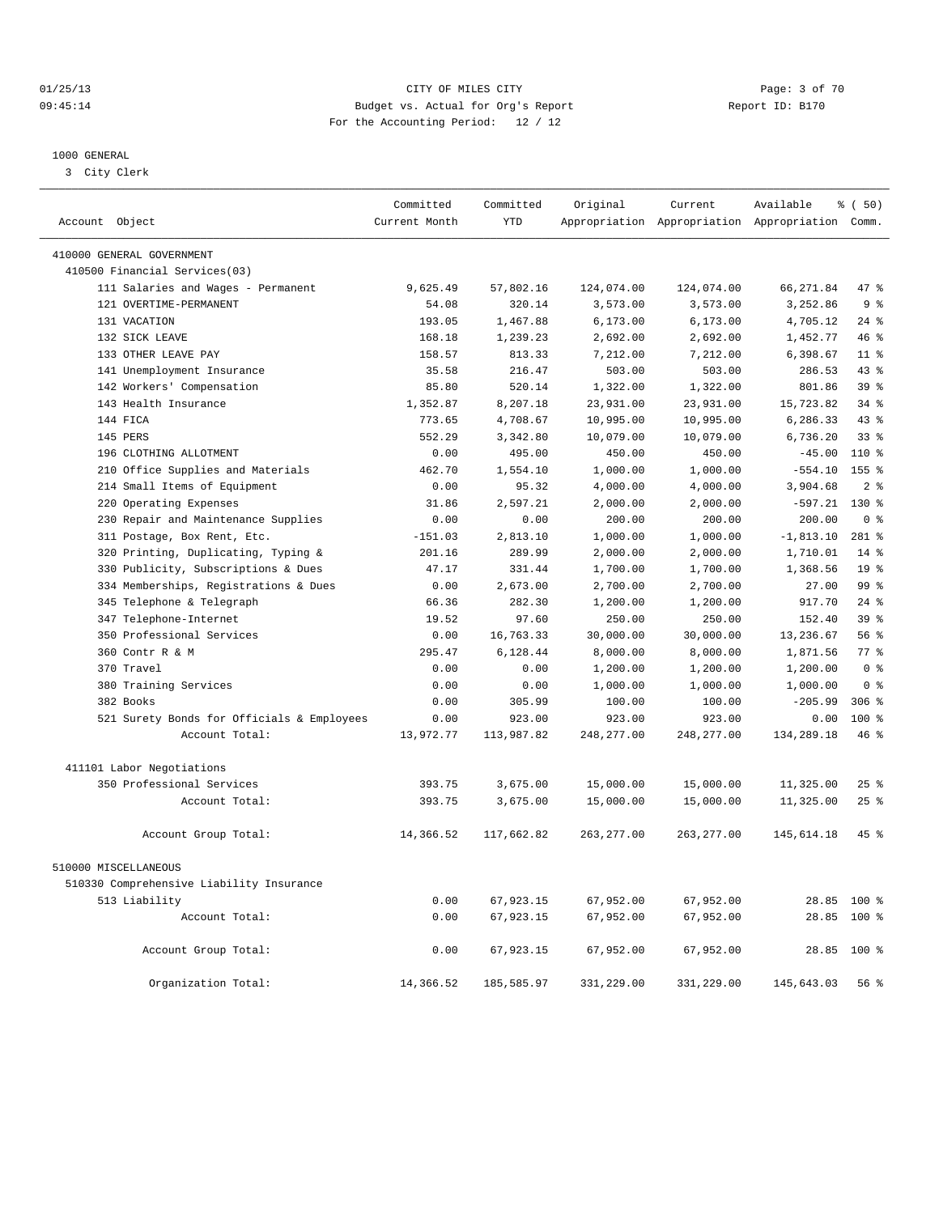CITY OF MILES CITY
Budget vs. Actual for Org's Report
For the Accounting Period: 12 / 12

01/25/13
09:45:14

Report ID: B170

1000 GENERAL
3 City Clerk

| Account Object | Committed Current Month | Committed YTD | Original Appropriation | Current Appropriation | Available Appropriation | % ( 50) Comm. |
|---|---|---|---|---|---|---|
| 410000 GENERAL GOVERNMENT | | | | | | |
| 410500 Financial Services(03) | | | | | | |
| 111 Salaries and Wages - Permanent | 9,625.49 | 57,802.16 | 124,074.00 | 124,074.00 | 66,271.84 | 47 % |
| 121 OVERTIME-PERMANENT | 54.08 | 320.14 | 3,573.00 | 3,573.00 | 3,252.86 | 9 % |
| 131 VACATION | 193.05 | 1,467.88 | 6,173.00 | 6,173.00 | 4,705.12 | 24 % |
| 132 SICK LEAVE | 168.18 | 1,239.23 | 2,692.00 | 2,692.00 | 1,452.77 | 46 % |
| 133 OTHER LEAVE PAY | 158.57 | 813.33 | 7,212.00 | 7,212.00 | 6,398.67 | 11 % |
| 141 Unemployment Insurance | 35.58 | 216.47 | 503.00 | 503.00 | 286.53 | 43 % |
| 142 Workers' Compensation | 85.80 | 520.14 | 1,322.00 | 1,322.00 | 801.86 | 39 % |
| 143 Health Insurance | 1,352.87 | 8,207.18 | 23,931.00 | 23,931.00 | 15,723.82 | 34 % |
| 144 FICA | 773.65 | 4,708.67 | 10,995.00 | 10,995.00 | 6,286.33 | 43 % |
| 145 PERS | 552.29 | 3,342.80 | 10,079.00 | 10,079.00 | 6,736.20 | 33 % |
| 196 CLOTHING ALLOTMENT | 0.00 | 495.00 | 450.00 | 450.00 | -45.00 | 110 % |
| 210 Office Supplies and Materials | 462.70 | 1,554.10 | 1,000.00 | 1,000.00 | -554.10 | 155 % |
| 214 Small Items of Equipment | 0.00 | 95.32 | 4,000.00 | 4,000.00 | 3,904.68 | 2 % |
| 220 Operating Expenses | 31.86 | 2,597.21 | 2,000.00 | 2,000.00 | -597.21 | 130 % |
| 230 Repair and Maintenance Supplies | 0.00 | 0.00 | 200.00 | 200.00 | 200.00 | 0 % |
| 311 Postage, Box Rent, Etc. | -151.03 | 2,813.10 | 1,000.00 | 1,000.00 | -1,813.10 | 281 % |
| 320 Printing, Duplicating, Typing & | 201.16 | 289.99 | 2,000.00 | 2,000.00 | 1,710.01 | 14 % |
| 330 Publicity, Subscriptions & Dues | 47.17 | 331.44 | 1,700.00 | 1,700.00 | 1,368.56 | 19 % |
| 334 Memberships, Registrations & Dues | 0.00 | 2,673.00 | 2,700.00 | 2,700.00 | 27.00 | 99 % |
| 345 Telephone & Telegraph | 66.36 | 282.30 | 1,200.00 | 1,200.00 | 917.70 | 24 % |
| 347 Telephone-Internet | 19.52 | 97.60 | 250.00 | 250.00 | 152.40 | 39 % |
| 350 Professional Services | 0.00 | 16,763.33 | 30,000.00 | 30,000.00 | 13,236.67 | 56 % |
| 360 Contr R & M | 295.47 | 6,128.44 | 8,000.00 | 8,000.00 | 1,871.56 | 77 % |
| 370 Travel | 0.00 | 0.00 | 1,200.00 | 1,200.00 | 1,200.00 | 0 % |
| 380 Training Services | 0.00 | 0.00 | 1,000.00 | 1,000.00 | 1,000.00 | 0 % |
| 382 Books | 0.00 | 305.99 | 100.00 | 100.00 | -205.99 | 306 % |
| 521 Surety Bonds for Officials & Employees | 0.00 | 923.00 | 923.00 | 923.00 | 0.00 | 100 % |
| Account Total: | 13,972.77 | 113,987.82 | 248,277.00 | 248,277.00 | 134,289.18 | 46 % |
| 411101 Labor Negotiations | | | | | | |
| 350 Professional Services | 393.75 | 3,675.00 | 15,000.00 | 15,000.00 | 11,325.00 | 25 % |
| Account Total: | 393.75 | 3,675.00 | 15,000.00 | 15,000.00 | 11,325.00 | 25 % |
| Account Group Total: | 14,366.52 | 117,662.82 | 263,277.00 | 263,277.00 | 145,614.18 | 45 % |
| 510000 MISCELLANEOUS | | | | | | |
| 510330 Comprehensive Liability Insurance | | | | | | |
| 513 Liability | 0.00 | 67,923.15 | 67,952.00 | 67,952.00 | 28.85 | 100 % |
| Account Total: | 0.00 | 67,923.15 | 67,952.00 | 67,952.00 | 28.85 | 100 % |
| Account Group Total: | 0.00 | 67,923.15 | 67,952.00 | 67,952.00 | 28.85 | 100 % |
| Organization Total: | 14,366.52 | 185,585.97 | 331,229.00 | 331,229.00 | 145,643.03 | 56 % |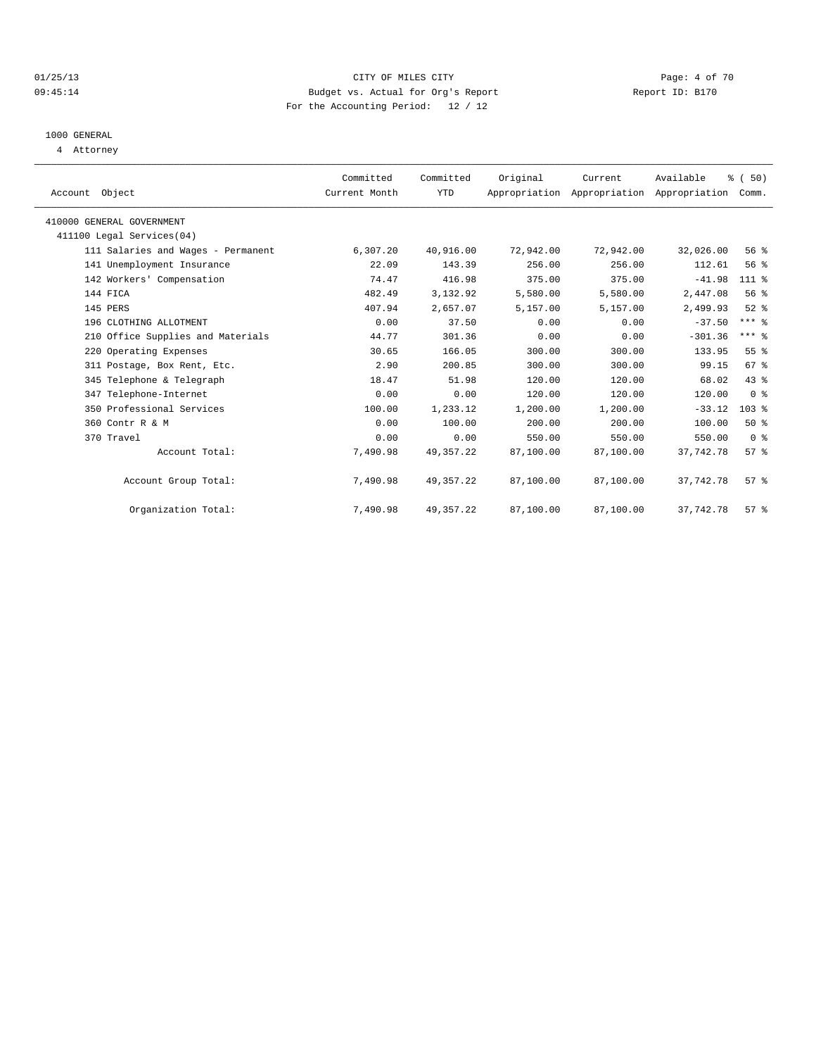CITY OF MILES CITY
Budget vs. Actual for Org's Report
For the Accounting Period: 12 / 12

01/25/13
09:45:14

Report ID: B170

## 1000 GENERAL

4 Attorney

| Account Object | Committed Current Month | Committed YTD | Original Appropriation | Current Appropriation | Available Appropriation | % ( 50) Comm. |
|---|---|---|---|---|---|---|
| 410000 GENERAL GOVERNMENT | | | | | | |
| 411100 Legal Services(04) | | | | | | |
| 111 Salaries and Wages - Permanent | 6,307.20 | 40,916.00 | 72,942.00 | 72,942.00 | 32,026.00 | 56 % |
| 141 Unemployment Insurance | 22.09 | 143.39 | 256.00 | 256.00 | 112.61 | 56 % |
| 142 Workers' Compensation | 74.47 | 416.98 | 375.00 | 375.00 | -41.98 | 111 % |
| 144 FICA | 482.49 | 3,132.92 | 5,580.00 | 5,580.00 | 2,447.08 | 56 % |
| 145 PERS | 407.94 | 2,657.07 | 5,157.00 | 5,157.00 | 2,499.93 | 52 % |
| 196 CLOTHING ALLOTMENT | 0.00 | 37.50 | 0.00 | 0.00 | -37.50 | *** % |
| 210 Office Supplies and Materials | 44.77 | 301.36 | 0.00 | 0.00 | -301.36 | *** % |
| 220 Operating Expenses | 30.65 | 166.05 | 300.00 | 300.00 | 133.95 | 55 % |
| 311 Postage, Box Rent, Etc. | 2.90 | 200.85 | 300.00 | 300.00 | 99.15 | 67 % |
| 345 Telephone & Telegraph | 18.47 | 51.98 | 120.00 | 120.00 | 68.02 | 43 % |
| 347 Telephone-Internet | 0.00 | 0.00 | 120.00 | 120.00 | 120.00 | 0 % |
| 350 Professional Services | 100.00 | 1,233.12 | 1,200.00 | 1,200.00 | -33.12 | 103 % |
| 360 Contr R & M | 0.00 | 100.00 | 200.00 | 200.00 | 100.00 | 50 % |
| 370 Travel | 0.00 | 0.00 | 550.00 | 550.00 | 550.00 | 0 % |
| Account Total: | 7,490.98 | 49,357.22 | 87,100.00 | 87,100.00 | 37,742.78 | 57 % |
| Account Group Total: | 7,490.98 | 49,357.22 | 87,100.00 | 87,100.00 | 37,742.78 | 57 % |
| Organization Total: | 7,490.98 | 49,357.22 | 87,100.00 | 87,100.00 | 37,742.78 | 57 % |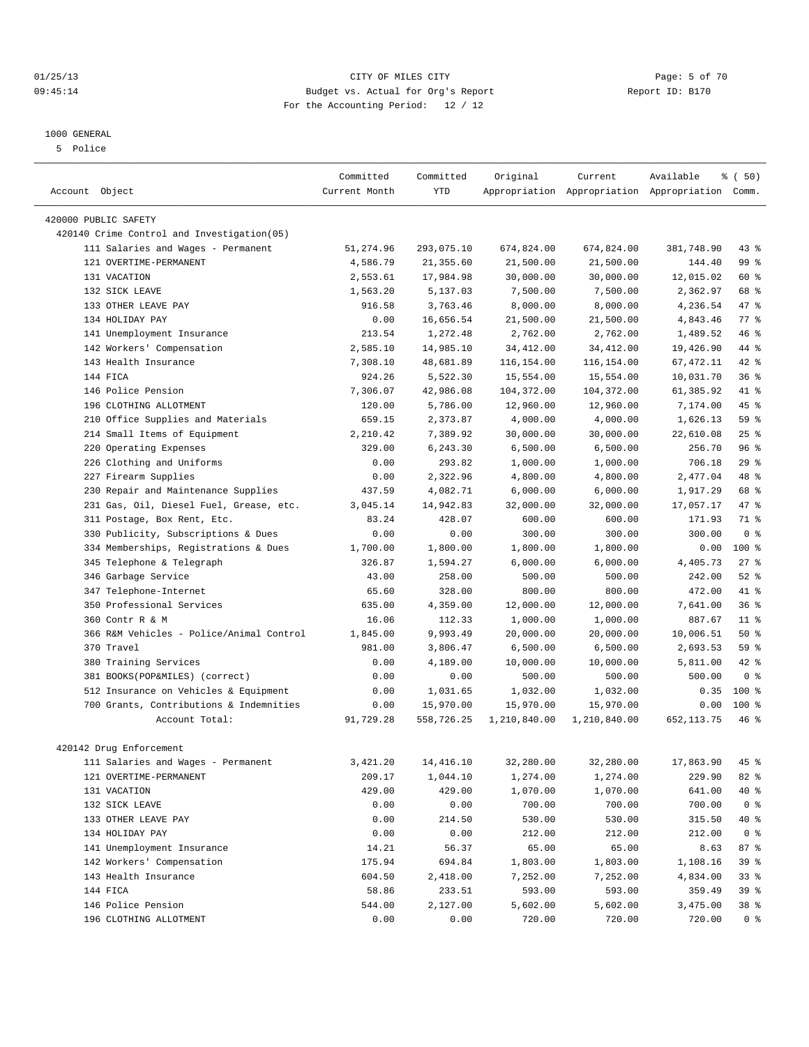CITY OF MILES CITY
Budget vs. Actual for Org's Report
For the Accounting Period: 12 / 12

01/25/13
09:45:14

Report ID: B170

1000 GENERAL
5 Police

| Account Object | Committed Current Month | Committed YTD | Original Appropriation | Current Appropriation | Available Appropriation | % ( 50) Comm. |
|---|---|---|---|---|---|---|
| 420000 PUBLIC SAFETY | | | | | | |
| 420140 Crime Control and Investigation(05) | | | | | | |
| 111 Salaries and Wages - Permanent | 51,274.96 | 293,075.10 | 674,824.00 | 674,824.00 | 381,748.90 | 43 % |
| 121 OVERTIME-PERMANENT | 4,586.79 | 21,355.60 | 21,500.00 | 21,500.00 | 144.40 | 99 % |
| 131 VACATION | 2,553.61 | 17,984.98 | 30,000.00 | 30,000.00 | 12,015.02 | 60 % |
| 132 SICK LEAVE | 1,563.20 | 5,137.03 | 7,500.00 | 7,500.00 | 2,362.97 | 68 % |
| 133 OTHER LEAVE PAY | 916.58 | 3,763.46 | 8,000.00 | 8,000.00 | 4,236.54 | 47 % |
| 134 HOLIDAY PAY | 0.00 | 16,656.54 | 21,500.00 | 21,500.00 | 4,843.46 | 77 % |
| 141 Unemployment Insurance | 213.54 | 1,272.48 | 2,762.00 | 2,762.00 | 1,489.52 | 46 % |
| 142 Workers' Compensation | 2,585.10 | 14,985.10 | 34,412.00 | 34,412.00 | 19,426.90 | 44 % |
| 143 Health Insurance | 7,308.10 | 48,681.89 | 116,154.00 | 116,154.00 | 67,472.11 | 42 % |
| 144 FICA | 924.26 | 5,522.30 | 15,554.00 | 15,554.00 | 10,031.70 | 36 % |
| 146 Police Pension | 7,306.07 | 42,986.08 | 104,372.00 | 104,372.00 | 61,385.92 | 41 % |
| 196 CLOTHING ALLOTMENT | 120.00 | 5,786.00 | 12,960.00 | 12,960.00 | 7,174.00 | 45 % |
| 210 Office Supplies and Materials | 659.15 | 2,373.87 | 4,000.00 | 4,000.00 | 1,626.13 | 59 % |
| 214 Small Items of Equipment | 2,210.42 | 7,389.92 | 30,000.00 | 30,000.00 | 22,610.08 | 25 % |
| 220 Operating Expenses | 329.00 | 6,243.30 | 6,500.00 | 6,500.00 | 256.70 | 96 % |
| 226 Clothing and Uniforms | 0.00 | 293.82 | 1,000.00 | 1,000.00 | 706.18 | 29 % |
| 227 Firearm Supplies | 0.00 | 2,322.96 | 4,800.00 | 4,800.00 | 2,477.04 | 48 % |
| 230 Repair and Maintenance Supplies | 437.59 | 4,082.71 | 6,000.00 | 6,000.00 | 1,917.29 | 68 % |
| 231 Gas, Oil, Diesel Fuel, Grease, etc. | 3,045.14 | 14,942.83 | 32,000.00 | 32,000.00 | 17,057.17 | 47 % |
| 311 Postage, Box Rent, Etc. | 83.24 | 428.07 | 600.00 | 600.00 | 171.93 | 71 % |
| 330 Publicity, Subscriptions & Dues | 0.00 | 0.00 | 300.00 | 300.00 | 300.00 | 0 % |
| 334 Memberships, Registrations & Dues | 1,700.00 | 1,800.00 | 1,800.00 | 1,800.00 | 0.00 | 100 % |
| 345 Telephone & Telegraph | 326.87 | 1,594.27 | 6,000.00 | 6,000.00 | 4,405.73 | 27 % |
| 346 Garbage Service | 43.00 | 258.00 | 500.00 | 500.00 | 242.00 | 52 % |
| 347 Telephone-Internet | 65.60 | 328.00 | 800.00 | 800.00 | 472.00 | 41 % |
| 350 Professional Services | 635.00 | 4,359.00 | 12,000.00 | 12,000.00 | 7,641.00 | 36 % |
| 360 Contr R & M | 16.06 | 112.33 | 1,000.00 | 1,000.00 | 887.67 | 11 % |
| 366 R&M Vehicles - Police/Animal Control | 1,845.00 | 9,993.49 | 20,000.00 | 20,000.00 | 10,006.51 | 50 % |
| 370 Travel | 981.00 | 3,806.47 | 6,500.00 | 6,500.00 | 2,693.53 | 59 % |
| 380 Training Services | 0.00 | 4,189.00 | 10,000.00 | 10,000.00 | 5,811.00 | 42 % |
| 381 BOOKS(POP&MILES) (correct) | 0.00 | 0.00 | 500.00 | 500.00 | 500.00 | 0 % |
| 512 Insurance on Vehicles & Equipment | 0.00 | 1,031.65 | 1,032.00 | 1,032.00 | 0.35 | 100 % |
| 700 Grants, Contributions & Indemnities | 0.00 | 15,970.00 | 15,970.00 | 15,970.00 | 0.00 | 100 % |
| Account Total: | 91,729.28 | 558,726.25 | 1,210,840.00 | 1,210,840.00 | 652,113.75 | 46 % |
| 420142 Drug Enforcement | | | | | | |
| 111 Salaries and Wages - Permanent | 3,421.20 | 14,416.10 | 32,280.00 | 32,280.00 | 17,863.90 | 45 % |
| 121 OVERTIME-PERMANENT | 209.17 | 1,044.10 | 1,274.00 | 1,274.00 | 229.90 | 82 % |
| 131 VACATION | 429.00 | 429.00 | 1,070.00 | 1,070.00 | 641.00 | 40 % |
| 132 SICK LEAVE | 0.00 | 0.00 | 700.00 | 700.00 | 700.00 | 0 % |
| 133 OTHER LEAVE PAY | 0.00 | 214.50 | 530.00 | 530.00 | 315.50 | 40 % |
| 134 HOLIDAY PAY | 0.00 | 0.00 | 212.00 | 212.00 | 212.00 | 0 % |
| 141 Unemployment Insurance | 14.21 | 56.37 | 65.00 | 65.00 | 8.63 | 87 % |
| 142 Workers' Compensation | 175.94 | 694.84 | 1,803.00 | 1,803.00 | 1,108.16 | 39 % |
| 143 Health Insurance | 604.50 | 2,418.00 | 7,252.00 | 7,252.00 | 4,834.00 | 33 % |
| 144 FICA | 58.86 | 233.51 | 593.00 | 593.00 | 359.49 | 39 % |
| 146 Police Pension | 544.00 | 2,127.00 | 5,602.00 | 5,602.00 | 3,475.00 | 38 % |
| 196 CLOTHING ALLOTMENT | 0.00 | 0.00 | 720.00 | 720.00 | 720.00 | 0 % |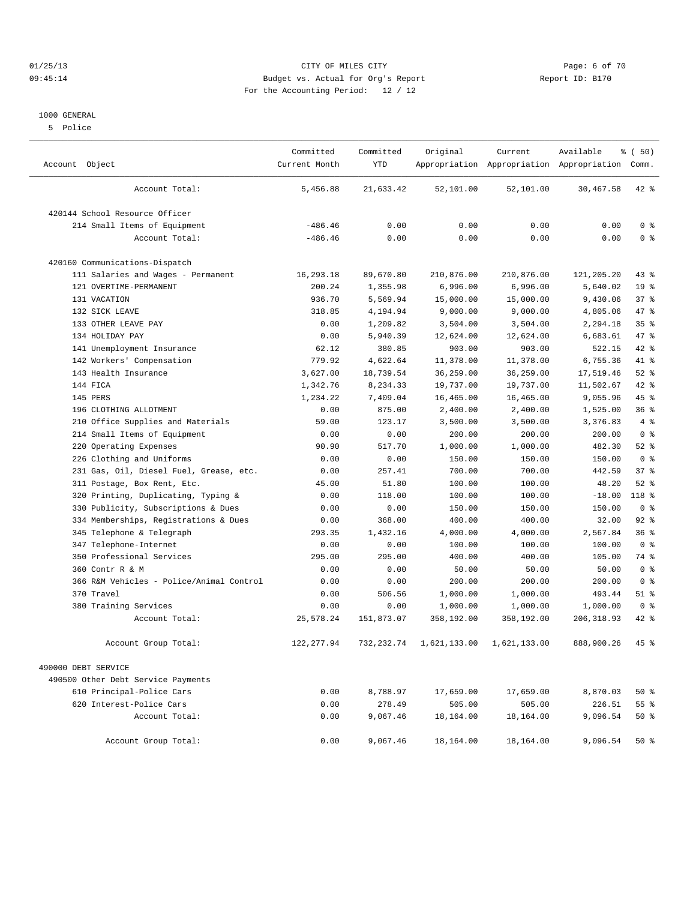## 1000 GENERAL

5 Police

| Account Object | Committed Current Month | Committed YTD | Original Appropriation | Current Appropriation | Available Appropriation | % ( 50) Comm. |
|---|---|---|---|---|---|---|
| Account Total: | 5,456.88 | 21,633.42 | 52,101.00 | 52,101.00 | 30,467.58 | 42 % |
| 420144 School Resource Officer | | | | | | |
| 214 Small Items of Equipment | -486.46 | 0.00 | 0.00 | 0.00 | 0.00 | 0 % |
| Account Total: | -486.46 | 0.00 | 0.00 | 0.00 | 0.00 | 0 % |
| 420160 Communications-Dispatch | | | | | | |
| 111 Salaries and Wages - Permanent | 16,293.18 | 89,670.80 | 210,876.00 | 210,876.00 | 121,205.20 | 43 % |
| 121 OVERTIME-PERMANENT | 200.24 | 1,355.98 | 6,996.00 | 6,996.00 | 5,640.02 | 19 % |
| 131 VACATION | 936.70 | 5,569.94 | 15,000.00 | 15,000.00 | 9,430.06 | 37 % |
| 132 SICK LEAVE | 318.85 | 4,194.94 | 9,000.00 | 9,000.00 | 4,805.06 | 47 % |
| 133 OTHER LEAVE PAY | 0.00 | 1,209.82 | 3,504.00 | 3,504.00 | 2,294.18 | 35 % |
| 134 HOLIDAY PAY | 0.00 | 5,940.39 | 12,624.00 | 12,624.00 | 6,683.61 | 47 % |
| 141 Unemployment Insurance | 62.12 | 380.85 | 903.00 | 903.00 | 522.15 | 42 % |
| 142 Workers' Compensation | 779.92 | 4,622.64 | 11,378.00 | 11,378.00 | 6,755.36 | 41 % |
| 143 Health Insurance | 3,627.00 | 18,739.54 | 36,259.00 | 36,259.00 | 17,519.46 | 52 % |
| 144 FICA | 1,342.76 | 8,234.33 | 19,737.00 | 19,737.00 | 11,502.67 | 42 % |
| 145 PERS | 1,234.22 | 7,409.04 | 16,465.00 | 16,465.00 | 9,055.96 | 45 % |
| 196 CLOTHING ALLOTMENT | 0.00 | 875.00 | 2,400.00 | 2,400.00 | 1,525.00 | 36 % |
| 210 Office Supplies and Materials | 59.00 | 123.17 | 3,500.00 | 3,500.00 | 3,376.83 | 4 % |
| 214 Small Items of Equipment | 0.00 | 0.00 | 200.00 | 200.00 | 200.00 | 0 % |
| 220 Operating Expenses | 90.90 | 517.70 | 1,000.00 | 1,000.00 | 482.30 | 52 % |
| 226 Clothing and Uniforms | 0.00 | 0.00 | 150.00 | 150.00 | 150.00 | 0 % |
| 231 Gas, Oil, Diesel Fuel, Grease, etc. | 0.00 | 257.41 | 700.00 | 700.00 | 442.59 | 37 % |
| 311 Postage, Box Rent, Etc. | 45.00 | 51.80 | 100.00 | 100.00 | 48.20 | 52 % |
| 320 Printing, Duplicating, Typing & | 0.00 | 118.00 | 100.00 | 100.00 | -18.00 | 118 % |
| 330 Publicity, Subscriptions & Dues | 0.00 | 0.00 | 150.00 | 150.00 | 150.00 | 0 % |
| 334 Memberships, Registrations & Dues | 0.00 | 368.00 | 400.00 | 400.00 | 32.00 | 92 % |
| 345 Telephone & Telegraph | 293.35 | 1,432.16 | 4,000.00 | 4,000.00 | 2,567.84 | 36 % |
| 347 Telephone-Internet | 0.00 | 0.00 | 100.00 | 100.00 | 100.00 | 0 % |
| 350 Professional Services | 295.00 | 295.00 | 400.00 | 400.00 | 105.00 | 74 % |
| 360 Contr R & M | 0.00 | 0.00 | 50.00 | 50.00 | 50.00 | 0 % |
| 366 R&M Vehicles - Police/Animal Control | 0.00 | 0.00 | 200.00 | 200.00 | 200.00 | 0 % |
| 370 Travel | 0.00 | 506.56 | 1,000.00 | 1,000.00 | 493.44 | 51 % |
| 380 Training Services | 0.00 | 0.00 | 1,000.00 | 1,000.00 | 1,000.00 | 0 % |
| Account Total: | 25,578.24 | 151,873.07 | 358,192.00 | 358,192.00 | 206,318.93 | 42 % |
| Account Group Total: | 122,277.94 | 732,232.74 | 1,621,133.00 | 1,621,133.00 | 888,900.26 | 45 % |
| 490000 DEBT SERVICE | | | | | | |
| 490500 Other Debt Service Payments | | | | | | |
| 610 Principal-Police Cars | 0.00 | 8,788.97 | 17,659.00 | 17,659.00 | 8,870.03 | 50 % |
| 620 Interest-Police Cars | 0.00 | 278.49 | 505.00 | 505.00 | 226.51 | 55 % |
| Account Total: | 0.00 | 9,067.46 | 18,164.00 | 18,164.00 | 9,096.54 | 50 % |
| Account Group Total: | 0.00 | 9,067.46 | 18,164.00 | 18,164.00 | 9,096.54 | 50 % |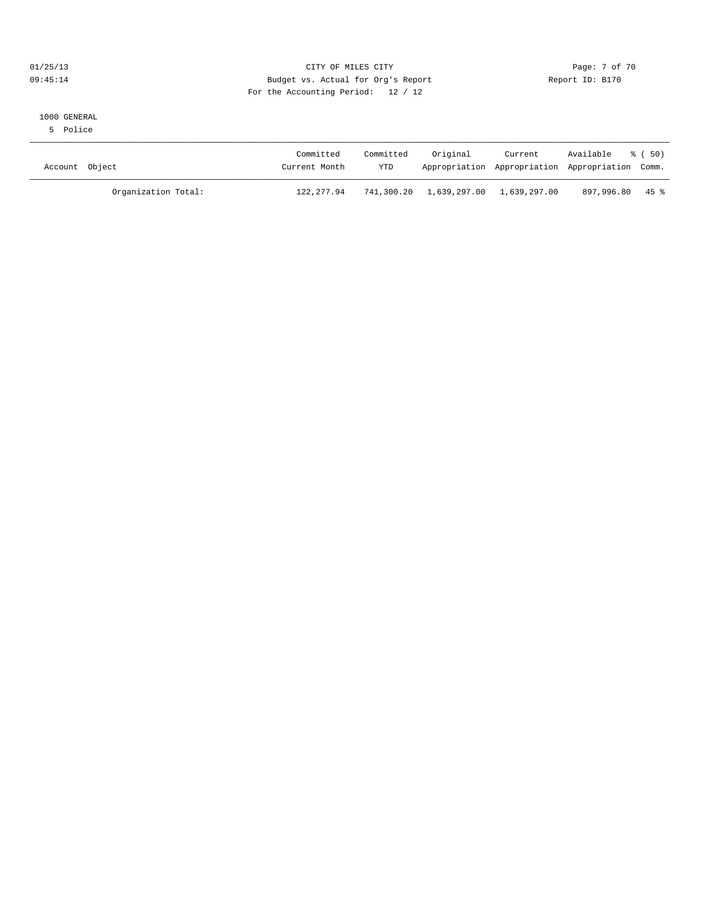CITY OF MILES CITY

Budget vs. Actual for Org's Report

For the Accounting Period: 12 / 12

01/25/13
09:45:14

Report ID: B170

1000 GENERAL

5 Police

| Account Object | Committed Current Month | Committed YTD | Original Appropriation | Current Appropriation | Available Appropriation | % ( 50) Comm. |
|---|---|---|---|---|---|---|
| Organization Total: | 122,277.94 | 741,300.20 | 1,639,297.00 | 1,639,297.00 | 897,996.80 | 45 % |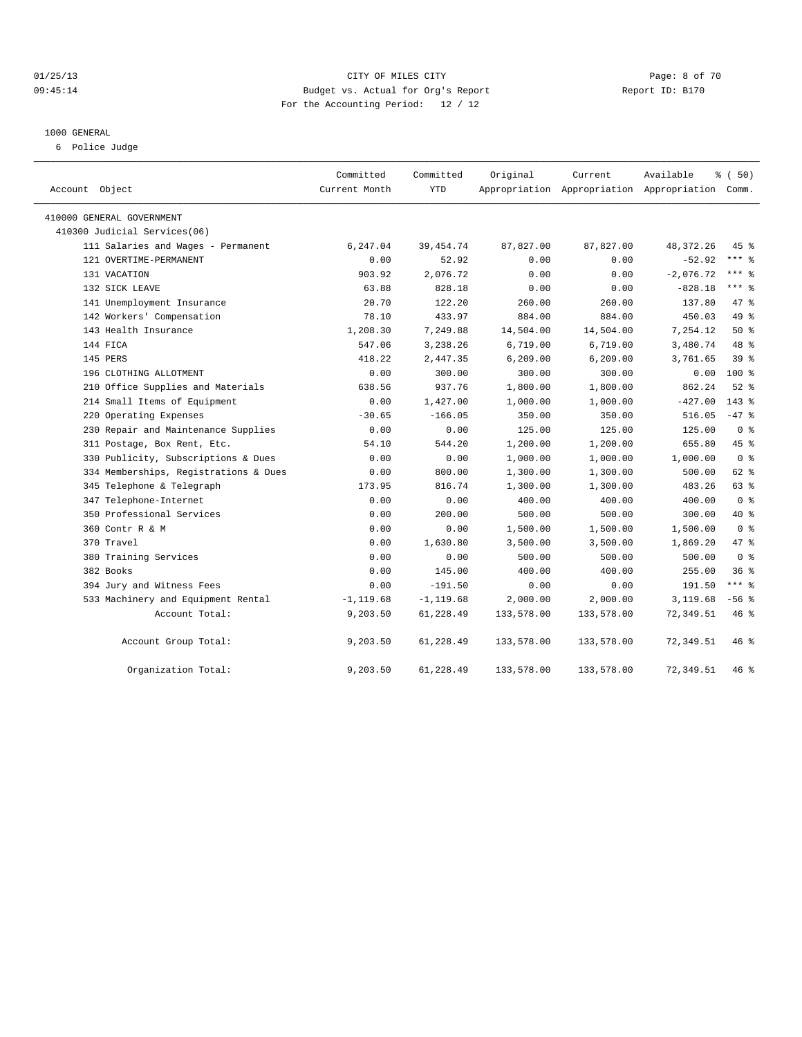01/25/13 CITY OF MILES CITY
09:45:14 Budget vs. Actual for Org's Report Report ID: B170
For the Accounting Period: 12 / 12

## 1000 GENERAL

6 Police Judge

| Account Object | Committed Current Month | Committed YTD | Original Appropriation | Current Appropriation | Available Appropriation | % ( 50) Comm. |
|---|---|---|---|---|---|---|
| 410000 GENERAL GOVERNMENT | | | | | | |
| 410300 Judicial Services(06) | | | | | | |
| 111 Salaries and Wages - Permanent | 6,247.04 | 39,454.74 | 87,827.00 | 87,827.00 | 48,372.26 | 45 % |
| 121 OVERTIME-PERMANENT | 0.00 | 52.92 | 0.00 | 0.00 | -52.92 | *** % |
| 131 VACATION | 903.92 | 2,076.72 | 0.00 | 0.00 | -2,076.72 | *** % |
| 132 SICK LEAVE | 63.88 | 828.18 | 0.00 | 0.00 | -828.18 | *** % |
| 141 Unemployment Insurance | 20.70 | 122.20 | 260.00 | 260.00 | 137.80 | 47 % |
| 142 Workers' Compensation | 78.10 | 433.97 | 884.00 | 884.00 | 450.03 | 49 % |
| 143 Health Insurance | 1,208.30 | 7,249.88 | 14,504.00 | 14,504.00 | 7,254.12 | 50 % |
| 144 FICA | 547.06 | 3,238.26 | 6,719.00 | 6,719.00 | 3,480.74 | 48 % |
| 145 PERS | 418.22 | 2,447.35 | 6,209.00 | 6,209.00 | 3,761.65 | 39 % |
| 196 CLOTHING ALLOTMENT | 0.00 | 300.00 | 300.00 | 300.00 | 0.00 | 100 % |
| 210 Office Supplies and Materials | 638.56 | 937.76 | 1,800.00 | 1,800.00 | 862.24 | 52 % |
| 214 Small Items of Equipment | 0.00 | 1,427.00 | 1,000.00 | 1,000.00 | -427.00 | 143 % |
| 220 Operating Expenses | -30.65 | -166.05 | 350.00 | 350.00 | 516.05 | -47 % |
| 230 Repair and Maintenance Supplies | 0.00 | 0.00 | 125.00 | 125.00 | 125.00 | 0 % |
| 311 Postage, Box Rent, Etc. | 54.10 | 544.20 | 1,200.00 | 1,200.00 | 655.80 | 45 % |
| 330 Publicity, Subscriptions & Dues | 0.00 | 0.00 | 1,000.00 | 1,000.00 | 1,000.00 | 0 % |
| 334 Memberships, Registrations & Dues | 0.00 | 800.00 | 1,300.00 | 1,300.00 | 500.00 | 62 % |
| 345 Telephone & Telegraph | 173.95 | 816.74 | 1,300.00 | 1,300.00 | 483.26 | 63 % |
| 347 Telephone-Internet | 0.00 | 0.00 | 400.00 | 400.00 | 400.00 | 0 % |
| 350 Professional Services | 0.00 | 200.00 | 500.00 | 500.00 | 300.00 | 40 % |
| 360 Contr R & M | 0.00 | 0.00 | 1,500.00 | 1,500.00 | 1,500.00 | 0 % |
| 370 Travel | 0.00 | 1,630.80 | 3,500.00 | 3,500.00 | 1,869.20 | 47 % |
| 380 Training Services | 0.00 | 0.00 | 500.00 | 500.00 | 500.00 | 0 % |
| 382 Books | 0.00 | 145.00 | 400.00 | 400.00 | 255.00 | 36 % |
| 394 Jury and Witness Fees | 0.00 | -191.50 | 0.00 | 0.00 | 191.50 | *** % |
| 533 Machinery and Equipment Rental | -1,119.68 | -1,119.68 | 2,000.00 | 2,000.00 | 3,119.68 | -56 % |
| Account Total: | 9,203.50 | 61,228.49 | 133,578.00 | 133,578.00 | 72,349.51 | 46 % |
| Account Group Total: | 9,203.50 | 61,228.49 | 133,578.00 | 133,578.00 | 72,349.51 | 46 % |
| Organization Total: | 9,203.50 | 61,228.49 | 133,578.00 | 133,578.00 | 72,349.51 | 46 % |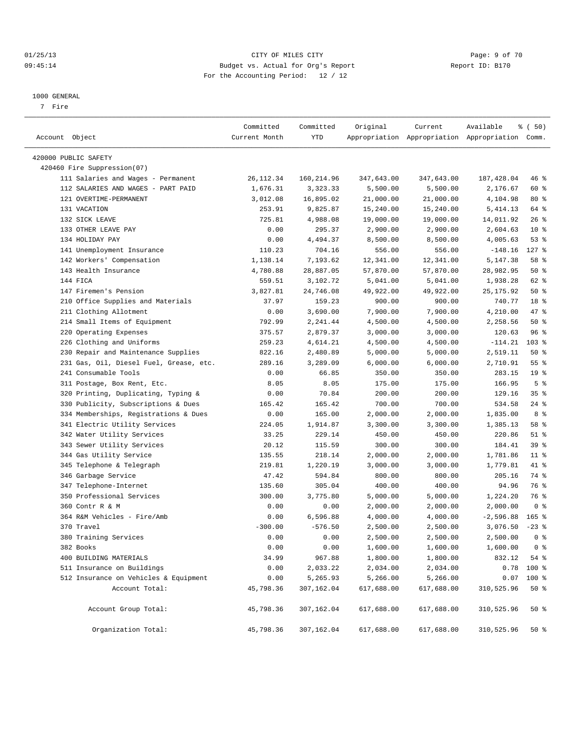CITY OF MILES CITY
Budget vs. Actual for Org's Report
For the Accounting Period: 12 / 12

01/25/13
09:45:14

Report ID: B170

1000 GENERAL
7 Fire

| Account Object | Committed Current Month | Committed YTD | Original Appropriation | Current Appropriation | Available Appropriation | % ( 50) Comm. |
|---|---|---|---|---|---|---|
| 420000 PUBLIC SAFETY | | | | | | |
| 420460 Fire Suppression(07) | | | | | | |
| 111 Salaries and Wages - Permanent | 26,112.34 | 160,214.96 | 347,643.00 | 347,643.00 | 187,428.04 | 46 % |
| 112 SALARIES AND WAGES - PART PAID | 1,676.31 | 3,323.33 | 5,500.00 | 5,500.00 | 2,176.67 | 60 % |
| 121 OVERTIME-PERMANENT | 3,012.08 | 16,895.02 | 21,000.00 | 21,000.00 | 4,104.98 | 80 % |
| 131 VACATION | 253.91 | 9,825.87 | 15,240.00 | 15,240.00 | 5,414.13 | 64 % |
| 132 SICK LEAVE | 725.81 | 4,988.08 | 19,000.00 | 19,000.00 | 14,011.92 | 26 % |
| 133 OTHER LEAVE PAY | 0.00 | 295.37 | 2,900.00 | 2,900.00 | 2,604.63 | 10 % |
| 134 HOLIDAY PAY | 0.00 | 4,494.37 | 8,500.00 | 8,500.00 | 4,005.63 | 53 % |
| 141 Unemployment Insurance | 110.23 | 704.16 | 556.00 | 556.00 | -148.16 | 127 % |
| 142 Workers' Compensation | 1,138.14 | 7,193.62 | 12,341.00 | 12,341.00 | 5,147.38 | 58 % |
| 143 Health Insurance | 4,780.88 | 28,887.05 | 57,870.00 | 57,870.00 | 28,982.95 | 50 % |
| 144 FICA | 559.51 | 3,102.72 | 5,041.00 | 5,041.00 | 1,938.28 | 62 % |
| 147 Firemen's Pension | 3,827.81 | 24,746.08 | 49,922.00 | 49,922.00 | 25,175.92 | 50 % |
| 210 Office Supplies and Materials | 37.97 | 159.23 | 900.00 | 900.00 | 740.77 | 18 % |
| 211 Clothing Allotment | 0.00 | 3,690.00 | 7,900.00 | 7,900.00 | 4,210.00 | 47 % |
| 214 Small Items of Equipment | 792.99 | 2,241.44 | 4,500.00 | 4,500.00 | 2,258.56 | 50 % |
| 220 Operating Expenses | 375.57 | 2,879.37 | 3,000.00 | 3,000.00 | 120.63 | 96 % |
| 226 Clothing and Uniforms | 259.23 | 4,614.21 | 4,500.00 | 4,500.00 | -114.21 | 103 % |
| 230 Repair and Maintenance Supplies | 822.16 | 2,480.89 | 5,000.00 | 5,000.00 | 2,519.11 | 50 % |
| 231 Gas, Oil, Diesel Fuel, Grease, etc. | 289.16 | 3,289.09 | 6,000.00 | 6,000.00 | 2,710.91 | 55 % |
| 241 Consumable Tools | 0.00 | 66.85 | 350.00 | 350.00 | 283.15 | 19 % |
| 311 Postage, Box Rent, Etc. | 8.05 | 8.05 | 175.00 | 175.00 | 166.95 | 5 % |
| 320 Printing, Duplicating, Typing & | 0.00 | 70.84 | 200.00 | 200.00 | 129.16 | 35 % |
| 330 Publicity, Subscriptions & Dues | 165.42 | 165.42 | 700.00 | 700.00 | 534.58 | 24 % |
| 334 Memberships, Registrations & Dues | 0.00 | 165.00 | 2,000.00 | 2,000.00 | 1,835.00 | 8 % |
| 341 Electric Utility Services | 224.05 | 1,914.87 | 3,300.00 | 3,300.00 | 1,385.13 | 58 % |
| 342 Water Utility Services | 33.25 | 229.14 | 450.00 | 450.00 | 220.86 | 51 % |
| 343 Sewer Utility Services | 20.12 | 115.59 | 300.00 | 300.00 | 184.41 | 39 % |
| 344 Gas Utility Service | 135.55 | 218.14 | 2,000.00 | 2,000.00 | 1,781.86 | 11 % |
| 345 Telephone & Telegraph | 219.81 | 1,220.19 | 3,000.00 | 3,000.00 | 1,779.81 | 41 % |
| 346 Garbage Service | 47.42 | 594.84 | 800.00 | 800.00 | 205.16 | 74 % |
| 347 Telephone-Internet | 135.60 | 305.04 | 400.00 | 400.00 | 94.96 | 76 % |
| 350 Professional Services | 300.00 | 3,775.80 | 5,000.00 | 5,000.00 | 1,224.20 | 76 % |
| 360 Contr R & M | 0.00 | 0.00 | 2,000.00 | 2,000.00 | 2,000.00 | 0 % |
| 364 R&M Vehicles - Fire/Amb | 0.00 | 6,596.88 | 4,000.00 | 4,000.00 | -2,596.88 | 165 % |
| 370 Travel | -300.00 | -576.50 | 2,500.00 | 2,500.00 | 3,076.50 | -23 % |
| 380 Training Services | 0.00 | 0.00 | 2,500.00 | 2,500.00 | 2,500.00 | 0 % |
| 382 Books | 0.00 | 0.00 | 1,600.00 | 1,600.00 | 1,600.00 | 0 % |
| 400 BUILDING MATERIALS | 34.99 | 967.88 | 1,800.00 | 1,800.00 | 832.12 | 54 % |
| 511 Insurance on Buildings | 0.00 | 2,033.22 | 2,034.00 | 2,034.00 | 0.78 | 100 % |
| 512 Insurance on Vehicles & Equipment | 0.00 | 5,265.93 | 5,266.00 | 5,266.00 | 0.07 | 100 % |
| Account Total: | 45,798.36 | 307,162.04 | 617,688.00 | 617,688.00 | 310,525.96 | 50 % |
| Account Group Total: | 45,798.36 | 307,162.04 | 617,688.00 | 617,688.00 | 310,525.96 | 50 % |
| Organization Total: | 45,798.36 | 307,162.04 | 617,688.00 | 617,688.00 | 310,525.96 | 50 % |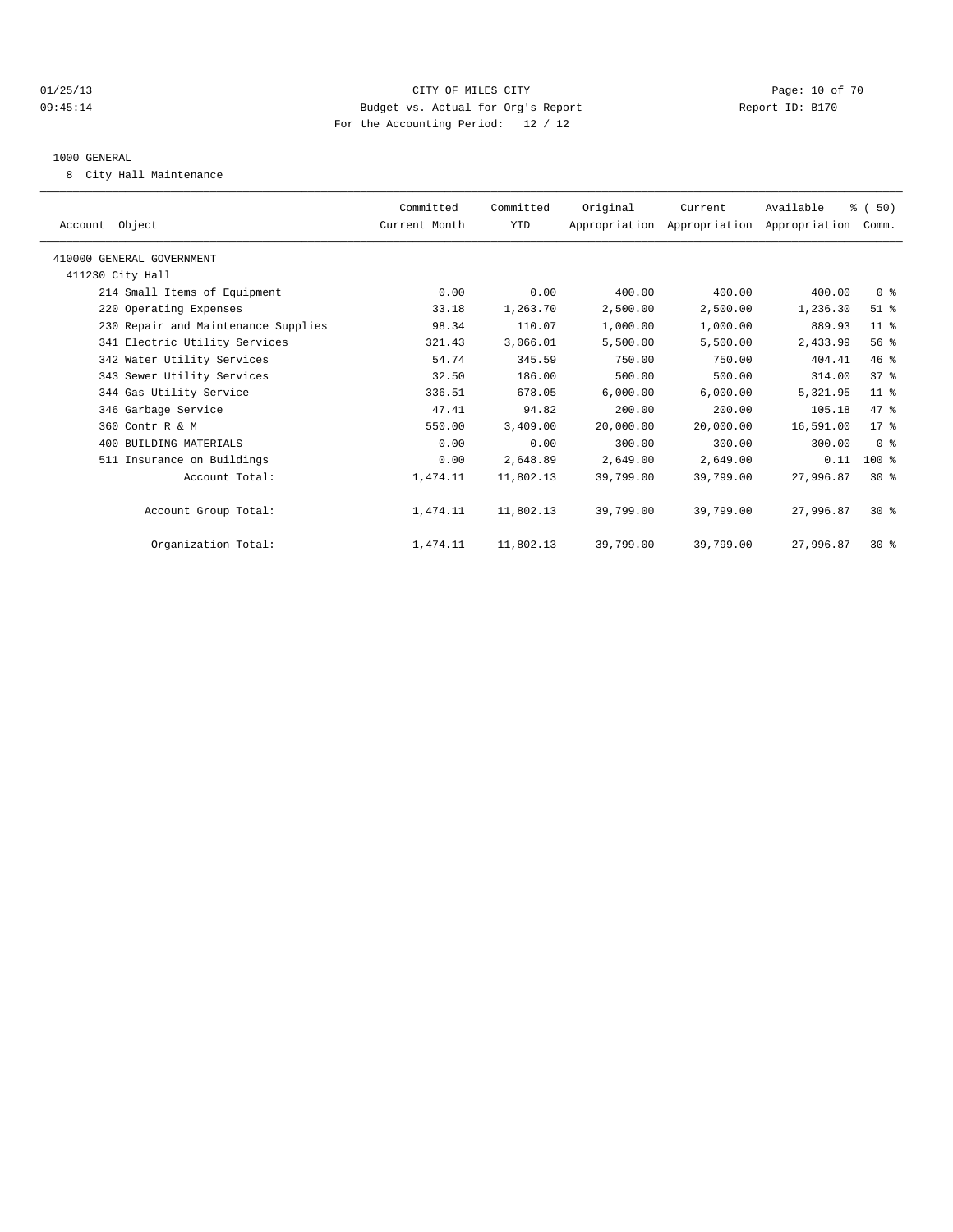CITY OF MILES CITY
Budget vs. Actual for Org's Report
For the Accounting Period: 12 / 12

01/25/13
09:45:14

Report ID: B170

1000 GENERAL

8 City Hall Maintenance

| Account Object | Committed Current Month | Committed YTD | Original Appropriation | Current Appropriation | Available Appropriation | % ( 50) Comm. |
|---|---|---|---|---|---|---|
| 410000 GENERAL GOVERNMENT | | | | | | |
| 411230 City Hall | | | | | | |
| 214 Small Items of Equipment | 0.00 | 0.00 | 400.00 | 400.00 | 400.00 | 0 % |
| 220 Operating Expenses | 33.18 | 1,263.70 | 2,500.00 | 2,500.00 | 1,236.30 | 51 % |
| 230 Repair and Maintenance Supplies | 98.34 | 110.07 | 1,000.00 | 1,000.00 | 889.93 | 11 % |
| 341 Electric Utility Services | 321.43 | 3,066.01 | 5,500.00 | 5,500.00 | 2,433.99 | 56 % |
| 342 Water Utility Services | 54.74 | 345.59 | 750.00 | 750.00 | 404.41 | 46 % |
| 343 Sewer Utility Services | 32.50 | 186.00 | 500.00 | 500.00 | 314.00 | 37 % |
| 344 Gas Utility Service | 336.51 | 678.05 | 6,000.00 | 6,000.00 | 5,321.95 | 11 % |
| 346 Garbage Service | 47.41 | 94.82 | 200.00 | 200.00 | 105.18 | 47 % |
| 360 Contr R & M | 550.00 | 3,409.00 | 20,000.00 | 20,000.00 | 16,591.00 | 17 % |
| 400 BUILDING MATERIALS | 0.00 | 0.00 | 300.00 | 300.00 | 300.00 | 0 % |
| 511 Insurance on Buildings | 0.00 | 2,648.89 | 2,649.00 | 2,649.00 | 0.11 | 100 % |
| Account Total: | 1,474.11 | 11,802.13 | 39,799.00 | 39,799.00 | 27,996.87 | 30 % |
| Account Group Total: | 1,474.11 | 11,802.13 | 39,799.00 | 39,799.00 | 27,996.87 | 30 % |
| Organization Total: | 1,474.11 | 11,802.13 | 39,799.00 | 39,799.00 | 27,996.87 | 30 % |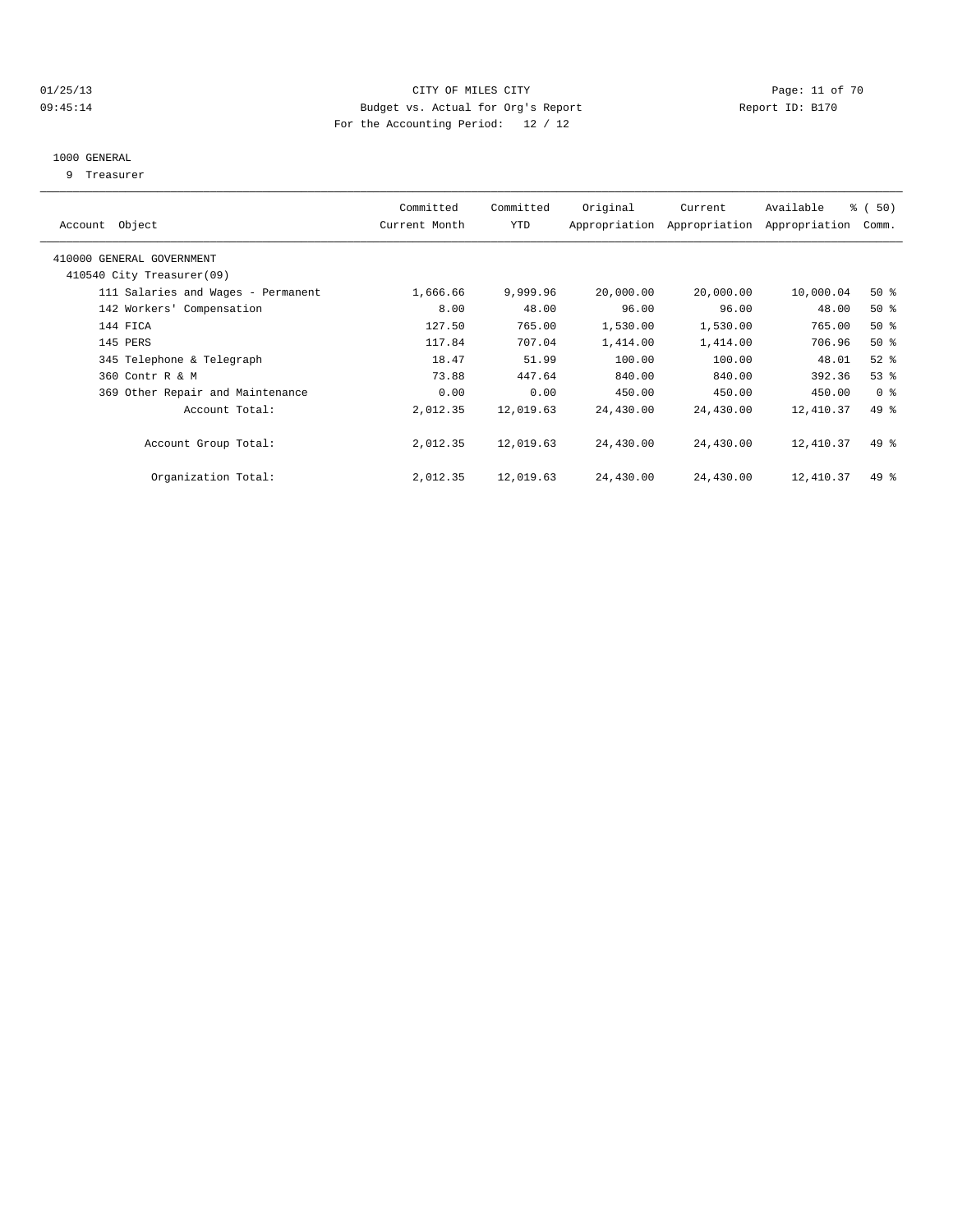CITY OF MILES CITY

Budget vs. Actual for Org's Report

For the Accounting Period: 12 / 12

## 1000 GENERAL

9 Treasurer

| Account Object | Committed Current Month | Committed YTD | Original Appropriation | Current Appropriation | Available Appropriation | % ( 50) Comm. |
|---|---|---|---|---|---|---|
| 410000 GENERAL GOVERNMENT | | | | | | |
| 410540 City Treasurer(09) | | | | | | |
| 111 Salaries and Wages - Permanent | 1,666.66 | 9,999.96 | 20,000.00 | 20,000.00 | 10,000.04 | 50 % |
| 142 Workers' Compensation | 8.00 | 48.00 | 96.00 | 96.00 | 48.00 | 50 % |
| 144 FICA | 127.50 | 765.00 | 1,530.00 | 1,530.00 | 765.00 | 50 % |
| 145 PERS | 117.84 | 707.04 | 1,414.00 | 1,414.00 | 706.96 | 50 % |
| 345 Telephone & Telegraph | 18.47 | 51.99 | 100.00 | 100.00 | 48.01 | 52 % |
| 360 Contr R & M | 73.88 | 447.64 | 840.00 | 840.00 | 392.36 | 53 % |
| 369 Other Repair and Maintenance | 0.00 | 0.00 | 450.00 | 450.00 | 450.00 | 0 % |
| Account Total: | 2,012.35 | 12,019.63 | 24,430.00 | 24,430.00 | 12,410.37 | 49 % |
| Account Group Total: | 2,012.35 | 12,019.63 | 24,430.00 | 24,430.00 | 12,410.37 | 49 % |
| Organization Total: | 2,012.35 | 12,019.63 | 24,430.00 | 24,430.00 | 12,410.37 | 49 % |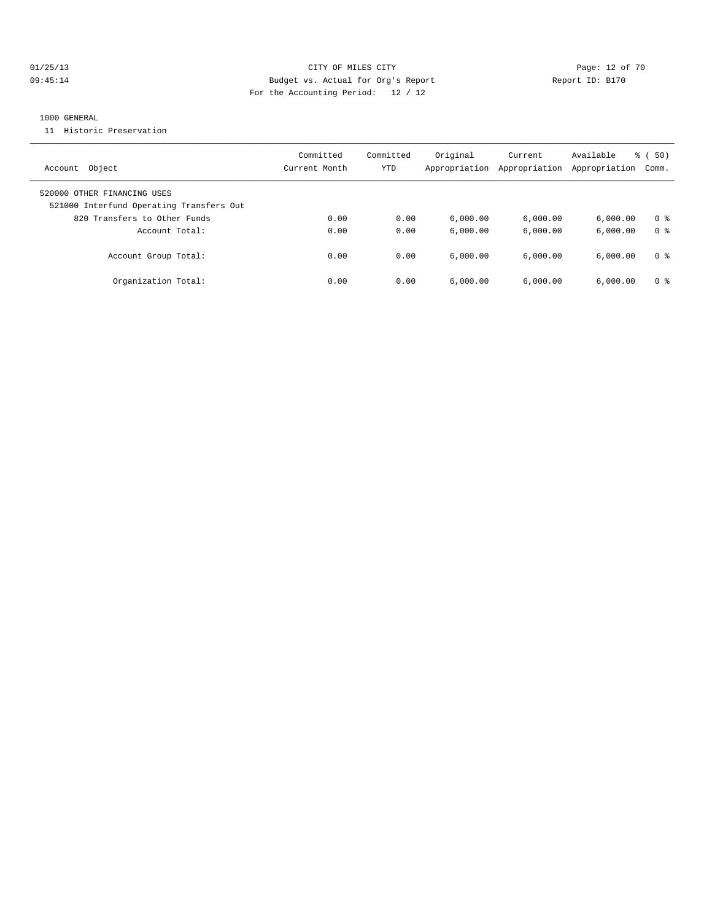CITY OF MILES CITY
Budget vs. Actual for Org's Report
For the Accounting Period: 12 / 12

1000 GENERAL

11 Historic Preservation

| Account Object | Committed Current Month | Committed YTD | Original Appropriation | Current Appropriation | Available Appropriation | % ( 50) Comm. |
|---|---|---|---|---|---|---|
| 520000 OTHER FINANCING USES | | | | | | |
| 521000 Interfund Operating Transfers Out | | | | | | |
| 820 Transfers to Other Funds | 0.00 | 0.00 | 6,000.00 | 6,000.00 | 6,000.00 | 0 % |
| Account Total: | 0.00 | 0.00 | 6,000.00 | 6,000.00 | 6,000.00 | 0 % |
| Account Group Total: | 0.00 | 0.00 | 6,000.00 | 6,000.00 | 6,000.00 | 0 % |
| Organization Total: | 0.00 | 0.00 | 6,000.00 | 6,000.00 | 6,000.00 | 0 % |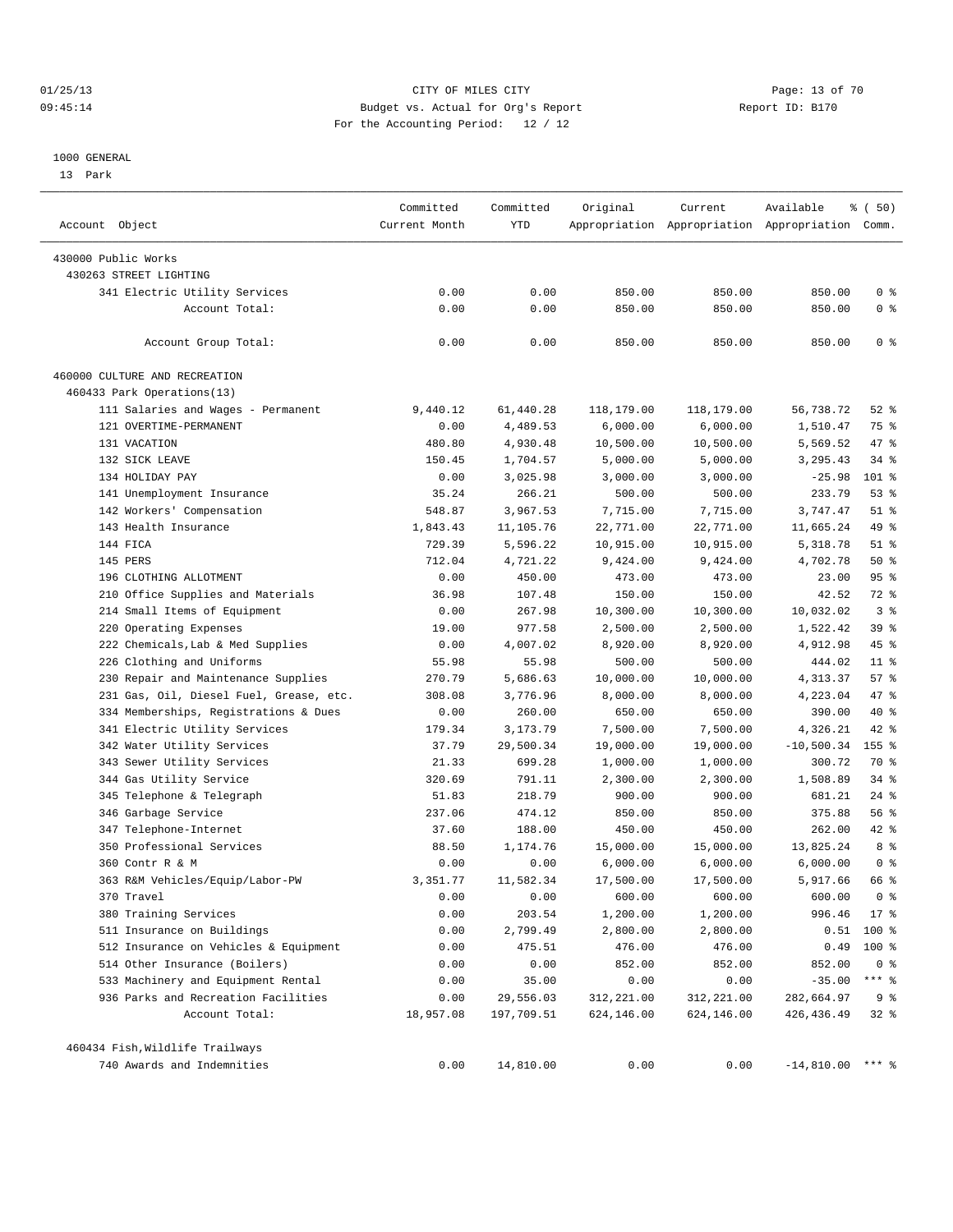CITY OF MILES CITY
Budget vs. Actual for Org's Report
For the Accounting Period: 12 / 12

01/25/13
09:45:14

Report ID: B170

1000 GENERAL
13 Park

| Account Object | Committed Current Month | Committed YTD | Original Appropriation | Current Appropriation | Available Appropriation | % ( 50) Comm. |
|---|---|---|---|---|---|---|
| 430000 Public Works | | | | | | |
| 430263 STREET LIGHTING | | | | | | |
| 341 Electric Utility Services | 0.00 | 0.00 | 850.00 | 850.00 | 850.00 | 0 % |
| Account Total: | 0.00 | 0.00 | 850.00 | 850.00 | 850.00 | 0 % |
| Account Group Total: | 0.00 | 0.00 | 850.00 | 850.00 | 850.00 | 0 % |
| 460000 CULTURE AND RECREATION | | | | | | |
| 460433 Park Operations(13) | | | | | | |
| 111 Salaries and Wages - Permanent | 9,440.12 | 61,440.28 | 118,179.00 | 118,179.00 | 56,738.72 | 52 % |
| 121 OVERTIME-PERMANENT | 0.00 | 4,489.53 | 6,000.00 | 6,000.00 | 1,510.47 | 75 % |
| 131 VACATION | 480.80 | 4,930.48 | 10,500.00 | 10,500.00 | 5,569.52 | 47 % |
| 132 SICK LEAVE | 150.45 | 1,704.57 | 5,000.00 | 5,000.00 | 3,295.43 | 34 % |
| 134 HOLIDAY PAY | 0.00 | 3,025.98 | 3,000.00 | 3,000.00 | -25.98 | 101 % |
| 141 Unemployment Insurance | 35.24 | 266.21 | 500.00 | 500.00 | 233.79 | 53 % |
| 142 Workers' Compensation | 548.87 | 3,967.53 | 7,715.00 | 7,715.00 | 3,747.47 | 51 % |
| 143 Health Insurance | 1,843.43 | 11,105.76 | 22,771.00 | 22,771.00 | 11,665.24 | 49 % |
| 144 FICA | 729.39 | 5,596.22 | 10,915.00 | 10,915.00 | 5,318.78 | 51 % |
| 145 PERS | 712.04 | 4,721.22 | 9,424.00 | 9,424.00 | 4,702.78 | 50 % |
| 196 CLOTHING ALLOTMENT | 0.00 | 450.00 | 473.00 | 473.00 | 23.00 | 95 % |
| 210 Office Supplies and Materials | 36.98 | 107.48 | 150.00 | 150.00 | 42.52 | 72 % |
| 214 Small Items of Equipment | 0.00 | 267.98 | 10,300.00 | 10,300.00 | 10,032.02 | 3 % |
| 220 Operating Expenses | 19.00 | 977.58 | 2,500.00 | 2,500.00 | 1,522.42 | 39 % |
| 222 Chemicals,Lab & Med Supplies | 0.00 | 4,007.02 | 8,920.00 | 8,920.00 | 4,912.98 | 45 % |
| 226 Clothing and Uniforms | 55.98 | 55.98 | 500.00 | 500.00 | 444.02 | 11 % |
| 230 Repair and Maintenance Supplies | 270.79 | 5,686.63 | 10,000.00 | 10,000.00 | 4,313.37 | 57 % |
| 231 Gas, Oil, Diesel Fuel, Grease, etc. | 308.08 | 3,776.96 | 8,000.00 | 8,000.00 | 4,223.04 | 47 % |
| 334 Memberships, Registrations & Dues | 0.00 | 260.00 | 650.00 | 650.00 | 390.00 | 40 % |
| 341 Electric Utility Services | 179.34 | 3,173.79 | 7,500.00 | 7,500.00 | 4,326.21 | 42 % |
| 342 Water Utility Services | 37.79 | 29,500.34 | 19,000.00 | 19,000.00 | -10,500.34 | 155 % |
| 343 Sewer Utility Services | 21.33 | 699.28 | 1,000.00 | 1,000.00 | 300.72 | 70 % |
| 344 Gas Utility Service | 320.69 | 791.11 | 2,300.00 | 2,300.00 | 1,508.89 | 34 % |
| 345 Telephone & Telegraph | 51.83 | 218.79 | 900.00 | 900.00 | 681.21 | 24 % |
| 346 Garbage Service | 237.06 | 474.12 | 850.00 | 850.00 | 375.88 | 56 % |
| 347 Telephone-Internet | 37.60 | 188.00 | 450.00 | 450.00 | 262.00 | 42 % |
| 350 Professional Services | 88.50 | 1,174.76 | 15,000.00 | 15,000.00 | 13,825.24 | 8 % |
| 360 Contr R & M | 0.00 | 0.00 | 6,000.00 | 6,000.00 | 6,000.00 | 0 % |
| 363 R&M Vehicles/Equip/Labor-PW | 3,351.77 | 11,582.34 | 17,500.00 | 17,500.00 | 5,917.66 | 66 % |
| 370 Travel | 0.00 | 0.00 | 600.00 | 600.00 | 600.00 | 0 % |
| 380 Training Services | 0.00 | 203.54 | 1,200.00 | 1,200.00 | 996.46 | 17 % |
| 511 Insurance on Buildings | 0.00 | 2,799.49 | 2,800.00 | 2,800.00 | 0.51 | 100 % |
| 512 Insurance on Vehicles & Equipment | 0.00 | 475.51 | 476.00 | 476.00 | 0.49 | 100 % |
| 514 Other Insurance (Boilers) | 0.00 | 0.00 | 852.00 | 852.00 | 852.00 | 0 % |
| 533 Machinery and Equipment Rental | 0.00 | 35.00 | 0.00 | 0.00 | -35.00 | *** % |
| 936 Parks and Recreation Facilities | 0.00 | 29,556.03 | 312,221.00 | 312,221.00 | 282,664.97 | 9 % |
| Account Total: | 18,957.08 | 197,709.51 | 624,146.00 | 624,146.00 | 426,436.49 | 32 % |
| 460434 Fish,Wildlife Trailways | | | | | | |
| 740 Awards and Indemnities | 0.00 | 14,810.00 | 0.00 | 0.00 | -14,810.00 | *** % |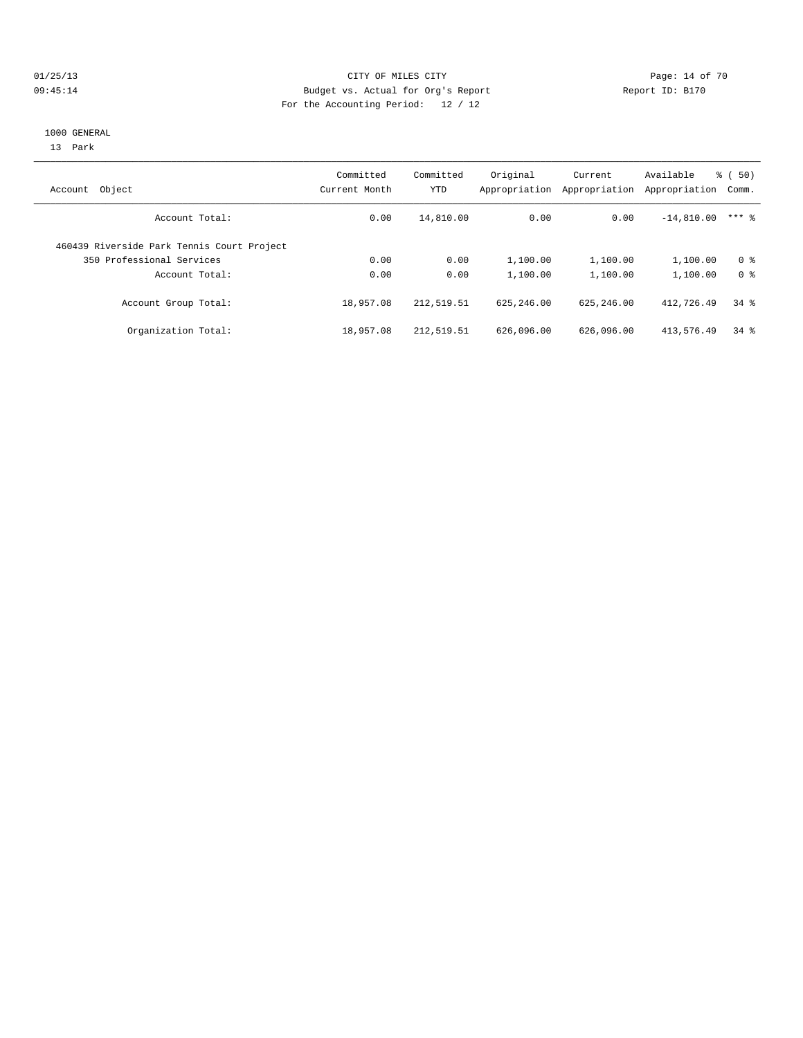CITY OF MILES CITY

Budget vs. Actual for Org's Report

For the Accounting Period: 12 / 12

1000 GENERAL

13 Park

| Account Object | Committed Current Month | Committed YTD | Original Appropriation | Current Appropriation | Available Appropriation | % ( 50) Comm. |
|---|---|---|---|---|---|---|
| Account Total: | 0.00 | 14,810.00 | 0.00 | 0.00 | -14,810.00 | *** % |
| 460439 Riverside Park Tennis Court Project | | | | | | |
| 350 Professional Services | 0.00 | 0.00 | 1,100.00 | 1,100.00 | 1,100.00 | 0 % |
| Account Total: | 0.00 | 0.00 | 1,100.00 | 1,100.00 | 1,100.00 | 0 % |
| Account Group Total: | 18,957.08 | 212,519.51 | 625,246.00 | 625,246.00 | 412,726.49 | 34 % |
| Organization Total: | 18,957.08 | 212,519.51 | 626,096.00 | 626,096.00 | 413,576.49 | 34 % |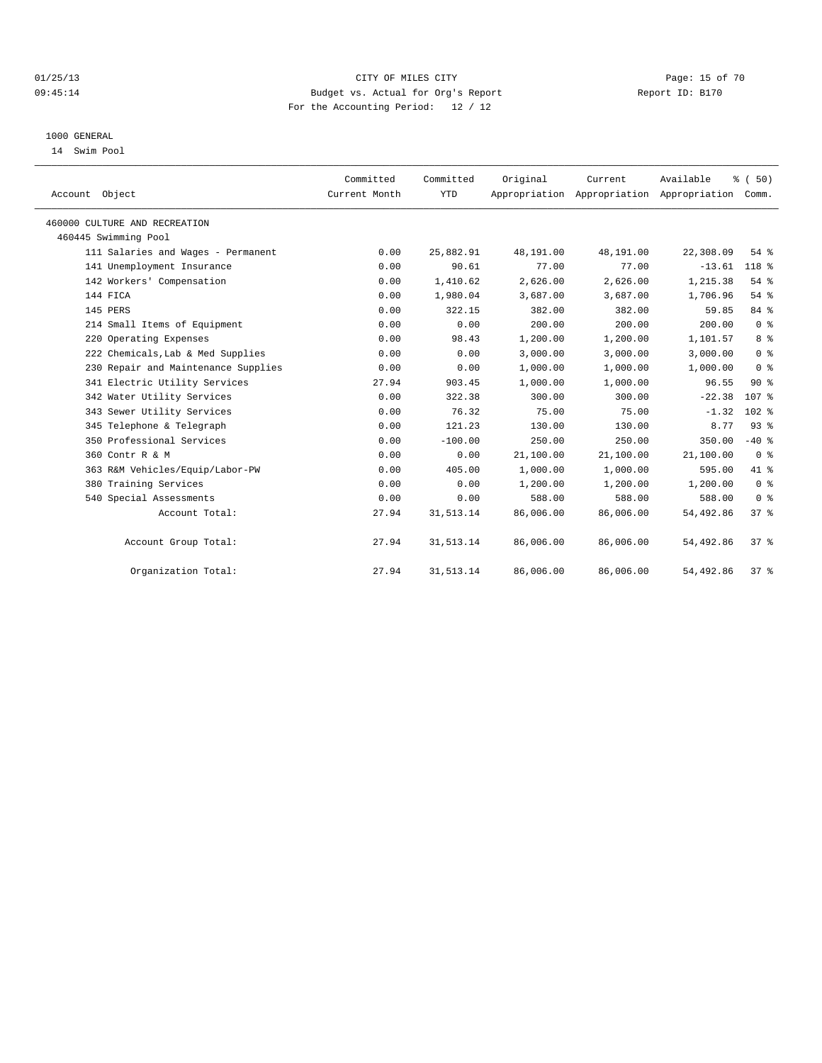CITY OF MILES CITY
Budget vs. Actual for Org's Report
For the Accounting Period: 12 / 12

01/25/13
09:45:14

Report ID: B170

1000 GENERAL
14 Swim Pool

| Account Object | Committed Current Month | Committed YTD | Original Appropriation | Current Appropriation | Available Appropriation | % ( 50) Comm. |
|---|---|---|---|---|---|---|
| 460000 CULTURE AND RECREATION | | | | | | |
| 460445 Swimming Pool | | | | | | |
| 111 Salaries and Wages - Permanent | 0.00 | 25,882.91 | 48,191.00 | 48,191.00 | 22,308.09 | 54 % |
| 141 Unemployment Insurance | 0.00 | 90.61 | 77.00 | 77.00 | -13.61 | 118 % |
| 142 Workers' Compensation | 0.00 | 1,410.62 | 2,626.00 | 2,626.00 | 1,215.38 | 54 % |
| 144 FICA | 0.00 | 1,980.04 | 3,687.00 | 3,687.00 | 1,706.96 | 54 % |
| 145 PERS | 0.00 | 322.15 | 382.00 | 382.00 | 59.85 | 84 % |
| 214 Small Items of Equipment | 0.00 | 0.00 | 200.00 | 200.00 | 200.00 | 0 % |
| 220 Operating Expenses | 0.00 | 98.43 | 1,200.00 | 1,200.00 | 1,101.57 | 8 % |
| 222 Chemicals,Lab & Med Supplies | 0.00 | 0.00 | 3,000.00 | 3,000.00 | 3,000.00 | 0 % |
| 230 Repair and Maintenance Supplies | 0.00 | 0.00 | 1,000.00 | 1,000.00 | 1,000.00 | 0 % |
| 341 Electric Utility Services | 27.94 | 903.45 | 1,000.00 | 1,000.00 | 96.55 | 90 % |
| 342 Water Utility Services | 0.00 | 322.38 | 300.00 | 300.00 | -22.38 | 107 % |
| 343 Sewer Utility Services | 0.00 | 76.32 | 75.00 | 75.00 | -1.32 | 102 % |
| 345 Telephone & Telegraph | 0.00 | 121.23 | 130.00 | 130.00 | 8.77 | 93 % |
| 350 Professional Services | 0.00 | -100.00 | 250.00 | 250.00 | 350.00 | -40 % |
| 360 Contr R & M | 0.00 | 0.00 | 21,100.00 | 21,100.00 | 21,100.00 | 0 % |
| 363 R&M Vehicles/Equip/Labor-PW | 0.00 | 405.00 | 1,000.00 | 1,000.00 | 595.00 | 41 % |
| 380 Training Services | 0.00 | 0.00 | 1,200.00 | 1,200.00 | 1,200.00 | 0 % |
| 540 Special Assessments | 0.00 | 0.00 | 588.00 | 588.00 | 588.00 | 0 % |
| Account Total: | 27.94 | 31,513.14 | 86,006.00 | 86,006.00 | 54,492.86 | 37 % |
| Account Group Total: | 27.94 | 31,513.14 | 86,006.00 | 86,006.00 | 54,492.86 | 37 % |
| Organization Total: | 27.94 | 31,513.14 | 86,006.00 | 86,006.00 | 54,492.86 | 37 % |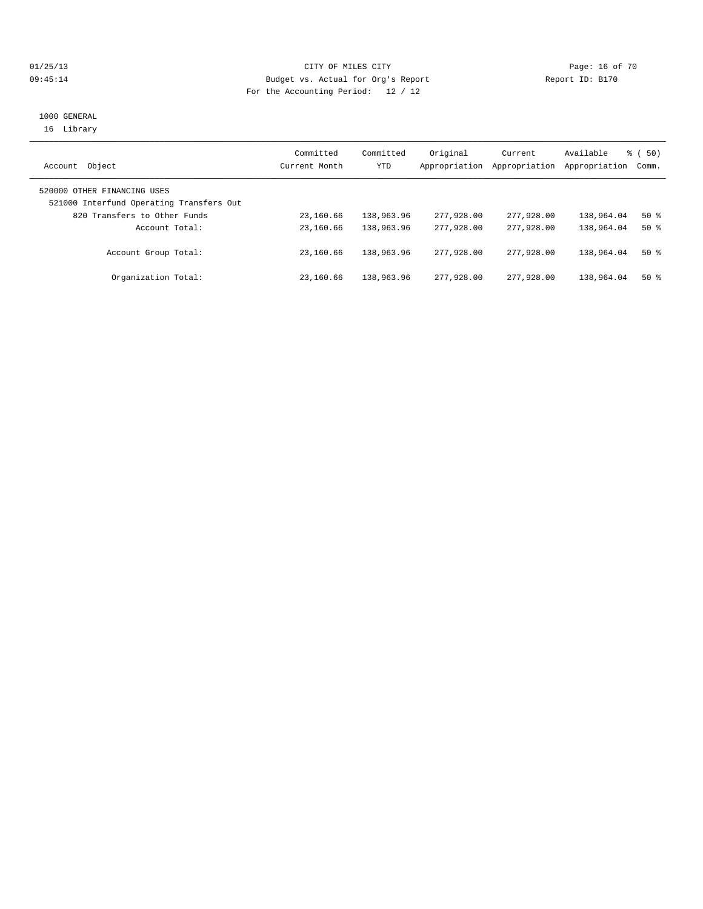CITY OF MILES CITY
Budget vs. Actual for Org's Report
For the Accounting Period: 12 / 12

01/25/13
09:45:14

Report ID: B170

1000 GENERAL
16 Library

| Account Object | Committed Current Month | Committed YTD | Original Appropriation | Current Appropriation | Available Appropriation | % ( 50) Comm. |
|---|---|---|---|---|---|---|
| 520000 OTHER FINANCING USES | | | | | | |
| 521000 Interfund Operating Transfers Out | | | | | | |
| 820 Transfers to Other Funds | 23,160.66 | 138,963.96 | 277,928.00 | 277,928.00 | 138,964.04 | 50 % |
| Account Total: | 23,160.66 | 138,963.96 | 277,928.00 | 277,928.00 | 138,964.04 | 50 % |
| Account Group Total: | 23,160.66 | 138,963.96 | 277,928.00 | 277,928.00 | 138,964.04 | 50 % |
| Organization Total: | 23,160.66 | 138,963.96 | 277,928.00 | 277,928.00 | 138,964.04 | 50 % |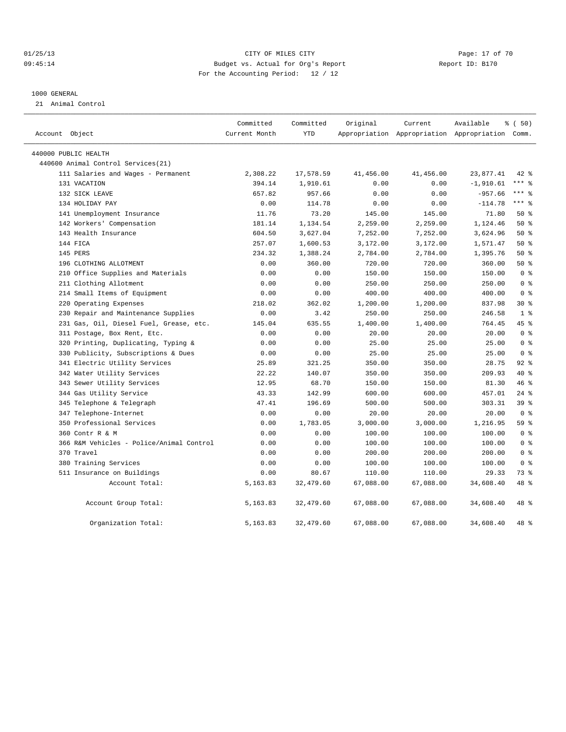CITY OF MILES CITY
Budget vs. Actual for Org's Report
For the Accounting Period: 12 / 12

01/25/13
09:45:14

Report ID: B170

1000 GENERAL
21 Animal Control

| Account Object | Committed Current Month | Committed YTD | Original Appropriation | Current Appropriation | Available Appropriation | % ( 50) Comm. |
|---|---|---|---|---|---|---|
| 440000 PUBLIC HEALTH | | | | | | |
| 440600 Animal Control Services(21) | | | | | | |
| 111 Salaries and Wages - Permanent | 2,308.22 | 17,578.59 | 41,456.00 | 41,456.00 | 23,877.41 | 42 % |
| 131 VACATION | 394.14 | 1,910.61 | 0.00 | 0.00 | -1,910.61 | *** % |
| 132 SICK LEAVE | 657.82 | 957.66 | 0.00 | 0.00 | -957.66 | *** % |
| 134 HOLIDAY PAY | 0.00 | 114.78 | 0.00 | 0.00 | -114.78 | *** % |
| 141 Unemployment Insurance | 11.76 | 73.20 | 145.00 | 145.00 | 71.80 | 50 % |
| 142 Workers' Compensation | 181.14 | 1,134.54 | 2,259.00 | 2,259.00 | 1,124.46 | 50 % |
| 143 Health Insurance | 604.50 | 3,627.04 | 7,252.00 | 7,252.00 | 3,624.96 | 50 % |
| 144 FICA | 257.07 | 1,600.53 | 3,172.00 | 3,172.00 | 1,571.47 | 50 % |
| 145 PERS | 234.32 | 1,388.24 | 2,784.00 | 2,784.00 | 1,395.76 | 50 % |
| 196 CLOTHING ALLOTMENT | 0.00 | 360.00 | 720.00 | 720.00 | 360.00 | 50 % |
| 210 Office Supplies and Materials | 0.00 | 0.00 | 150.00 | 150.00 | 150.00 | 0 % |
| 211 Clothing Allotment | 0.00 | 0.00 | 250.00 | 250.00 | 250.00 | 0 % |
| 214 Small Items of Equipment | 0.00 | 0.00 | 400.00 | 400.00 | 400.00 | 0 % |
| 220 Operating Expenses | 218.02 | 362.02 | 1,200.00 | 1,200.00 | 837.98 | 30 % |
| 230 Repair and Maintenance Supplies | 0.00 | 3.42 | 250.00 | 250.00 | 246.58 | 1 % |
| 231 Gas, Oil, Diesel Fuel, Grease, etc. | 145.04 | 635.55 | 1,400.00 | 1,400.00 | 764.45 | 45 % |
| 311 Postage, Box Rent, Etc. | 0.00 | 0.00 | 20.00 | 20.00 | 20.00 | 0 % |
| 320 Printing, Duplicating, Typing & | 0.00 | 0.00 | 25.00 | 25.00 | 25.00 | 0 % |
| 330 Publicity, Subscriptions & Dues | 0.00 | 0.00 | 25.00 | 25.00 | 25.00 | 0 % |
| 341 Electric Utility Services | 25.89 | 321.25 | 350.00 | 350.00 | 28.75 | 92 % |
| 342 Water Utility Services | 22.22 | 140.07 | 350.00 | 350.00 | 209.93 | 40 % |
| 343 Sewer Utility Services | 12.95 | 68.70 | 150.00 | 150.00 | 81.30 | 46 % |
| 344 Gas Utility Service | 43.33 | 142.99 | 600.00 | 600.00 | 457.01 | 24 % |
| 345 Telephone & Telegraph | 47.41 | 196.69 | 500.00 | 500.00 | 303.31 | 39 % |
| 347 Telephone-Internet | 0.00 | 0.00 | 20.00 | 20.00 | 20.00 | 0 % |
| 350 Professional Services | 0.00 | 1,783.05 | 3,000.00 | 3,000.00 | 1,216.95 | 59 % |
| 360 Contr R & M | 0.00 | 0.00 | 100.00 | 100.00 | 100.00 | 0 % |
| 366 R&M Vehicles - Police/Animal Control | 0.00 | 0.00 | 100.00 | 100.00 | 100.00 | 0 % |
| 370 Travel | 0.00 | 0.00 | 200.00 | 200.00 | 200.00 | 0 % |
| 380 Training Services | 0.00 | 0.00 | 100.00 | 100.00 | 100.00 | 0 % |
| 511 Insurance on Buildings | 0.00 | 80.67 | 110.00 | 110.00 | 29.33 | 73 % |
| Account Total: | 5,163.83 | 32,479.60 | 67,088.00 | 67,088.00 | 34,608.40 | 48 % |
| Account Group Total: | 5,163.83 | 32,479.60 | 67,088.00 | 67,088.00 | 34,608.40 | 48 % |
| Organization Total: | 5,163.83 | 32,479.60 | 67,088.00 | 67,088.00 | 34,608.40 | 48 % |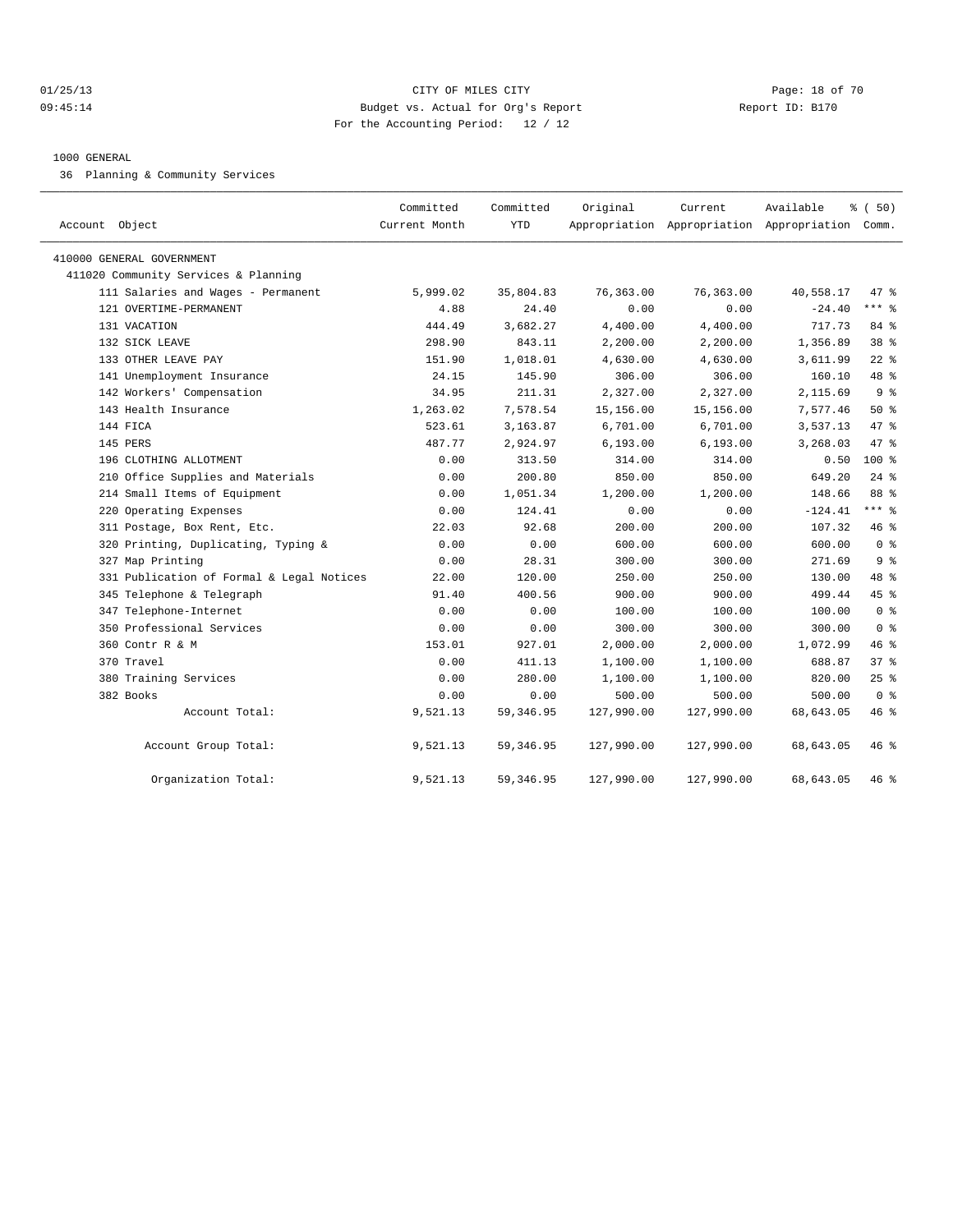CITY OF MILES CITY
Budget vs. Actual for Org's Report
For the Accounting Period: 12 / 12

01/25/13
09:45:14

Report ID: B170

1000 GENERAL

36 Planning & Community Services

| Account Object | Committed Current Month | Committed YTD | Original Appropriation | Current Appropriation | Available Appropriation | % ( 50) Comm. |
|---|---|---|---|---|---|---|
| 410000 GENERAL GOVERNMENT | | | | | | |
| 411020 Community Services & Planning | | | | | | |
| 111 Salaries and Wages - Permanent | 5,999.02 | 35,804.83 | 76,363.00 | 76,363.00 | 40,558.17 | 47 % |
| 121 OVERTIME-PERMANENT | 4.88 | 24.40 | 0.00 | 0.00 | -24.40 | *** % |
| 131 VACATION | 444.49 | 3,682.27 | 4,400.00 | 4,400.00 | 717.73 | 84 % |
| 132 SICK LEAVE | 298.90 | 843.11 | 2,200.00 | 2,200.00 | 1,356.89 | 38 % |
| 133 OTHER LEAVE PAY | 151.90 | 1,018.01 | 4,630.00 | 4,630.00 | 3,611.99 | 22 % |
| 141 Unemployment Insurance | 24.15 | 145.90 | 306.00 | 306.00 | 160.10 | 48 % |
| 142 Workers' Compensation | 34.95 | 211.31 | 2,327.00 | 2,327.00 | 2,115.69 | 9 % |
| 143 Health Insurance | 1,263.02 | 7,578.54 | 15,156.00 | 15,156.00 | 7,577.46 | 50 % |
| 144 FICA | 523.61 | 3,163.87 | 6,701.00 | 6,701.00 | 3,537.13 | 47 % |
| 145 PERS | 487.77 | 2,924.97 | 6,193.00 | 6,193.00 | 3,268.03 | 47 % |
| 196 CLOTHING ALLOTMENT | 0.00 | 313.50 | 314.00 | 314.00 | 0.50 | 100 % |
| 210 Office Supplies and Materials | 0.00 | 200.80 | 850.00 | 850.00 | 649.20 | 24 % |
| 214 Small Items of Equipment | 0.00 | 1,051.34 | 1,200.00 | 1,200.00 | 148.66 | 88 % |
| 220 Operating Expenses | 0.00 | 124.41 | 0.00 | 0.00 | -124.41 | *** % |
| 311 Postage, Box Rent, Etc. | 22.03 | 92.68 | 200.00 | 200.00 | 107.32 | 46 % |
| 320 Printing, Duplicating, Typing & | 0.00 | 0.00 | 600.00 | 600.00 | 600.00 | 0 % |
| 327 Map Printing | 0.00 | 28.31 | 300.00 | 300.00 | 271.69 | 9 % |
| 331 Publication of Formal & Legal Notices | 22.00 | 120.00 | 250.00 | 250.00 | 130.00 | 48 % |
| 345 Telephone & Telegraph | 91.40 | 400.56 | 900.00 | 900.00 | 499.44 | 45 % |
| 347 Telephone-Internet | 0.00 | 0.00 | 100.00 | 100.00 | 100.00 | 0 % |
| 350 Professional Services | 0.00 | 0.00 | 300.00 | 300.00 | 300.00 | 0 % |
| 360 Contr R & M | 153.01 | 927.01 | 2,000.00 | 2,000.00 | 1,072.99 | 46 % |
| 370 Travel | 0.00 | 411.13 | 1,100.00 | 1,100.00 | 688.87 | 37 % |
| 380 Training Services | 0.00 | 280.00 | 1,100.00 | 1,100.00 | 820.00 | 25 % |
| 382 Books | 0.00 | 0.00 | 500.00 | 500.00 | 500.00 | 0 % |
| Account Total: | 9,521.13 | 59,346.95 | 127,990.00 | 127,990.00 | 68,643.05 | 46 % |
| Account Group Total: | 9,521.13 | 59,346.95 | 127,990.00 | 127,990.00 | 68,643.05 | 46 % |
| Organization Total: | 9,521.13 | 59,346.95 | 127,990.00 | 127,990.00 | 68,643.05 | 46 % |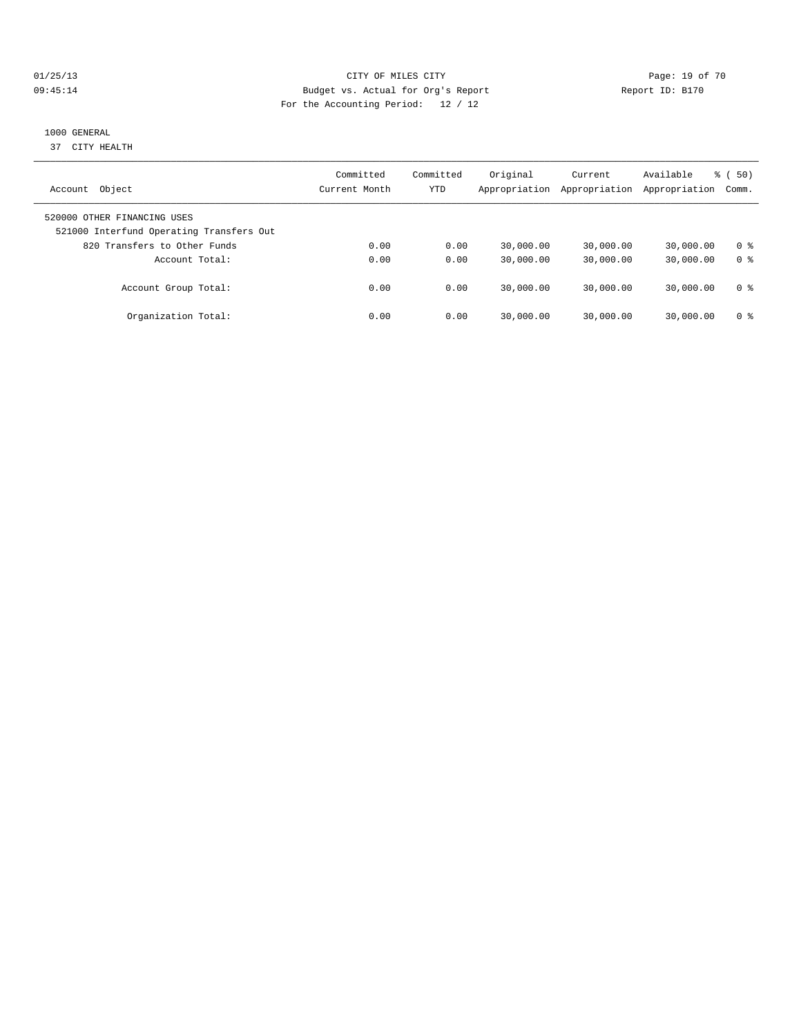CITY OF MILES CITY
Budget vs. Actual for Org's Report
For the Accounting Period: 12 / 12

01/25/13
09:45:14

Report ID: B170

1000 GENERAL
37 CITY HEALTH

| Account Object | Committed Current Month | Committed YTD | Original Appropriation | Current Appropriation | Available Appropriation | % ( 50) Comm. |
|---|---|---|---|---|---|---|
| 520000 OTHER FINANCING USES | | | | | | |
| 521000 Interfund Operating Transfers Out | | | | | | |
| 820 Transfers to Other Funds | 0.00 | 0.00 | 30,000.00 | 30,000.00 | 30,000.00 | 0 % |
| Account Total: | 0.00 | 0.00 | 30,000.00 | 30,000.00 | 30,000.00 | 0 % |
| Account Group Total: | 0.00 | 0.00 | 30,000.00 | 30,000.00 | 30,000.00 | 0 % |
| Organization Total: | 0.00 | 0.00 | 30,000.00 | 30,000.00 | 30,000.00 | 0 % |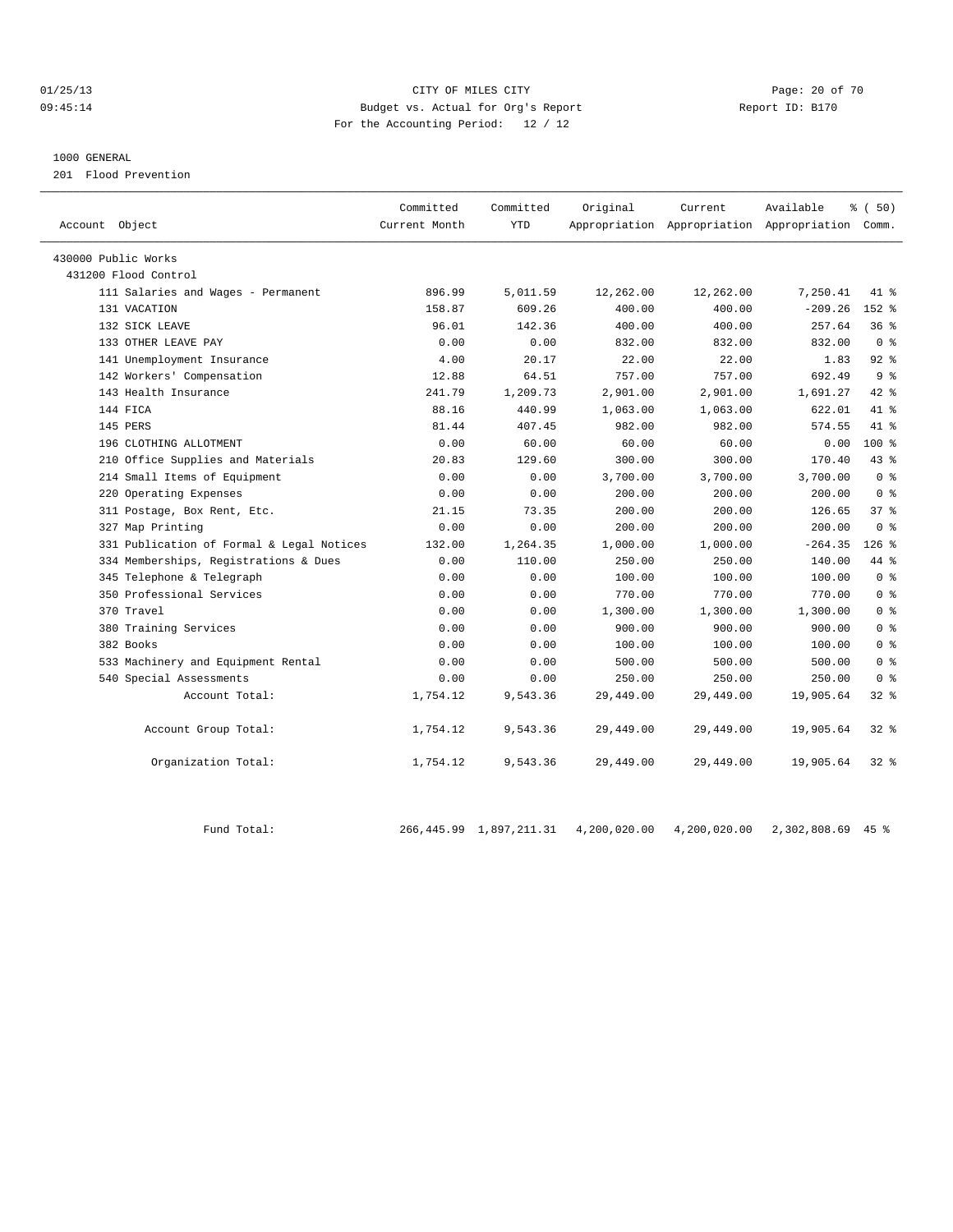CITY OF MILES CITY
Budget vs. Actual for Org's Report
For the Accounting Period: 12 / 12

01/25/13
09:45:14

Report ID: B170

1000 GENERAL
201 Flood Prevention

| Account Object | Committed Current Month | Committed YTD | Original Appropriation | Current Appropriation | Available Appropriation | % ( 50) Comm. |
|---|---|---|---|---|---|---|
| 430000 Public Works | | | | | | |
| 431200 Flood Control | | | | | | |
| 111 Salaries and Wages - Permanent | 896.99 | 5,011.59 | 12,262.00 | 12,262.00 | 7,250.41 | 41 % |
| 131 VACATION | 158.87 | 609.26 | 400.00 | 400.00 | -209.26 | 152 % |
| 132 SICK LEAVE | 96.01 | 142.36 | 400.00 | 400.00 | 257.64 | 36 % |
| 133 OTHER LEAVE PAY | 0.00 | 0.00 | 832.00 | 832.00 | 832.00 | 0 % |
| 141 Unemployment Insurance | 4.00 | 20.17 | 22.00 | 22.00 | 1.83 | 92 % |
| 142 Workers' Compensation | 12.88 | 64.51 | 757.00 | 757.00 | 692.49 | 9 % |
| 143 Health Insurance | 241.79 | 1,209.73 | 2,901.00 | 2,901.00 | 1,691.27 | 42 % |
| 144 FICA | 88.16 | 440.99 | 1,063.00 | 1,063.00 | 622.01 | 41 % |
| 145 PERS | 81.44 | 407.45 | 982.00 | 982.00 | 574.55 | 41 % |
| 196 CLOTHING ALLOTMENT | 0.00 | 60.00 | 60.00 | 60.00 | 0.00 | 100 % |
| 210 Office Supplies and Materials | 20.83 | 129.60 | 300.00 | 300.00 | 170.40 | 43 % |
| 214 Small Items of Equipment | 0.00 | 0.00 | 3,700.00 | 3,700.00 | 3,700.00 | 0 % |
| 220 Operating Expenses | 0.00 | 0.00 | 200.00 | 200.00 | 200.00 | 0 % |
| 311 Postage, Box Rent, Etc. | 21.15 | 73.35 | 200.00 | 200.00 | 126.65 | 37 % |
| 327 Map Printing | 0.00 | 0.00 | 200.00 | 200.00 | 200.00 | 0 % |
| 331 Publication of Formal & Legal Notices | 132.00 | 1,264.35 | 1,000.00 | 1,000.00 | -264.35 | 126 % |
| 334 Memberships, Registrations & Dues | 0.00 | 110.00 | 250.00 | 250.00 | 140.00 | 44 % |
| 345 Telephone & Telegraph | 0.00 | 0.00 | 100.00 | 100.00 | 100.00 | 0 % |
| 350 Professional Services | 0.00 | 0.00 | 770.00 | 770.00 | 770.00 | 0 % |
| 370 Travel | 0.00 | 0.00 | 1,300.00 | 1,300.00 | 1,300.00 | 0 % |
| 380 Training Services | 0.00 | 0.00 | 900.00 | 900.00 | 900.00 | 0 % |
| 382 Books | 0.00 | 0.00 | 100.00 | 100.00 | 100.00 | 0 % |
| 533 Machinery and Equipment Rental | 0.00 | 0.00 | 500.00 | 500.00 | 500.00 | 0 % |
| 540 Special Assessments | 0.00 | 0.00 | 250.00 | 250.00 | 250.00 | 0 % |
| Account Total: | 1,754.12 | 9,543.36 | 29,449.00 | 29,449.00 | 19,905.64 | 32 % |
| Account Group Total: | 1,754.12 | 9,543.36 | 29,449.00 | 29,449.00 | 19,905.64 | 32 % |
| Organization Total: | 1,754.12 | 9,543.36 | 29,449.00 | 29,449.00 | 19,905.64 | 32 % |
| Fund Total: | 266,445.99 | 1,897,211.31 | 4,200,020.00 | 4,200,020.00 | 2,302,808.69 | 45 % |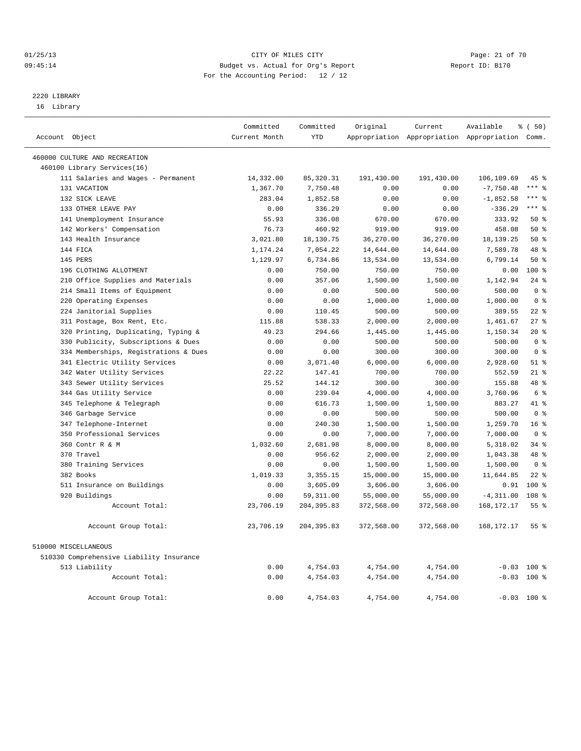CITY OF MILES CITY
Budget vs. Actual for Org's Report
For the Accounting Period: 12 / 12

01/25/13
09:45:14

Report ID: B170

## 2220 LIBRARY

16 Library

| Account Object | Committed Current Month | Committed YTD | Original Appropriation | Current Appropriation | Available Appropriation | % ( 50) Comm. |
|---|---|---|---|---|---|---|
| 460000 CULTURE AND RECREATION | | | | | | |
| 460100 Library Services(16) | | | | | | |
| 111 Salaries and Wages - Permanent | 14,332.00 | 85,320.31 | 191,430.00 | 191,430.00 | 106,109.69 | 45 % |
| 131 VACATION | 1,367.70 | 7,750.48 | 0.00 | 0.00 | -7,750.48 | *** % |
| 132 SICK LEAVE | 283.04 | 1,852.58 | 0.00 | 0.00 | -1,852.58 | *** % |
| 133 OTHER LEAVE PAY | 0.00 | 336.29 | 0.00 | 0.00 | -336.29 | *** % |
| 141 Unemployment Insurance | 55.93 | 336.08 | 670.00 | 670.00 | 333.92 | 50 % |
| 142 Workers' Compensation | 76.73 | 460.92 | 919.00 | 919.00 | 458.08 | 50 % |
| 143 Health Insurance | 3,021.80 | 18,130.75 | 36,270.00 | 36,270.00 | 18,139.25 | 50 % |
| 144 FICA | 1,174.24 | 7,054.22 | 14,644.00 | 14,644.00 | 7,589.78 | 48 % |
| 145 PERS | 1,129.97 | 6,734.86 | 13,534.00 | 13,534.00 | 6,799.14 | 50 % |
| 196 CLOTHING ALLOTMENT | 0.00 | 750.00 | 750.00 | 750.00 | 0.00 | 100 % |
| 210 Office Supplies and Materials | 0.00 | 357.06 | 1,500.00 | 1,500.00 | 1,142.94 | 24 % |
| 214 Small Items of Equipment | 0.00 | 0.00 | 500.00 | 500.00 | 500.00 | 0 % |
| 220 Operating Expenses | 0.00 | 0.00 | 1,000.00 | 1,000.00 | 1,000.00 | 0 % |
| 224 Janitorial Supplies | 0.00 | 110.45 | 500.00 | 500.00 | 389.55 | 22 % |
| 311 Postage, Box Rent, Etc. | 115.88 | 538.33 | 2,000.00 | 2,000.00 | 1,461.67 | 27 % |
| 320 Printing, Duplicating, Typing & | 49.23 | 294.66 | 1,445.00 | 1,445.00 | 1,150.34 | 20 % |
| 330 Publicity, Subscriptions & Dues | 0.00 | 0.00 | 500.00 | 500.00 | 500.00 | 0 % |
| 334 Memberships, Registrations & Dues | 0.00 | 0.00 | 300.00 | 300.00 | 300.00 | 0 % |
| 341 Electric Utility Services | 0.00 | 3,071.40 | 6,000.00 | 6,000.00 | 2,928.60 | 51 % |
| 342 Water Utility Services | 22.22 | 147.41 | 700.00 | 700.00 | 552.59 | 21 % |
| 343 Sewer Utility Services | 25.52 | 144.12 | 300.00 | 300.00 | 155.88 | 48 % |
| 344 Gas Utility Service | 0.00 | 239.04 | 4,000.00 | 4,000.00 | 3,760.96 | 6 % |
| 345 Telephone & Telegraph | 0.00 | 616.73 | 1,500.00 | 1,500.00 | 883.27 | 41 % |
| 346 Garbage Service | 0.00 | 0.00 | 500.00 | 500.00 | 500.00 | 0 % |
| 347 Telephone-Internet | 0.00 | 240.30 | 1,500.00 | 1,500.00 | 1,259.70 | 16 % |
| 350 Professional Services | 0.00 | 0.00 | 7,000.00 | 7,000.00 | 7,000.00 | 0 % |
| 360 Contr R & M | 1,032.60 | 2,681.98 | 8,000.00 | 8,000.00 | 5,318.02 | 34 % |
| 370 Travel | 0.00 | 956.62 | 2,000.00 | 2,000.00 | 1,043.38 | 48 % |
| 380 Training Services | 0.00 | 0.00 | 1,500.00 | 1,500.00 | 1,500.00 | 0 % |
| 382 Books | 1,019.33 | 3,355.15 | 15,000.00 | 15,000.00 | 11,644.85 | 22 % |
| 511 Insurance on Buildings | 0.00 | 3,605.09 | 3,606.00 | 3,606.00 | 0.91 | 100 % |
| 920 Buildings | 0.00 | 59,311.00 | 55,000.00 | 55,000.00 | -4,311.00 | 108 % |
| Account Total: | 23,706.19 | 204,395.83 | 372,568.00 | 372,568.00 | 168,172.17 | 55 % |
| Account Group Total: | 23,706.19 | 204,395.83 | 372,568.00 | 372,568.00 | 168,172.17 | 55 % |
| 510000 MISCELLANEOUS | | | | | | |
| 510330 Comprehensive Liability Insurance | | | | | | |
| 513 Liability | 0.00 | 4,754.03 | 4,754.00 | 4,754.00 | -0.03 | 100 % |
| Account Total: | 0.00 | 4,754.03 | 4,754.00 | 4,754.00 | -0.03 | 100 % |
| Account Group Total: | 0.00 | 4,754.03 | 4,754.00 | 4,754.00 | -0.03 | 100 % |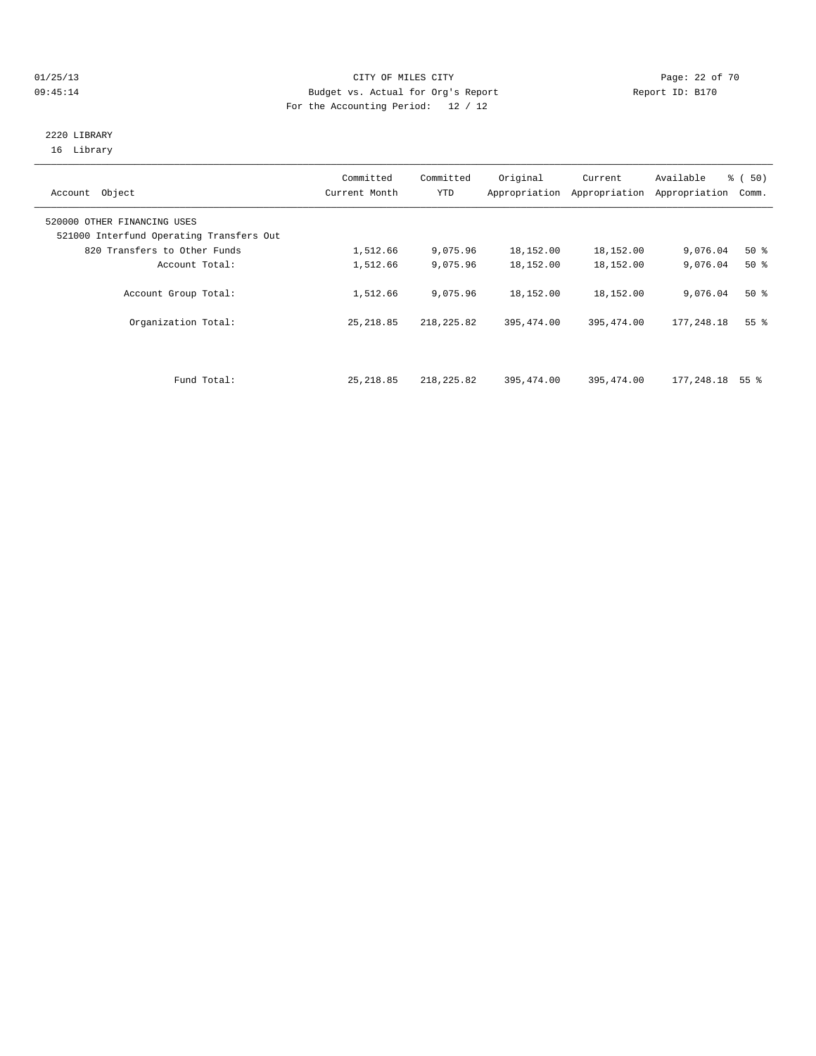CITY OF MILES CITY
Budget vs. Actual for Org's Report
For the Accounting Period: 12 / 12

01/25/13
09:45:14

Report ID: B170

2220 LIBRARY
16 Library

| Account Object | Committed Current Month | Committed YTD | Original Appropriation | Current Appropriation | Available Appropriation | % ( 50) Comm. |
|---|---|---|---|---|---|---|
| 520000 OTHER FINANCING USES | | | | | | |
| 521000 Interfund Operating Transfers Out | | | | | | |
| 820 Transfers to Other Funds | 1,512.66 | 9,075.96 | 18,152.00 | 18,152.00 | 9,076.04 | 50 % |
| Account Total: | 1,512.66 | 9,075.96 | 18,152.00 | 18,152.00 | 9,076.04 | 50 % |
| Account Group Total: | 1,512.66 | 9,075.96 | 18,152.00 | 18,152.00 | 9,076.04 | 50 % |
| Organization Total: | 25,218.85 | 218,225.82 | 395,474.00 | 395,474.00 | 177,248.18 | 55 % |
| Fund Total: | 25,218.85 | 218,225.82 | 395,474.00 | 395,474.00 | 177,248.18 | 55 % |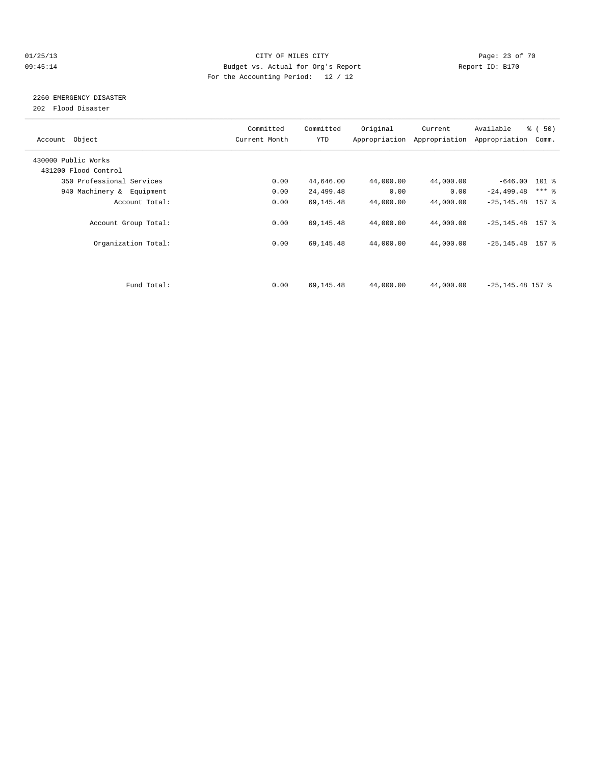CITY OF MILES CITY
Budget vs. Actual for Org's Report
For the Accounting Period: 12 / 12

## 2260 EMERGENCY DISASTER

202 Flood Disaster

| Account Object | Committed Current Month | Committed YTD | Original Appropriation | Current Appropriation | Available Appropriation | % ( 50) Comm. |
|---|---|---|---|---|---|---|
| 430000 Public Works | | | | | | |
| 431200 Flood Control | | | | | | |
| 350 Professional Services | 0.00 | 44,646.00 | 44,000.00 | 44,000.00 | -646.00 | 101 % |
| 940 Machinery & Equipment | 0.00 | 24,499.48 | 0.00 | 0.00 | -24,499.48 | *** % |
| Account Total: | 0.00 | 69,145.48 | 44,000.00 | 44,000.00 | -25,145.48 | 157 % |
| Account Group Total: | 0.00 | 69,145.48 | 44,000.00 | 44,000.00 | -25,145.48 | 157 % |
| Organization Total: | 0.00 | 69,145.48 | 44,000.00 | 44,000.00 | -25,145.48 | 157 % |
| Fund Total: | 0.00 | 69,145.48 | 44,000.00 | 44,000.00 | -25,145.48 | 157 % |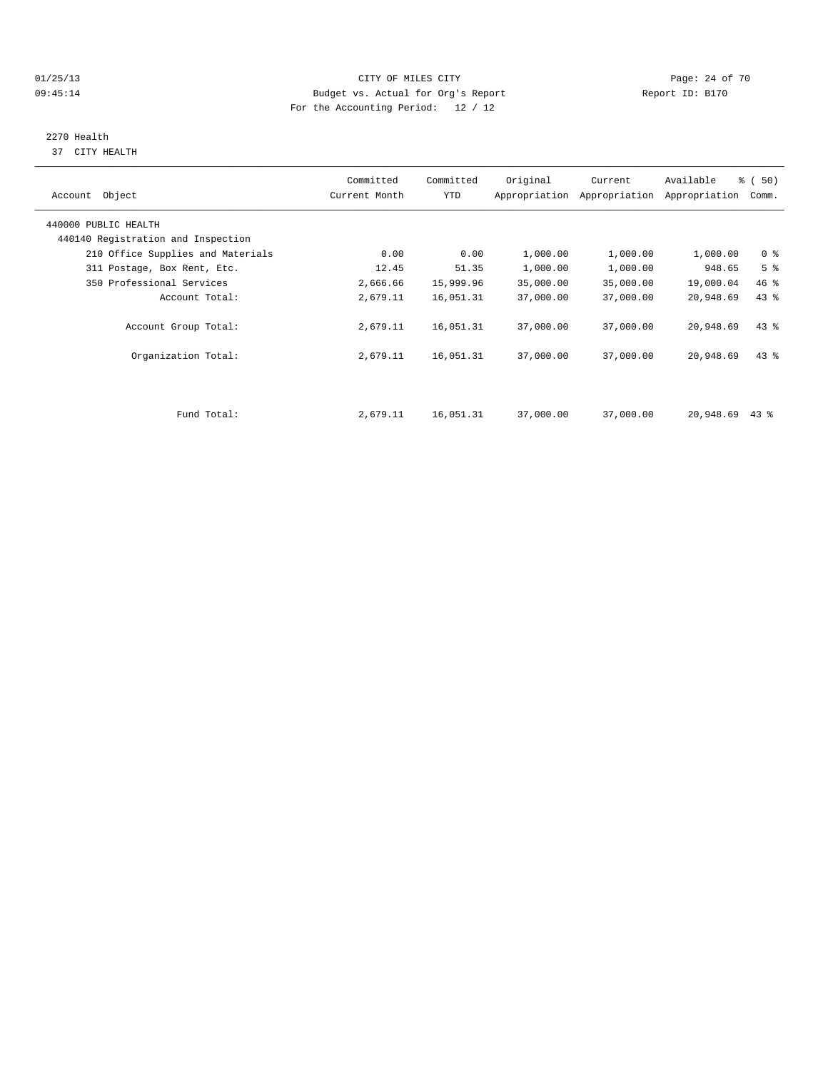CITY OF MILES CITY

Budget vs. Actual for Org's Report

For the Accounting Period: 12 / 12

01/25/13
09:45:14

Report ID: B170

2270 Health
37 CITY HEALTH

| Account Object | Committed Current Month | Committed YTD | Original Appropriation | Current Appropriation | Available Appropriation | % ( 50) Comm. |
|---|---|---|---|---|---|---|
| 440000 PUBLIC HEALTH | | | | | | |
| 440140 Registration and Inspection | | | | | | |
| 210 Office Supplies and Materials | 0.00 | 0.00 | 1,000.00 | 1,000.00 | 1,000.00 | 0 % |
| 311 Postage, Box Rent, Etc. | 12.45 | 51.35 | 1,000.00 | 1,000.00 | 948.65 | 5 % |
| 350 Professional Services | 2,666.66 | 15,999.96 | 35,000.00 | 35,000.00 | 19,000.04 | 46 % |
| Account Total: | 2,679.11 | 16,051.31 | 37,000.00 | 37,000.00 | 20,948.69 | 43 % |
| Account Group Total: | 2,679.11 | 16,051.31 | 37,000.00 | 37,000.00 | 20,948.69 | 43 % |
| Organization Total: | 2,679.11 | 16,051.31 | 37,000.00 | 37,000.00 | 20,948.69 | 43 % |
| Fund Total: | 2,679.11 | 16,051.31 | 37,000.00 | 37,000.00 | 20,948.69 | 43 % |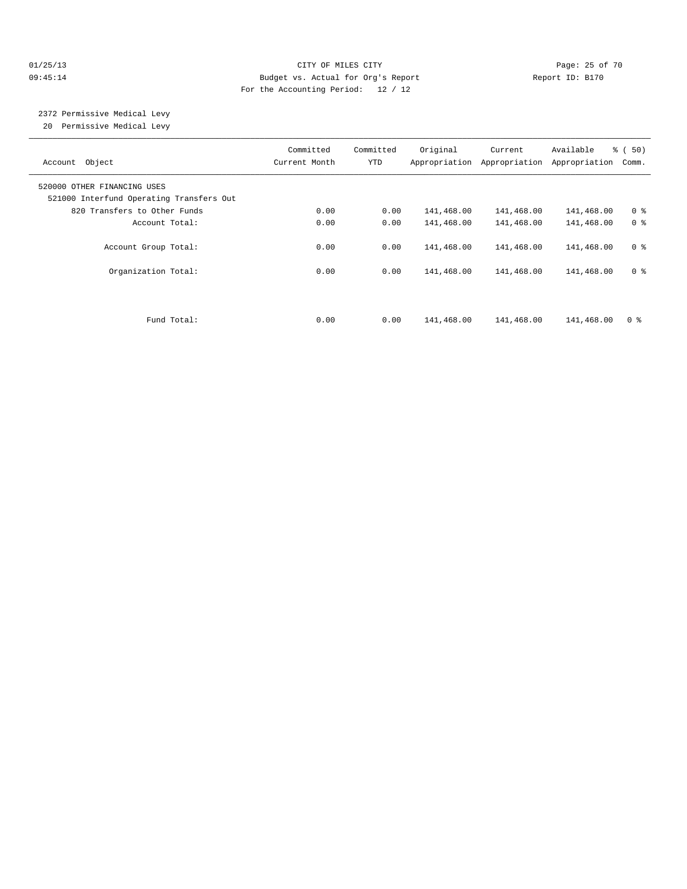CITY OF MILES CITY
Budget vs. Actual for Org's Report
For the Accounting Period: 12 / 12

01/25/13
09:45:14

Report ID: B170

## 2372 Permissive Medical Levy
20 Permissive Medical Levy

| Account Object | Committed Current Month | Committed YTD | Original Appropriation | Current Appropriation | Available Appropriation | % ( 50) Comm. |
|---|---|---|---|---|---|---|
| 520000 OTHER FINANCING USES | | | | | | |
| 521000 Interfund Operating Transfers Out | | | | | | |
| 820 Transfers to Other Funds | 0.00 | 0.00 | 141,468.00 | 141,468.00 | 141,468.00 | 0 % |
| Account Total: | 0.00 | 0.00 | 141,468.00 | 141,468.00 | 141,468.00 | 0 % |
| Account Group Total: | 0.00 | 0.00 | 141,468.00 | 141,468.00 | 141,468.00 | 0 % |
| Organization Total: | 0.00 | 0.00 | 141,468.00 | 141,468.00 | 141,468.00 | 0 % |
| Fund Total: | 0.00 | 0.00 | 141,468.00 | 141,468.00 | 141,468.00 | 0 % |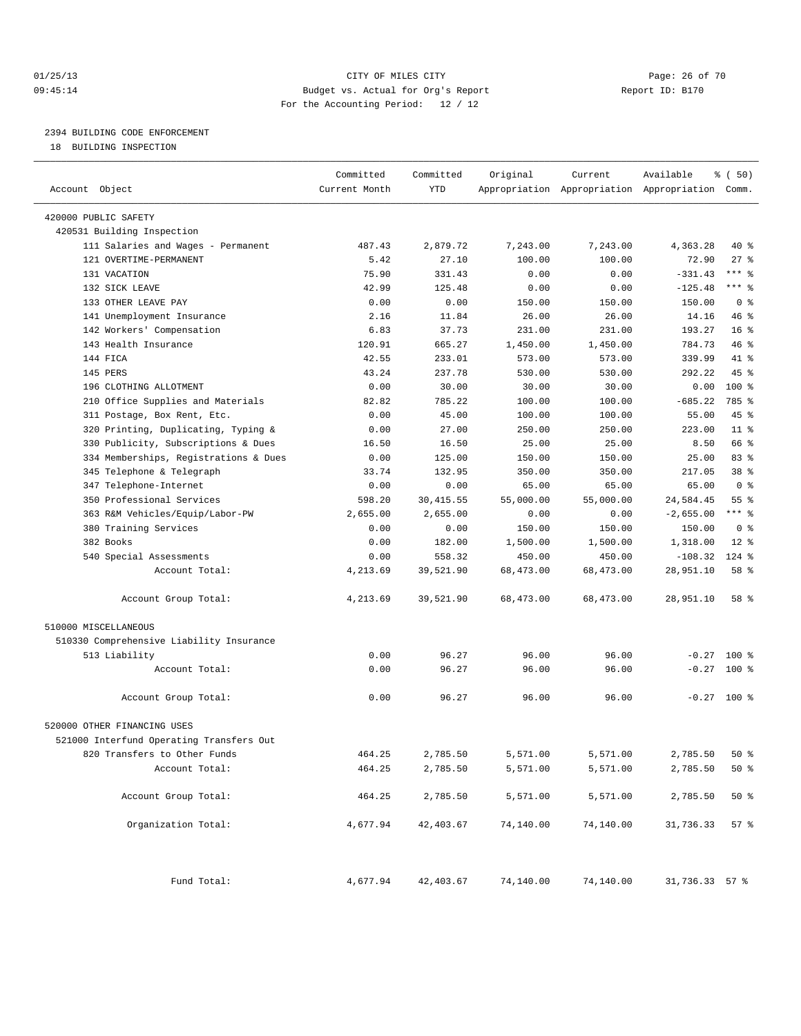01/25/13 CITY OF MILES CITY
09:45:14 Budget vs. Actual for Org's Report Report ID: B170
For the Accounting Period: 12 / 12

2394 BUILDING CODE ENFORCEMENT
18 BUILDING INSPECTION

| Account Object | Committed Current Month | Committed YTD | Original Appropriation | Current Appropriation | Available Appropriation | % ( 50) Comm. |
|---|---|---|---|---|---|---|
| 420000 PUBLIC SAFETY | | | | | | |
| 420531 Building Inspection | | | | | | |
| 111 Salaries and Wages - Permanent | 487.43 | 2,879.72 | 7,243.00 | 7,243.00 | 4,363.28 | 40 % |
| 121 OVERTIME-PERMANENT | 5.42 | 27.10 | 100.00 | 100.00 | 72.90 | 27 % |
| 131 VACATION | 75.90 | 331.43 | 0.00 | 0.00 | -331.43 | *** % |
| 132 SICK LEAVE | 42.99 | 125.48 | 0.00 | 0.00 | -125.48 | *** % |
| 133 OTHER LEAVE PAY | 0.00 | 0.00 | 150.00 | 150.00 | 150.00 | 0 % |
| 141 Unemployment Insurance | 2.16 | 11.84 | 26.00 | 26.00 | 14.16 | 46 % |
| 142 Workers' Compensation | 6.83 | 37.73 | 231.00 | 231.00 | 193.27 | 16 % |
| 143 Health Insurance | 120.91 | 665.27 | 1,450.00 | 1,450.00 | 784.73 | 46 % |
| 144 FICA | 42.55 | 233.01 | 573.00 | 573.00 | 339.99 | 41 % |
| 145 PERS | 43.24 | 237.78 | 530.00 | 530.00 | 292.22 | 45 % |
| 196 CLOTHING ALLOTMENT | 0.00 | 30.00 | 30.00 | 30.00 | 0.00 | 100 % |
| 210 Office Supplies and Materials | 82.82 | 785.22 | 100.00 | 100.00 | -685.22 | 785 % |
| 311 Postage, Box Rent, Etc. | 0.00 | 45.00 | 100.00 | 100.00 | 55.00 | 45 % |
| 320 Printing, Duplicating, Typing & | 0.00 | 27.00 | 250.00 | 250.00 | 223.00 | 11 % |
| 330 Publicity, Subscriptions & Dues | 16.50 | 16.50 | 25.00 | 25.00 | 8.50 | 66 % |
| 334 Memberships, Registrations & Dues | 0.00 | 125.00 | 150.00 | 150.00 | 25.00 | 83 % |
| 345 Telephone & Telegraph | 33.74 | 132.95 | 350.00 | 350.00 | 217.05 | 38 % |
| 347 Telephone-Internet | 0.00 | 0.00 | 65.00 | 65.00 | 65.00 | 0 % |
| 350 Professional Services | 598.20 | 30,415.55 | 55,000.00 | 55,000.00 | 24,584.45 | 55 % |
| 363 R&M Vehicles/Equip/Labor-PW | 2,655.00 | 2,655.00 | 0.00 | 0.00 | -2,655.00 | *** % |
| 380 Training Services | 0.00 | 0.00 | 150.00 | 150.00 | 150.00 | 0 % |
| 382 Books | 0.00 | 182.00 | 1,500.00 | 1,500.00 | 1,318.00 | 12 % |
| 540 Special Assessments | 0.00 | 558.32 | 450.00 | 450.00 | -108.32 | 124 % |
| Account Total: | 4,213.69 | 39,521.90 | 68,473.00 | 68,473.00 | 28,951.10 | 58 % |
| Account Group Total: | 4,213.69 | 39,521.90 | 68,473.00 | 68,473.00 | 28,951.10 | 58 % |
| 510000 MISCELLANEOUS | | | | | | |
| 510330 Comprehensive Liability Insurance | | | | | | |
| 513 Liability | 0.00 | 96.27 | 96.00 | 96.00 | -0.27 | 100 % |
| Account Total: | 0.00 | 96.27 | 96.00 | 96.00 | -0.27 | 100 % |
| Account Group Total: | 0.00 | 96.27 | 96.00 | 96.00 | -0.27 | 100 % |
| 520000 OTHER FINANCING USES | | | | | | |
| 521000 Interfund Operating Transfers Out | | | | | | |
| 820 Transfers to Other Funds | 464.25 | 2,785.50 | 5,571.00 | 5,571.00 | 2,785.50 | 50 % |
| Account Total: | 464.25 | 2,785.50 | 5,571.00 | 5,571.00 | 2,785.50 | 50 % |
| Account Group Total: | 464.25 | 2,785.50 | 5,571.00 | 5,571.00 | 2,785.50 | 50 % |
| Organization Total: | 4,677.94 | 42,403.67 | 74,140.00 | 74,140.00 | 31,736.33 | 57 % |
| Fund Total: | 4,677.94 | 42,403.67 | 74,140.00 | 74,140.00 | 31,736.33 | 57 % |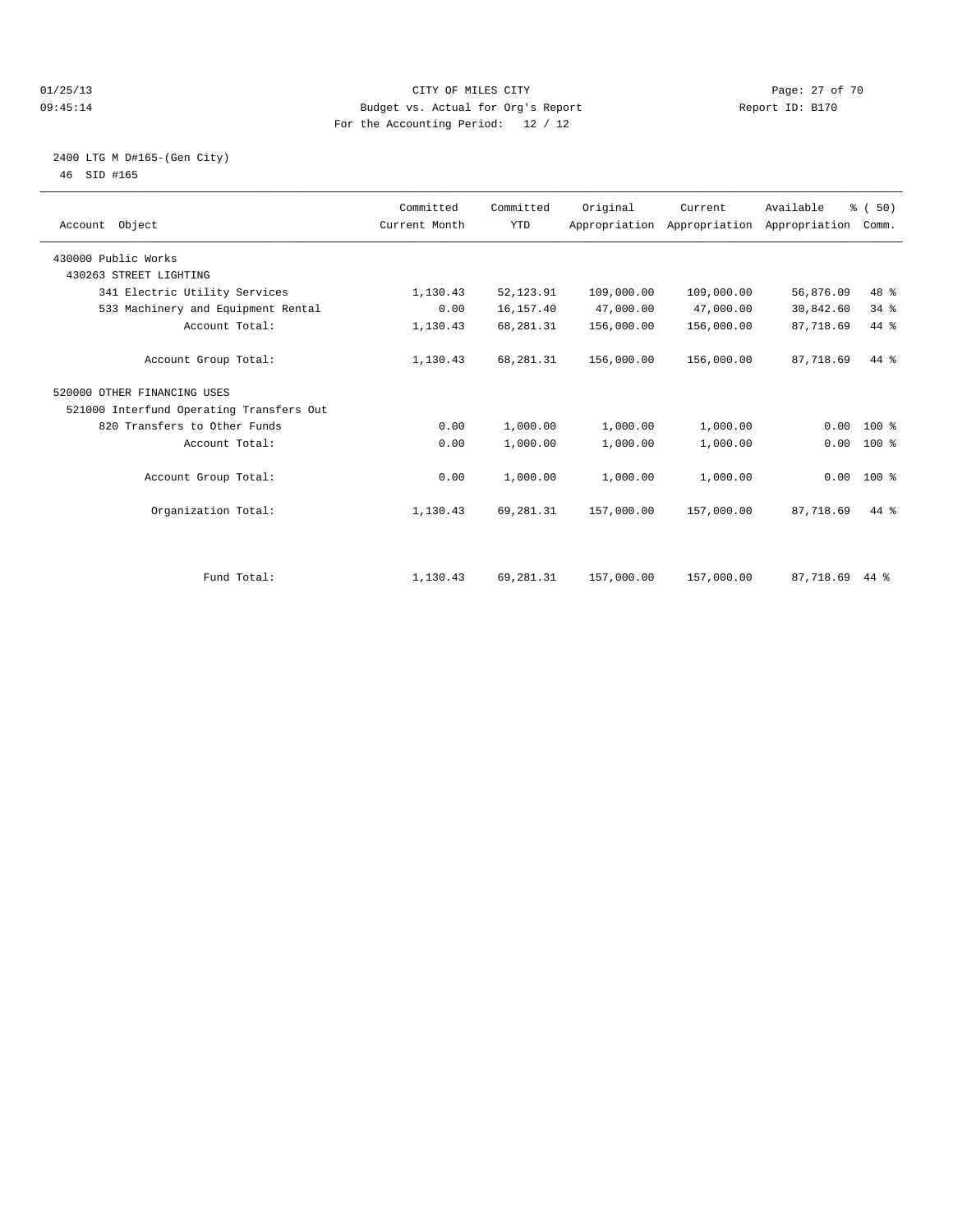CITY OF MILES CITY
Budget vs. Actual for Org's Report
For the Accounting Period: 12 / 12

01/25/13
09:45:14

Report ID: B170

2400 LTG M D#165-(Gen City)
46 SID #165

| Account Object | Committed Current Month | Committed YTD | Original Appropriation | Current Appropriation | Available Appropriation | % ( 50) Comm. |
|---|---|---|---|---|---|---|
| 430000 Public Works | | | | | | |
| 430263 STREET LIGHTING | | | | | | |
| 341 Electric Utility Services | 1,130.43 | 52,123.91 | 109,000.00 | 109,000.00 | 56,876.09 | 48 % |
| 533 Machinery and Equipment Rental | 0.00 | 16,157.40 | 47,000.00 | 47,000.00 | 30,842.60 | 34 % |
| Account Total: | 1,130.43 | 68,281.31 | 156,000.00 | 156,000.00 | 87,718.69 | 44 % |
| Account Group Total: | 1,130.43 | 68,281.31 | 156,000.00 | 156,000.00 | 87,718.69 | 44 % |
| 520000 OTHER FINANCING USES | | | | | | |
| 521000 Interfund Operating Transfers Out | | | | | | |
| 820 Transfers to Other Funds | 0.00 | 1,000.00 | 1,000.00 | 1,000.00 | 0.00 | 100 % |
| Account Total: | 0.00 | 1,000.00 | 1,000.00 | 1,000.00 | 0.00 | 100 % |
| Account Group Total: | 0.00 | 1,000.00 | 1,000.00 | 1,000.00 | 0.00 | 100 % |
| Organization Total: | 1,130.43 | 69,281.31 | 157,000.00 | 157,000.00 | 87,718.69 | 44 % |
| Fund Total: | 1,130.43 | 69,281.31 | 157,000.00 | 157,000.00 | 87,718.69 | 44 % |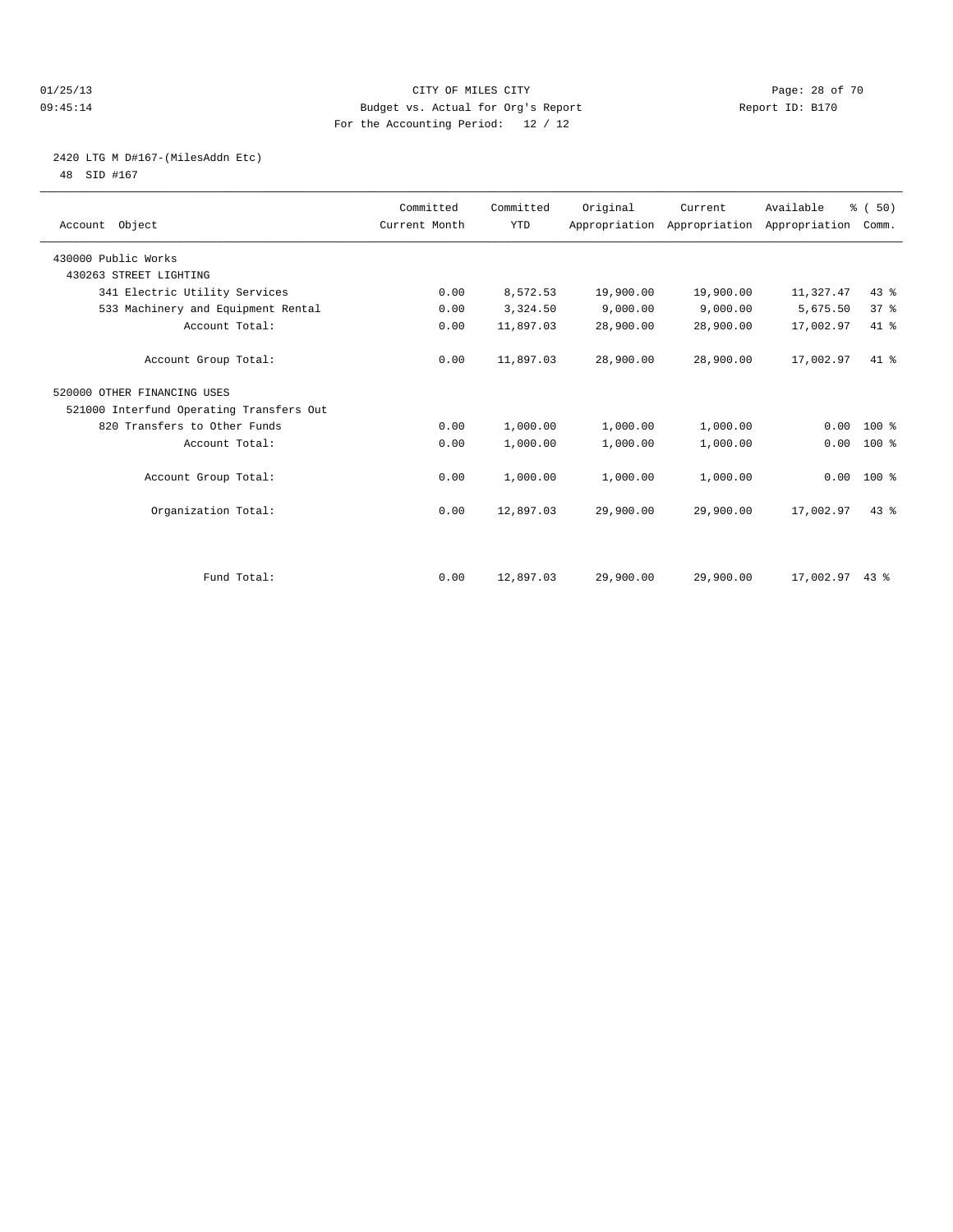CITY OF MILES CITY
Budget vs. Actual for Org's Report
For the Accounting Period: 12 / 12

01/25/13
09:45:14

Report ID: B170

2420 LTG M D#167-(MilesAddn Etc)
48 SID #167

| Account Object | Committed Current Month | Committed YTD | Original Appropriation | Current Appropriation | Available Appropriation | % ( 50) Comm. |
|---|---|---|---|---|---|---|
| 430000 Public Works | | | | | | |
| 430263 STREET LIGHTING | | | | | | |
| 341 Electric Utility Services | 0.00 | 8,572.53 | 19,900.00 | 19,900.00 | 11,327.47 | 43 % |
| 533 Machinery and Equipment Rental | 0.00 | 3,324.50 | 9,000.00 | 9,000.00 | 5,675.50 | 37 % |
| Account Total: | 0.00 | 11,897.03 | 28,900.00 | 28,900.00 | 17,002.97 | 41 % |
| Account Group Total: | 0.00 | 11,897.03 | 28,900.00 | 28,900.00 | 17,002.97 | 41 % |
| 520000 OTHER FINANCING USES | | | | | | |
| 521000 Interfund Operating Transfers Out | | | | | | |
| 820 Transfers to Other Funds | 0.00 | 1,000.00 | 1,000.00 | 1,000.00 | 0.00 | 100 % |
| Account Total: | 0.00 | 1,000.00 | 1,000.00 | 1,000.00 | 0.00 | 100 % |
| Account Group Total: | 0.00 | 1,000.00 | 1,000.00 | 1,000.00 | 0.00 | 100 % |
| Organization Total: | 0.00 | 12,897.03 | 29,900.00 | 29,900.00 | 17,002.97 | 43 % |
| Fund Total: | 0.00 | 12,897.03 | 29,900.00 | 29,900.00 | 17,002.97 | 43 % |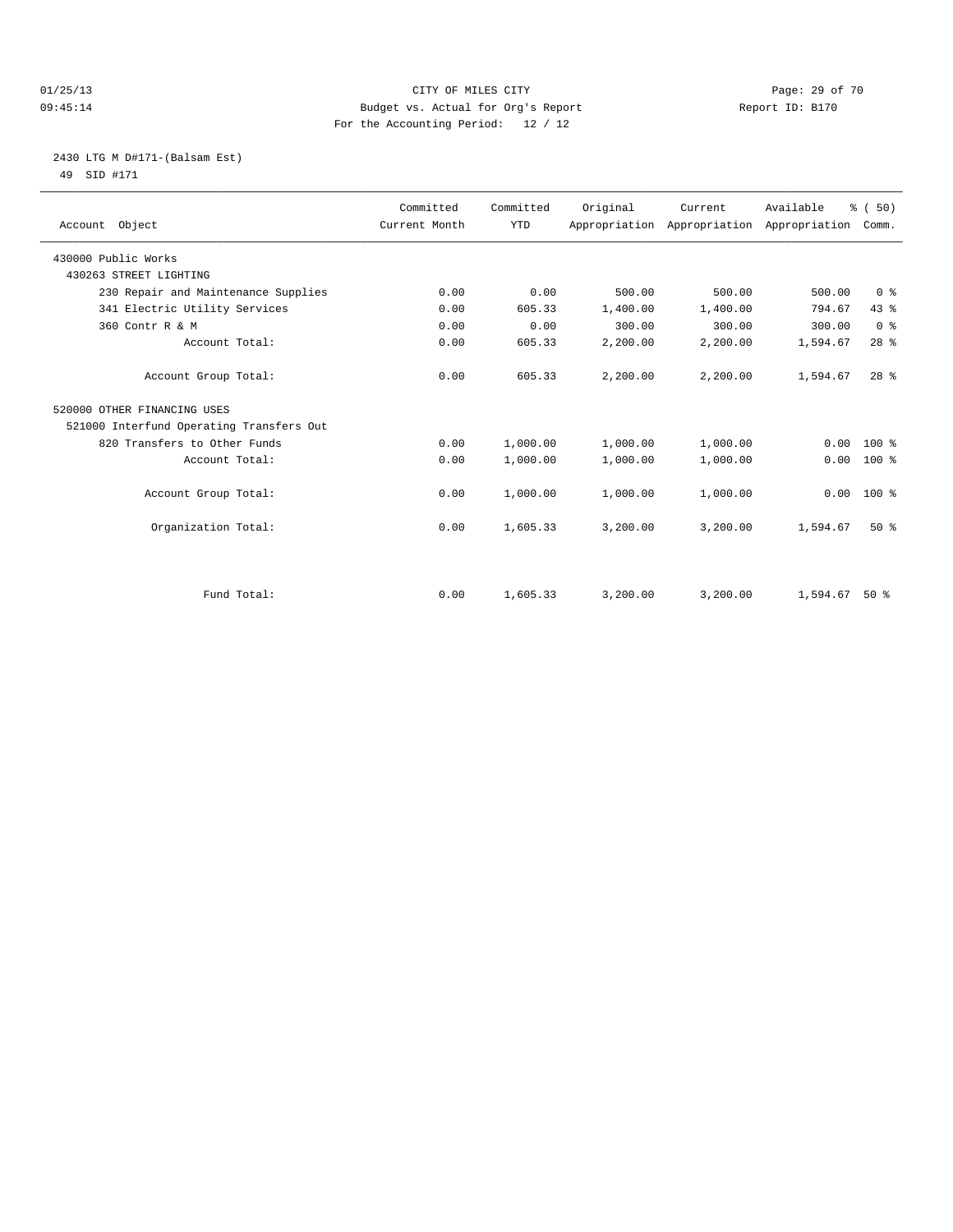CITY OF MILES CITY
Budget vs. Actual for Org's Report
For the Accounting Period: 12 / 12

01/25/13
09:45:14

Report ID: B170

2430 LTG M D#171-(Balsam Est)
49 SID #171

| Account Object | Committed Current Month | Committed YTD | Original Appropriation | Current Appropriation | Available Appropriation | % ( 50) Comm. |
|---|---|---|---|---|---|---|
| 430000 Public Works | | | | | | |
| 430263 STREET LIGHTING | | | | | | |
| 230 Repair and Maintenance Supplies | 0.00 | 0.00 | 500.00 | 500.00 | 500.00 | 0 % |
| 341 Electric Utility Services | 0.00 | 605.33 | 1,400.00 | 1,400.00 | 794.67 | 43 % |
| 360 Contr R & M | 0.00 | 0.00 | 300.00 | 300.00 | 300.00 | 0 % |
| Account Total: | 0.00 | 605.33 | 2,200.00 | 2,200.00 | 1,594.67 | 28 % |
| Account Group Total: | 0.00 | 605.33 | 2,200.00 | 2,200.00 | 1,594.67 | 28 % |
| 520000 OTHER FINANCING USES | | | | | | |
| 521000 Interfund Operating Transfers Out | | | | | | |
| 820 Transfers to Other Funds | 0.00 | 1,000.00 | 1,000.00 | 1,000.00 | 0.00 | 100 % |
| Account Total: | 0.00 | 1,000.00 | 1,000.00 | 1,000.00 | 0.00 | 100 % |
| Account Group Total: | 0.00 | 1,000.00 | 1,000.00 | 1,000.00 | 0.00 | 100 % |
| Organization Total: | 0.00 | 1,605.33 | 3,200.00 | 3,200.00 | 1,594.67 | 50 % |
| Fund Total: | 0.00 | 1,605.33 | 3,200.00 | 3,200.00 | 1,594.67 | 50 % |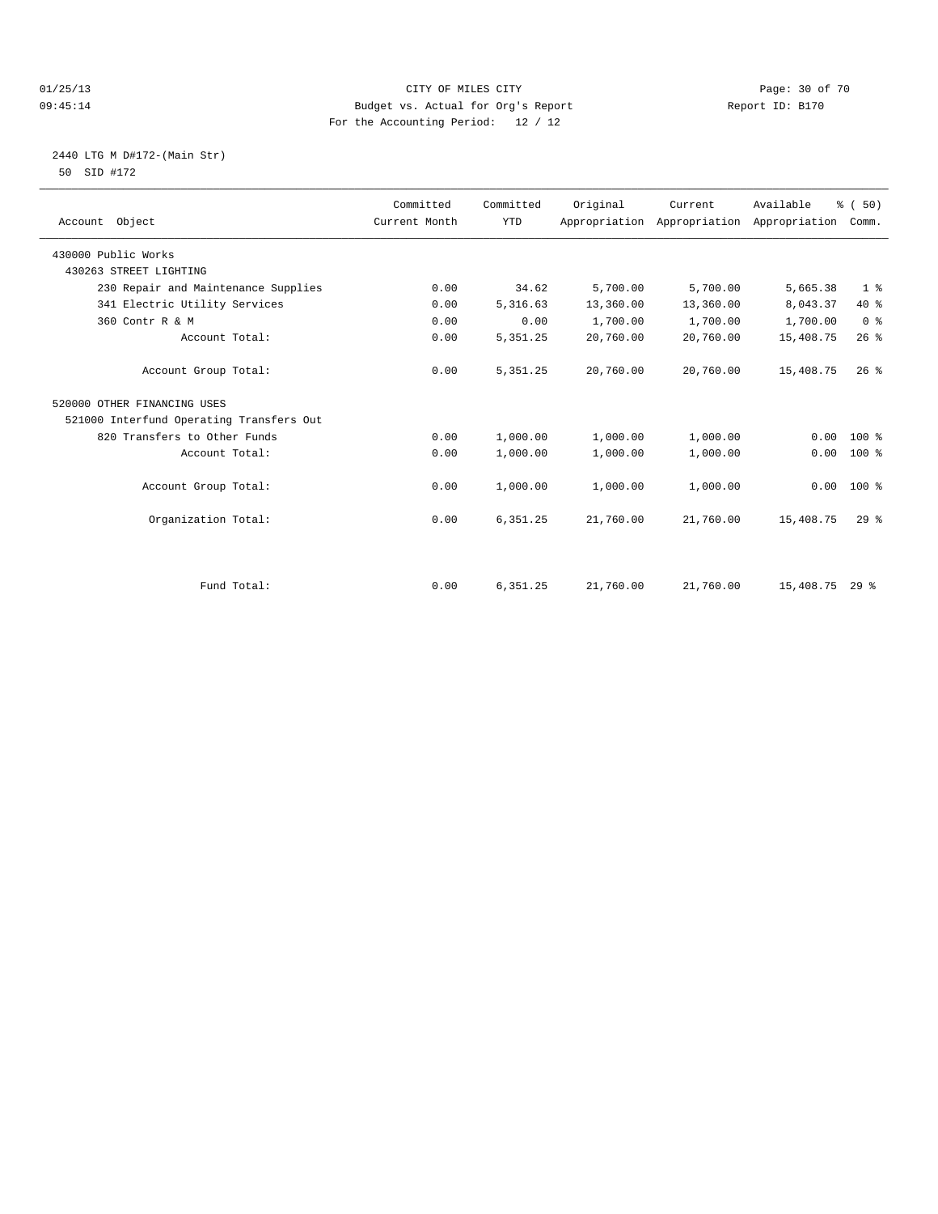CITY OF MILES CITY
Budget vs. Actual for Org's Report
For the Accounting Period: 12 / 12

01/25/13
09:45:14

Report ID: B170

2440 LTG M D#172-(Main Str)
50 SID #172

| Account Object | Committed Current Month | Committed YTD | Original Appropriation | Current Appropriation | Available Appropriation | % ( 50) Comm. |
|---|---|---|---|---|---|---|
| 430000 Public Works | | | | | | |
| 430263 STREET LIGHTING | | | | | | |
| 230 Repair and Maintenance Supplies | 0.00 | 34.62 | 5,700.00 | 5,700.00 | 5,665.38 | 1 % |
| 341 Electric Utility Services | 0.00 | 5,316.63 | 13,360.00 | 13,360.00 | 8,043.37 | 40 % |
| 360 Contr R & M | 0.00 | 0.00 | 1,700.00 | 1,700.00 | 1,700.00 | 0 % |
| Account Total: | 0.00 | 5,351.25 | 20,760.00 | 20,760.00 | 15,408.75 | 26 % |
| Account Group Total: | 0.00 | 5,351.25 | 20,760.00 | 20,760.00 | 15,408.75 | 26 % |
| 520000 OTHER FINANCING USES | | | | | | |
| 521000 Interfund Operating Transfers Out | | | | | | |
| 820 Transfers to Other Funds | 0.00 | 1,000.00 | 1,000.00 | 1,000.00 | 0.00 | 100 % |
| Account Total: | 0.00 | 1,000.00 | 1,000.00 | 1,000.00 | 0.00 | 100 % |
| Account Group Total: | 0.00 | 1,000.00 | 1,000.00 | 1,000.00 | 0.00 | 100 % |
| Organization Total: | 0.00 | 6,351.25 | 21,760.00 | 21,760.00 | 15,408.75 | 29 % |
| Fund Total: | 0.00 | 6,351.25 | 21,760.00 | 21,760.00 | 15,408.75 | 29 % |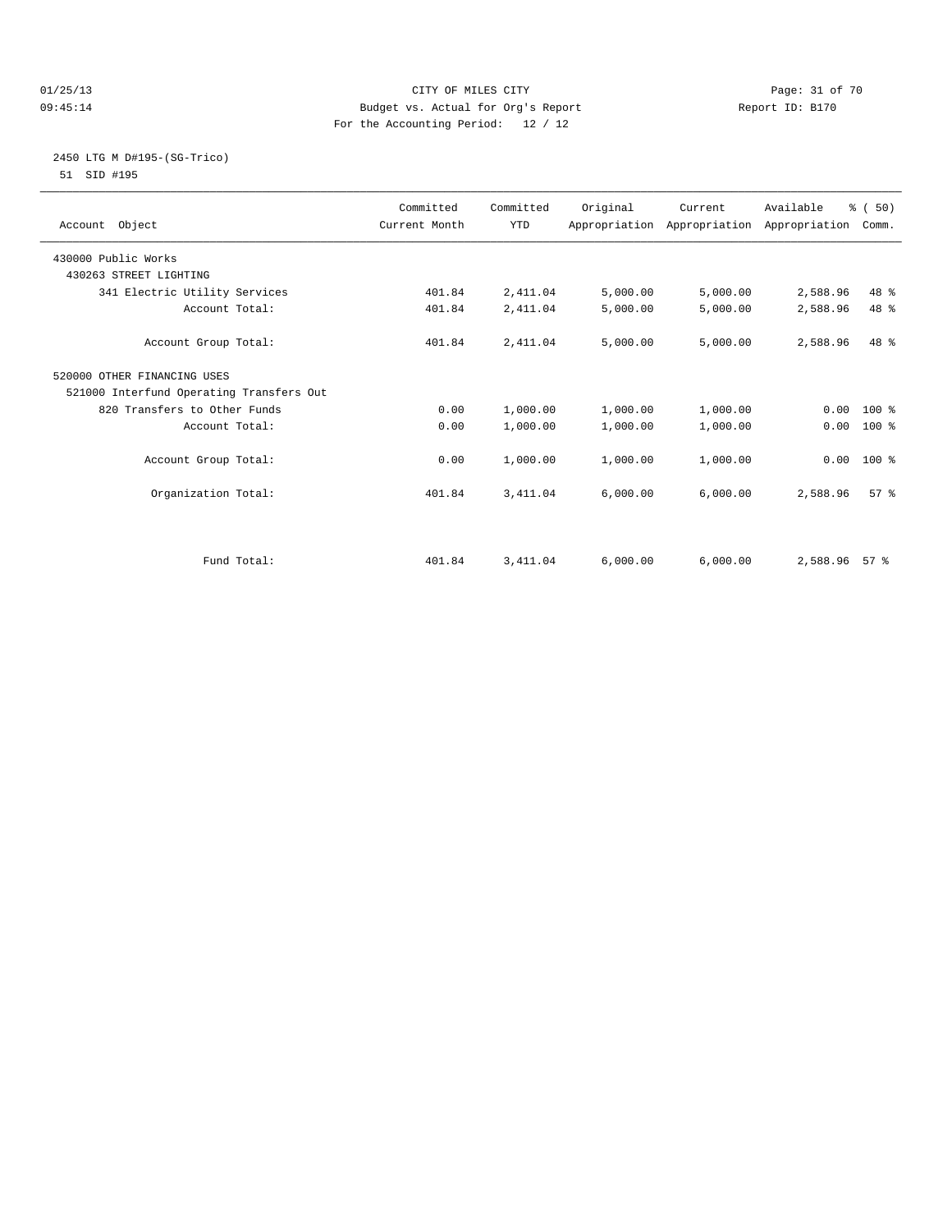CITY OF MILES CITY
Budget vs. Actual for Org's Report
For the Accounting Period: 12 / 12

01/25/13
09:45:14

Report ID: B170

2450 LTG M D#195-(SG-Trico)
51 SID #195

| Account Object | Committed Current Month | Committed YTD | Original Appropriation | Current Appropriation | Available Appropriation | % ( 50) Comm. |
|---|---|---|---|---|---|---|
| 430000 Public Works | | | | | | |
| 430263 STREET LIGHTING | | | | | | |
| 341 Electric Utility Services | 401.84 | 2,411.04 | 5,000.00 | 5,000.00 | 2,588.96 | 48 % |
| Account Total: | 401.84 | 2,411.04 | 5,000.00 | 5,000.00 | 2,588.96 | 48 % |
| Account Group Total: | 401.84 | 2,411.04 | 5,000.00 | 5,000.00 | 2,588.96 | 48 % |
| 520000 OTHER FINANCING USES | | | | | | |
| 521000 Interfund Operating Transfers Out | | | | | | |
| 820 Transfers to Other Funds | 0.00 | 1,000.00 | 1,000.00 | 1,000.00 | 0.00 | 100 % |
| Account Total: | 0.00 | 1,000.00 | 1,000.00 | 1,000.00 | 0.00 | 100 % |
| Account Group Total: | 0.00 | 1,000.00 | 1,000.00 | 1,000.00 | 0.00 | 100 % |
| Organization Total: | 401.84 | 3,411.04 | 6,000.00 | 6,000.00 | 2,588.96 | 57 % |
| Fund Total: | 401.84 | 3,411.04 | 6,000.00 | 6,000.00 | 2,588.96 | 57 % |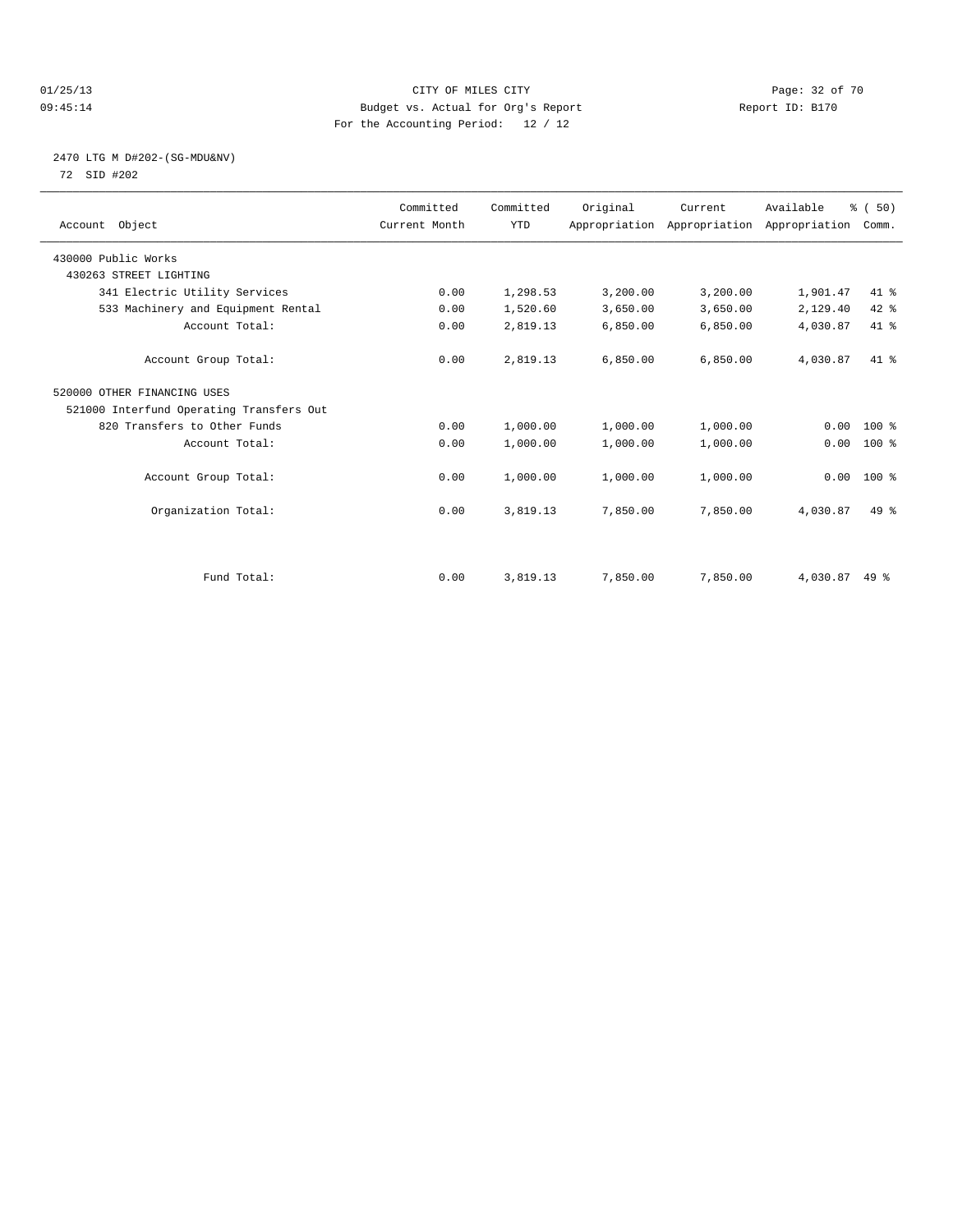CITY OF MILES CITY

Budget vs. Actual for Org's Report

For the Accounting Period: 12 / 12

01/25/13
09:45:14

Report ID: B170

2470 LTG M D#202-(SG-MDU&NV)

72 SID #202

| Account Object | Committed Current Month | Committed YTD | Original Appropriation | Current Appropriation | Available Appropriation | % ( 50) Comm. |
|---|---|---|---|---|---|---|
| 430000 Public Works | | | | | | |
| 430263 STREET LIGHTING | | | | | | |
| 341 Electric Utility Services | 0.00 | 1,298.53 | 3,200.00 | 3,200.00 | 1,901.47 | 41 % |
| 533 Machinery and Equipment Rental | 0.00 | 1,520.60 | 3,650.00 | 3,650.00 | 2,129.40 | 42 % |
| Account Total: | 0.00 | 2,819.13 | 6,850.00 | 6,850.00 | 4,030.87 | 41 % |
| Account Group Total: | 0.00 | 2,819.13 | 6,850.00 | 6,850.00 | 4,030.87 | 41 % |
| 520000 OTHER FINANCING USES | | | | | | |
| 521000 Interfund Operating Transfers Out | | | | | | |
| 820 Transfers to Other Funds | 0.00 | 1,000.00 | 1,000.00 | 1,000.00 | 0.00 | 100 % |
| Account Total: | 0.00 | 1,000.00 | 1,000.00 | 1,000.00 | 0.00 | 100 % |
| Account Group Total: | 0.00 | 1,000.00 | 1,000.00 | 1,000.00 | 0.00 | 100 % |
| Organization Total: | 0.00 | 3,819.13 | 7,850.00 | 7,850.00 | 4,030.87 | 49 % |
| Fund Total: | 0.00 | 3,819.13 | 7,850.00 | 7,850.00 | 4,030.87 | 49 % |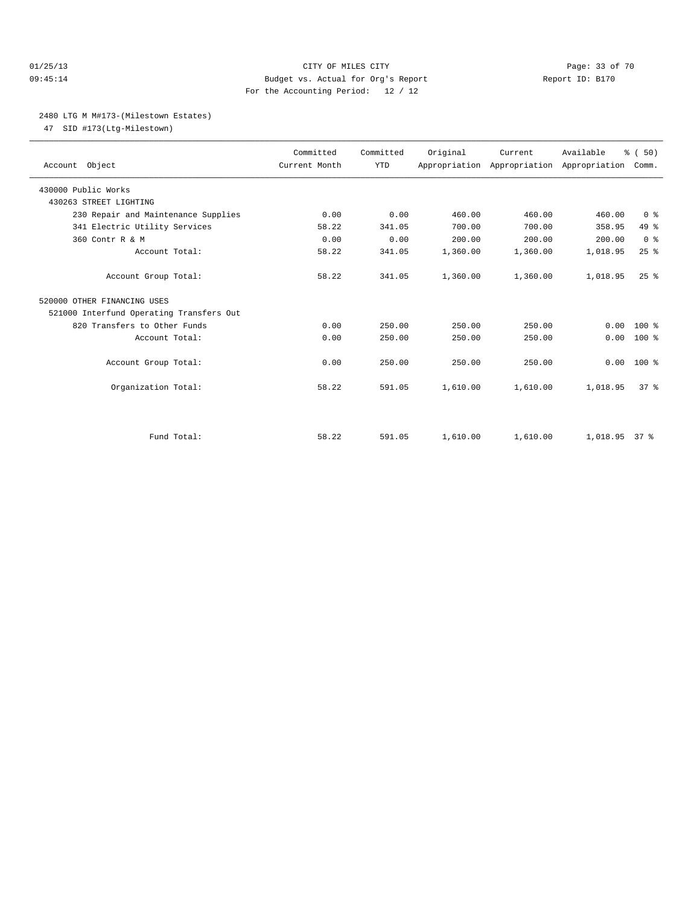CITY OF MILES CITY
Budget vs. Actual for Org's Report
For the Accounting Period: 12 / 12

01/25/13
09:45:14

Report ID: B170

2480 LTG M M#173-(Milestown Estates)
47 SID #173(Ltg-Milestown)

| Account Object | Committed Current Month | Committed YTD | Original Appropriation | Current Appropriation | Available Appropriation | % ( 50) Comm. |
|---|---|---|---|---|---|---|
| 430000 Public Works | | | | | | |
| 430263 STREET LIGHTING | | | | | | |
| 230 Repair and Maintenance Supplies | 0.00 | 0.00 | 460.00 | 460.00 | 460.00 | 0 % |
| 341 Electric Utility Services | 58.22 | 341.05 | 700.00 | 700.00 | 358.95 | 49 % |
| 360 Contr R & M | 0.00 | 0.00 | 200.00 | 200.00 | 200.00 | 0 % |
| Account Total: | 58.22 | 341.05 | 1,360.00 | 1,360.00 | 1,018.95 | 25 % |
| Account Group Total: | 58.22 | 341.05 | 1,360.00 | 1,360.00 | 1,018.95 | 25 % |
| 520000 OTHER FINANCING USES | | | | | | |
| 521000 Interfund Operating Transfers Out | | | | | | |
| 820 Transfers to Other Funds | 0.00 | 250.00 | 250.00 | 250.00 | 0.00 | 100 % |
| Account Total: | 0.00 | 250.00 | 250.00 | 250.00 | 0.00 | 100 % |
| Account Group Total: | 0.00 | 250.00 | 250.00 | 250.00 | 0.00 | 100 % |
| Organization Total: | 58.22 | 591.05 | 1,610.00 | 1,610.00 | 1,018.95 | 37 % |
| Fund Total: | 58.22 | 591.05 | 1,610.00 | 1,610.00 | 1,018.95 | 37 % |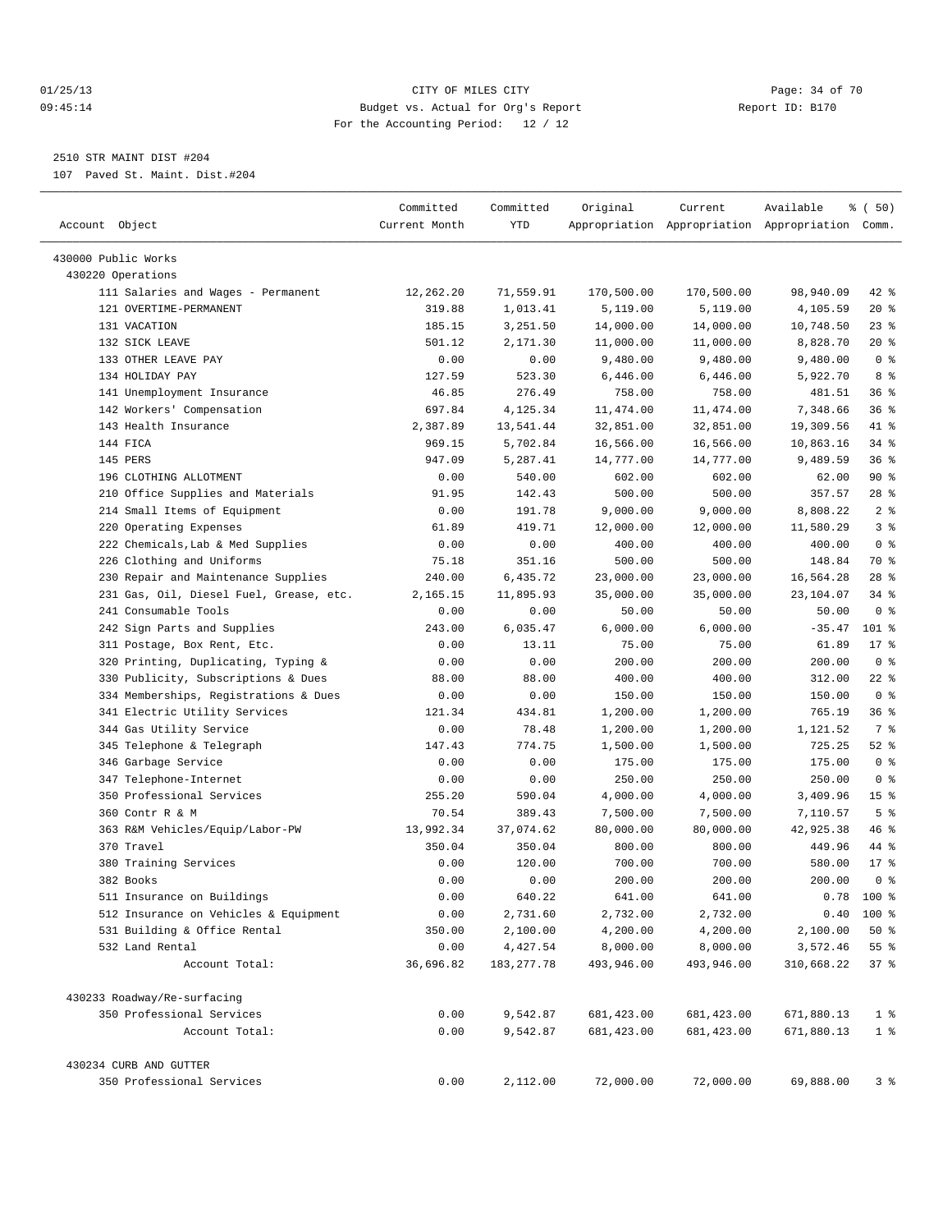CITY OF MILES CITY
Budget vs. Actual for Org's Report
For the Accounting Period: 12 / 12

01/25/13
09:45:14

Report ID: B170

2510 STR MAINT DIST #204
107 Paved St. Maint. Dist.#204

| Account Object | Committed Current Month | Committed YTD | Original Appropriation | Current Appropriation | Available Appropriation | % ( 50) Comm. |
|---|---|---|---|---|---|---|
| 430000 Public Works | | | | | | |
| 430220 Operations | | | | | | |
| 111 Salaries and Wages - Permanent | 12,262.20 | 71,559.91 | 170,500.00 | 170,500.00 | 98,940.09 | 42 % |
| 121 OVERTIME-PERMANENT | 319.88 | 1,013.41 | 5,119.00 | 5,119.00 | 4,105.59 | 20 % |
| 131 VACATION | 185.15 | 3,251.50 | 14,000.00 | 14,000.00 | 10,748.50 | 23 % |
| 132 SICK LEAVE | 501.12 | 2,171.30 | 11,000.00 | 11,000.00 | 8,828.70 | 20 % |
| 133 OTHER LEAVE PAY | 0.00 | 0.00 | 9,480.00 | 9,480.00 | 9,480.00 | 0 % |
| 134 HOLIDAY PAY | 127.59 | 523.30 | 6,446.00 | 6,446.00 | 5,922.70 | 8 % |
| 141 Unemployment Insurance | 46.85 | 276.49 | 758.00 | 758.00 | 481.51 | 36 % |
| 142 Workers' Compensation | 697.84 | 4,125.34 | 11,474.00 | 11,474.00 | 7,348.66 | 36 % |
| 143 Health Insurance | 2,387.89 | 13,541.44 | 32,851.00 | 32,851.00 | 19,309.56 | 41 % |
| 144 FICA | 969.15 | 5,702.84 | 16,566.00 | 16,566.00 | 10,863.16 | 34 % |
| 145 PERS | 947.09 | 5,287.41 | 14,777.00 | 14,777.00 | 9,489.59 | 36 % |
| 196 CLOTHING ALLOTMENT | 0.00 | 540.00 | 602.00 | 602.00 | 62.00 | 90 % |
| 210 Office Supplies and Materials | 91.95 | 142.43 | 500.00 | 500.00 | 357.57 | 28 % |
| 214 Small Items of Equipment | 0.00 | 191.78 | 9,000.00 | 9,000.00 | 8,808.22 | 2 % |
| 220 Operating Expenses | 61.89 | 419.71 | 12,000.00 | 12,000.00 | 11,580.29 | 3 % |
| 222 Chemicals,Lab & Med Supplies | 0.00 | 0.00 | 400.00 | 400.00 | 400.00 | 0 % |
| 226 Clothing and Uniforms | 75.18 | 351.16 | 500.00 | 500.00 | 148.84 | 70 % |
| 230 Repair and Maintenance Supplies | 240.00 | 6,435.72 | 23,000.00 | 23,000.00 | 16,564.28 | 28 % |
| 231 Gas, Oil, Diesel Fuel, Grease, etc. | 2,165.15 | 11,895.93 | 35,000.00 | 35,000.00 | 23,104.07 | 34 % |
| 241 Consumable Tools | 0.00 | 0.00 | 50.00 | 50.00 | 50.00 | 0 % |
| 242 Sign Parts and Supplies | 243.00 | 6,035.47 | 6,000.00 | 6,000.00 | -35.47 | 101 % |
| 311 Postage, Box Rent, Etc. | 0.00 | 13.11 | 75.00 | 75.00 | 61.89 | 17 % |
| 320 Printing, Duplicating, Typing & | 0.00 | 0.00 | 200.00 | 200.00 | 200.00 | 0 % |
| 330 Publicity, Subscriptions & Dues | 88.00 | 88.00 | 400.00 | 400.00 | 312.00 | 22 % |
| 334 Memberships, Registrations & Dues | 0.00 | 0.00 | 150.00 | 150.00 | 150.00 | 0 % |
| 341 Electric Utility Services | 121.34 | 434.81 | 1,200.00 | 1,200.00 | 765.19 | 36 % |
| 344 Gas Utility Service | 0.00 | 78.48 | 1,200.00 | 1,200.00 | 1,121.52 | 7 % |
| 345 Telephone & Telegraph | 147.43 | 774.75 | 1,500.00 | 1,500.00 | 725.25 | 52 % |
| 346 Garbage Service | 0.00 | 0.00 | 175.00 | 175.00 | 175.00 | 0 % |
| 347 Telephone-Internet | 0.00 | 0.00 | 250.00 | 250.00 | 250.00 | 0 % |
| 350 Professional Services | 255.20 | 590.04 | 4,000.00 | 4,000.00 | 3,409.96 | 15 % |
| 360 Contr R & M | 70.54 | 389.43 | 7,500.00 | 7,500.00 | 7,110.57 | 5 % |
| 363 R&M Vehicles/Equip/Labor-PW | 13,992.34 | 37,074.62 | 80,000.00 | 80,000.00 | 42,925.38 | 46 % |
| 370 Travel | 350.04 | 350.04 | 800.00 | 800.00 | 449.96 | 44 % |
| 380 Training Services | 0.00 | 120.00 | 700.00 | 700.00 | 580.00 | 17 % |
| 382 Books | 0.00 | 0.00 | 200.00 | 200.00 | 200.00 | 0 % |
| 511 Insurance on Buildings | 0.00 | 640.22 | 641.00 | 641.00 | 0.78 | 100 % |
| 512 Insurance on Vehicles & Equipment | 0.00 | 2,731.60 | 2,732.00 | 2,732.00 | 0.40 | 100 % |
| 531 Building & Office Rental | 350.00 | 2,100.00 | 4,200.00 | 4,200.00 | 2,100.00 | 50 % |
| 532 Land Rental | 0.00 | 4,427.54 | 8,000.00 | 8,000.00 | 3,572.46 | 55 % |
| Account Total: | 36,696.82 | 183,277.78 | 493,946.00 | 493,946.00 | 310,668.22 | 37 % |
| 430233 Roadway/Re-surfacing | | | | | | |
| 350 Professional Services | 0.00 | 9,542.87 | 681,423.00 | 681,423.00 | 671,880.13 | 1 % |
| Account Total: | 0.00 | 9,542.87 | 681,423.00 | 681,423.00 | 671,880.13 | 1 % |
| 430234 CURB AND GUTTER | | | | | | |
| 350 Professional Services | 0.00 | 2,112.00 | 72,000.00 | 72,000.00 | 69,888.00 | 3 % |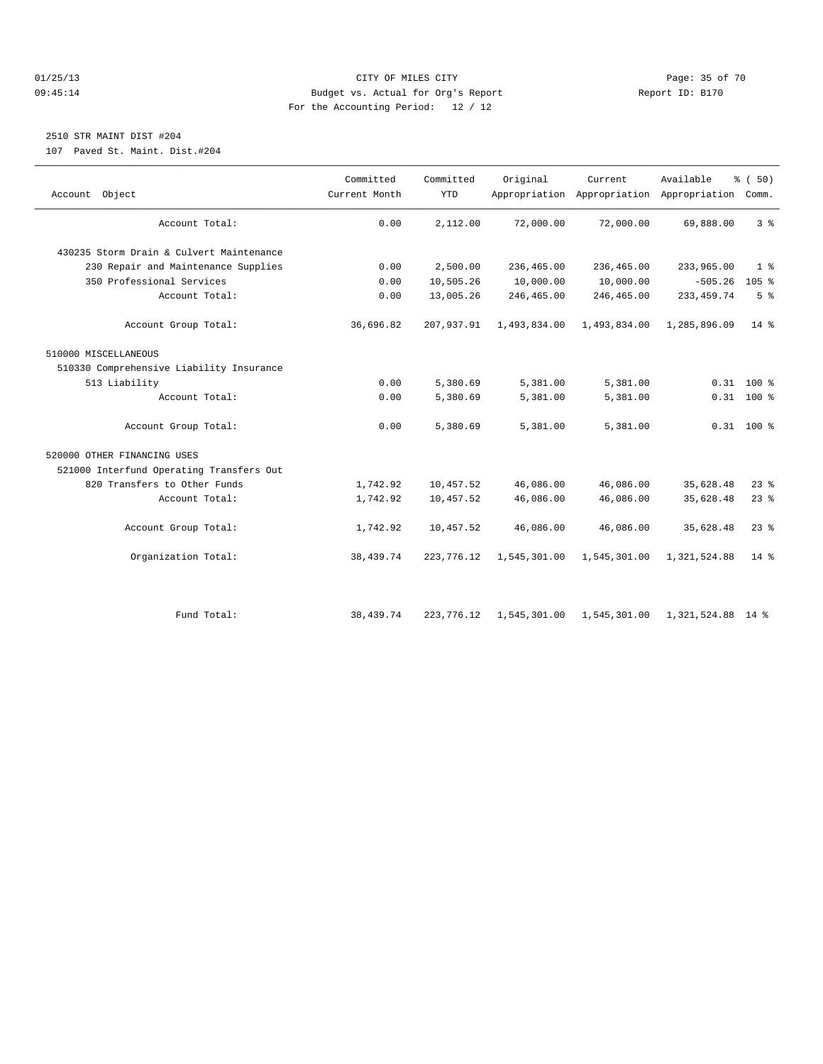01/25/13 CITY OF MILES CITY
09:45:14 Budget vs. Actual for Org's Report Report ID: B170
For the Accounting Period: 12 / 12

2510 STR MAINT DIST #204
107 Paved St. Maint. Dist.#204

| Account Object | Committed Current Month | Committed YTD | Original Appropriation | Current Appropriation | Available Appropriation | % ( 50) Comm. |
|---|---|---|---|---|---|---|
| Account Total: | 0.00 | 2,112.00 | 72,000.00 | 72,000.00 | 69,888.00 | 3 % |
| 430235 Storm Drain & Culvert Maintenance | | | | | | |
| 230 Repair and Maintenance Supplies | 0.00 | 2,500.00 | 236,465.00 | 236,465.00 | 233,965.00 | 1 % |
| 350 Professional Services | 0.00 | 10,505.26 | 10,000.00 | 10,000.00 | -505.26 | 105 % |
| Account Total: | 0.00 | 13,005.26 | 246,465.00 | 246,465.00 | 233,459.74 | 5 % |
| Account Group Total: | 36,696.82 | 207,937.91 | 1,493,834.00 | 1,493,834.00 | 1,285,896.09 | 14 % |
| 510000 MISCELLANEOUS | | | | | | |
| 510330 Comprehensive Liability Insurance | | | | | | |
| 513 Liability | 0.00 | 5,380.69 | 5,381.00 | 5,381.00 | 0.31 | 100 % |
| Account Total: | 0.00 | 5,380.69 | 5,381.00 | 5,381.00 | 0.31 | 100 % |
| Account Group Total: | 0.00 | 5,380.69 | 5,381.00 | 5,381.00 | 0.31 | 100 % |
| 520000 OTHER FINANCING USES | | | | | | |
| 521000 Interfund Operating Transfers Out | | | | | | |
| 820 Transfers to Other Funds | 1,742.92 | 10,457.52 | 46,086.00 | 46,086.00 | 35,628.48 | 23 % |
| Account Total: | 1,742.92 | 10,457.52 | 46,086.00 | 46,086.00 | 35,628.48 | 23 % |
| Account Group Total: | 1,742.92 | 10,457.52 | 46,086.00 | 46,086.00 | 35,628.48 | 23 % |
| Organization Total: | 38,439.74 | 223,776.12 | 1,545,301.00 | 1,545,301.00 | 1,321,524.88 | 14 % |
| Fund Total: | 38,439.74 | 223,776.12 | 1,545,301.00 | 1,545,301.00 | 1,321,524.88 | 14 % |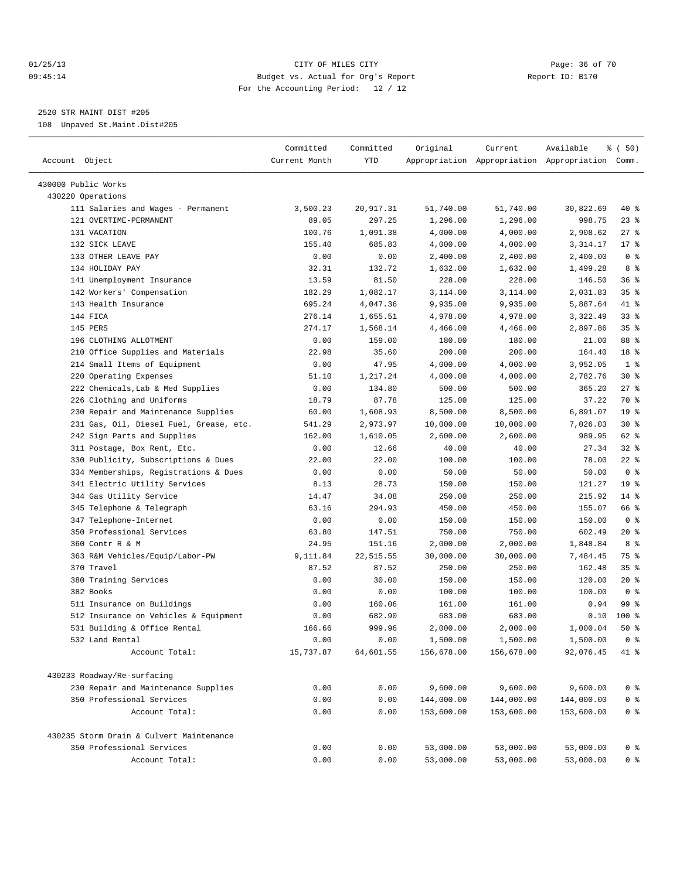01/25/13 CITY OF MILES CITY
09:45:14 Budget vs. Actual for Org's Report Report ID: B170
For the Accounting Period: 12 / 12

2520 STR MAINT DIST #205

108 Unpaved St.Maint.Dist#205

| Account Object | Committed Current Month | Committed YTD | Original Appropriation | Current Appropriation | Available Appropriation | % ( 50) Comm. |
|---|---|---|---|---|---|---|
| 430000 Public Works | | | | | | |
| 430220 Operations | | | | | | |
| 111 Salaries and Wages - Permanent | 3,500.23 | 20,917.31 | 51,740.00 | 51,740.00 | 30,822.69 | 40 % |
| 121 OVERTIME-PERMANENT | 89.05 | 297.25 | 1,296.00 | 1,296.00 | 998.75 | 23 % |
| 131 VACATION | 100.76 | 1,091.38 | 4,000.00 | 4,000.00 | 2,908.62 | 27 % |
| 132 SICK LEAVE | 155.40 | 685.83 | 4,000.00 | 4,000.00 | 3,314.17 | 17 % |
| 133 OTHER LEAVE PAY | 0.00 | 0.00 | 2,400.00 | 2,400.00 | 2,400.00 | 0 % |
| 134 HOLIDAY PAY | 32.31 | 132.72 | 1,632.00 | 1,632.00 | 1,499.28 | 8 % |
| 141 Unemployment Insurance | 13.59 | 81.50 | 228.00 | 228.00 | 146.50 | 36 % |
| 142 Workers' Compensation | 182.29 | 1,082.17 | 3,114.00 | 3,114.00 | 2,031.83 | 35 % |
| 143 Health Insurance | 695.24 | 4,047.36 | 9,935.00 | 9,935.00 | 5,887.64 | 41 % |
| 144 FICA | 276.14 | 1,655.51 | 4,978.00 | 4,978.00 | 3,322.49 | 33 % |
| 145 PERS | 274.17 | 1,568.14 | 4,466.00 | 4,466.00 | 2,897.86 | 35 % |
| 196 CLOTHING ALLOTMENT | 0.00 | 159.00 | 180.00 | 180.00 | 21.00 | 88 % |
| 210 Office Supplies and Materials | 22.98 | 35.60 | 200.00 | 200.00 | 164.40 | 18 % |
| 214 Small Items of Equipment | 0.00 | 47.95 | 4,000.00 | 4,000.00 | 3,952.05 | 1 % |
| 220 Operating Expenses | 51.10 | 1,217.24 | 4,000.00 | 4,000.00 | 2,782.76 | 30 % |
| 222 Chemicals,Lab & Med Supplies | 0.00 | 134.80 | 500.00 | 500.00 | 365.20 | 27 % |
| 226 Clothing and Uniforms | 18.79 | 87.78 | 125.00 | 125.00 | 37.22 | 70 % |
| 230 Repair and Maintenance Supplies | 60.00 | 1,608.93 | 8,500.00 | 8,500.00 | 6,891.07 | 19 % |
| 231 Gas, Oil, Diesel Fuel, Grease, etc. | 541.29 | 2,973.97 | 10,000.00 | 10,000.00 | 7,026.03 | 30 % |
| 242 Sign Parts and Supplies | 162.00 | 1,610.05 | 2,600.00 | 2,600.00 | 989.95 | 62 % |
| 311 Postage, Box Rent, Etc. | 0.00 | 12.66 | 40.00 | 40.00 | 27.34 | 32 % |
| 330 Publicity, Subscriptions & Dues | 22.00 | 22.00 | 100.00 | 100.00 | 78.00 | 22 % |
| 334 Memberships, Registrations & Dues | 0.00 | 0.00 | 50.00 | 50.00 | 50.00 | 0 % |
| 341 Electric Utility Services | 8.13 | 28.73 | 150.00 | 150.00 | 121.27 | 19 % |
| 344 Gas Utility Service | 14.47 | 34.08 | 250.00 | 250.00 | 215.92 | 14 % |
| 345 Telephone & Telegraph | 63.16 | 294.93 | 450.00 | 450.00 | 155.07 | 66 % |
| 347 Telephone-Internet | 0.00 | 0.00 | 150.00 | 150.00 | 150.00 | 0 % |
| 350 Professional Services | 63.80 | 147.51 | 750.00 | 750.00 | 602.49 | 20 % |
| 360 Contr R & M | 24.95 | 151.16 | 2,000.00 | 2,000.00 | 1,848.84 | 8 % |
| 363 R&M Vehicles/Equip/Labor-PW | 9,111.84 | 22,515.55 | 30,000.00 | 30,000.00 | 7,484.45 | 75 % |
| 370 Travel | 87.52 | 87.52 | 250.00 | 250.00 | 162.48 | 35 % |
| 380 Training Services | 0.00 | 30.00 | 150.00 | 150.00 | 120.00 | 20 % |
| 382 Books | 0.00 | 0.00 | 100.00 | 100.00 | 100.00 | 0 % |
| 511 Insurance on Buildings | 0.00 | 160.06 | 161.00 | 161.00 | 0.94 | 99 % |
| 512 Insurance on Vehicles & Equipment | 0.00 | 682.90 | 683.00 | 683.00 | 0.10 | 100 % |
| 531 Building & Office Rental | 166.66 | 999.96 | 2,000.00 | 2,000.00 | 1,000.04 | 50 % |
| 532 Land Rental | 0.00 | 0.00 | 1,500.00 | 1,500.00 | 1,500.00 | 0 % |
| Account Total: | 15,737.87 | 64,601.55 | 156,678.00 | 156,678.00 | 92,076.45 | 41 % |
| 430233 Roadway/Re-surfacing | | | | | | |
| 230 Repair and Maintenance Supplies | 0.00 | 0.00 | 9,600.00 | 9,600.00 | 9,600.00 | 0 % |
| 350 Professional Services | 0.00 | 0.00 | 144,000.00 | 144,000.00 | 144,000.00 | 0 % |
| Account Total: | 0.00 | 0.00 | 153,600.00 | 153,600.00 | 153,600.00 | 0 % |
| 430235 Storm Drain & Culvert Maintenance | | | | | | |
| 350 Professional Services | 0.00 | 0.00 | 53,000.00 | 53,000.00 | 53,000.00 | 0 % |
| Account Total: | 0.00 | 0.00 | 53,000.00 | 53,000.00 | 53,000.00 | 0 % |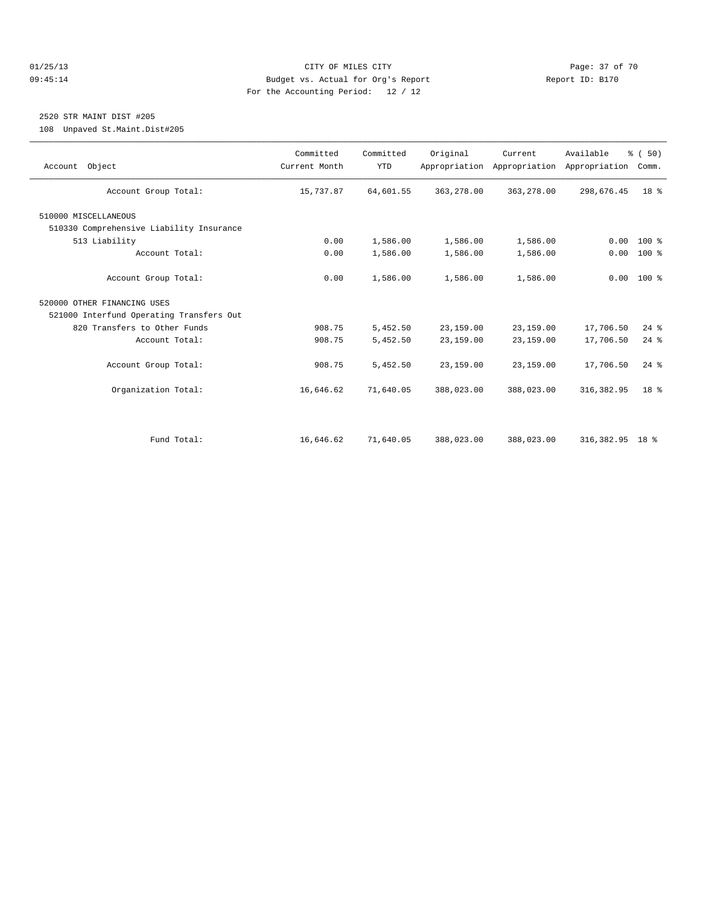CITY OF MILES CITY

Budget vs. Actual for Org's Report

For the Accounting Period: 12 / 12

01/25/13 09:45:14 — Report ID: B170

## 2520 STR MAINT DIST #205

108 Unpaved St.Maint.Dist#205

| Account Object | Committed Current Month | Committed YTD | Original Appropriation | Current Appropriation | Available Appropriation | % ( 50) Comm. |
|---|---|---|---|---|---|---|
| Account Group Total: | 15,737.87 | 64,601.55 | 363,278.00 | 363,278.00 | 298,676.45 | 18 % |
| 510000 MISCELLANEOUS | | | | | | |
| 510330 Comprehensive Liability Insurance | | | | | | |
| 513 Liability | 0.00 | 1,586.00 | 1,586.00 | 1,586.00 | 0.00 | 100 % |
| Account Total: | 0.00 | 1,586.00 | 1,586.00 | 1,586.00 | 0.00 | 100 % |
| Account Group Total: | 0.00 | 1,586.00 | 1,586.00 | 1,586.00 | 0.00 | 100 % |
| 520000 OTHER FINANCING USES | | | | | | |
| 521000 Interfund Operating Transfers Out | | | | | | |
| 820 Transfers to Other Funds | 908.75 | 5,452.50 | 23,159.00 | 23,159.00 | 17,706.50 | 24 % |
| Account Total: | 908.75 | 5,452.50 | 23,159.00 | 23,159.00 | 17,706.50 | 24 % |
| Account Group Total: | 908.75 | 5,452.50 | 23,159.00 | 23,159.00 | 17,706.50 | 24 % |
| Organization Total: | 16,646.62 | 71,640.05 | 388,023.00 | 388,023.00 | 316,382.95 | 18 % |
| Fund Total: | 16,646.62 | 71,640.05 | 388,023.00 | 388,023.00 | 316,382.95 | 18 % |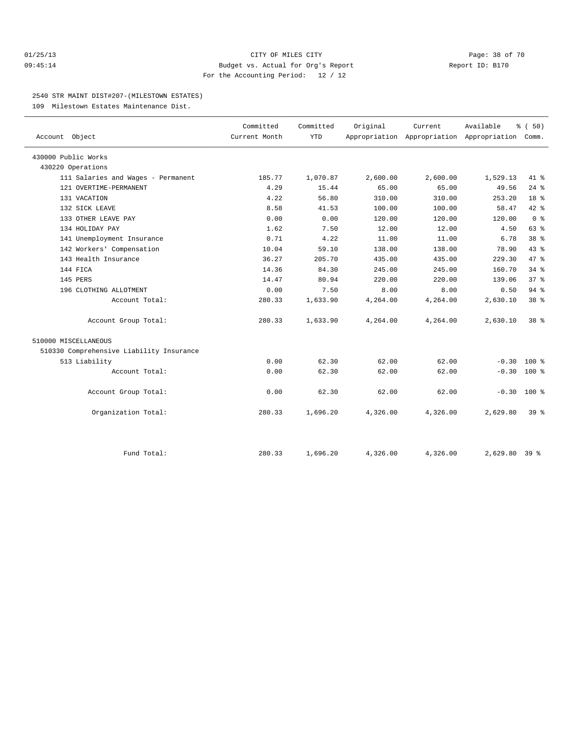CITY OF MILES CITY
Budget vs. Actual for Org's Report
For the Accounting Period: 12 / 12

01/25/13 09:45:14 — Report ID: B170

## 2540 STR MAINT DIST#207-(MILESTOWN ESTATES)

109 Milestown Estates Maintenance Dist.

| Account Object | Committed Current Month | Committed YTD | Original Appropriation | Current Appropriation | Available Appropriation | % ( 50) Comm. |
|---|---|---|---|---|---|---|
| 430000 Public Works | | | | | | |
| 430220 Operations | | | | | | |
| 111 Salaries and Wages - Permanent | 185.77 | 1,070.87 | 2,600.00 | 2,600.00 | 1,529.13 | 41 % |
| 121 OVERTIME-PERMANENT | 4.29 | 15.44 | 65.00 | 65.00 | 49.56 | 24 % |
| 131 VACATION | 4.22 | 56.80 | 310.00 | 310.00 | 253.20 | 18 % |
| 132 SICK LEAVE | 8.58 | 41.53 | 100.00 | 100.00 | 58.47 | 42 % |
| 133 OTHER LEAVE PAY | 0.00 | 0.00 | 120.00 | 120.00 | 120.00 | 0 % |
| 134 HOLIDAY PAY | 1.62 | 7.50 | 12.00 | 12.00 | 4.50 | 63 % |
| 141 Unemployment Insurance | 0.71 | 4.22 | 11.00 | 11.00 | 6.78 | 38 % |
| 142 Workers' Compensation | 10.04 | 59.10 | 138.00 | 138.00 | 78.90 | 43 % |
| 143 Health Insurance | 36.27 | 205.70 | 435.00 | 435.00 | 229.30 | 47 % |
| 144 FICA | 14.36 | 84.30 | 245.00 | 245.00 | 160.70 | 34 % |
| 145 PERS | 14.47 | 80.94 | 220.00 | 220.00 | 139.06 | 37 % |
| 196 CLOTHING ALLOTMENT | 0.00 | 7.50 | 8.00 | 8.00 | 0.50 | 94 % |
| Account Total: | 280.33 | 1,633.90 | 4,264.00 | 4,264.00 | 2,630.10 | 38 % |
| Account Group Total: | 280.33 | 1,633.90 | 4,264.00 | 4,264.00 | 2,630.10 | 38 % |
| 510000 MISCELLANEOUS | | | | | | |
| 510330 Comprehensive Liability Insurance | | | | | | |
| 513 Liability | 0.00 | 62.30 | 62.00 | 62.00 | -0.30 | 100 % |
| Account Total: | 0.00 | 62.30 | 62.00 | 62.00 | -0.30 | 100 % |
| Account Group Total: | 0.00 | 62.30 | 62.00 | 62.00 | -0.30 | 100 % |
| Organization Total: | 280.33 | 1,696.20 | 4,326.00 | 4,326.00 | 2,629.80 | 39 % |
| Fund Total: | 280.33 | 1,696.20 | 4,326.00 | 4,326.00 | 2,629.80 | 39 % |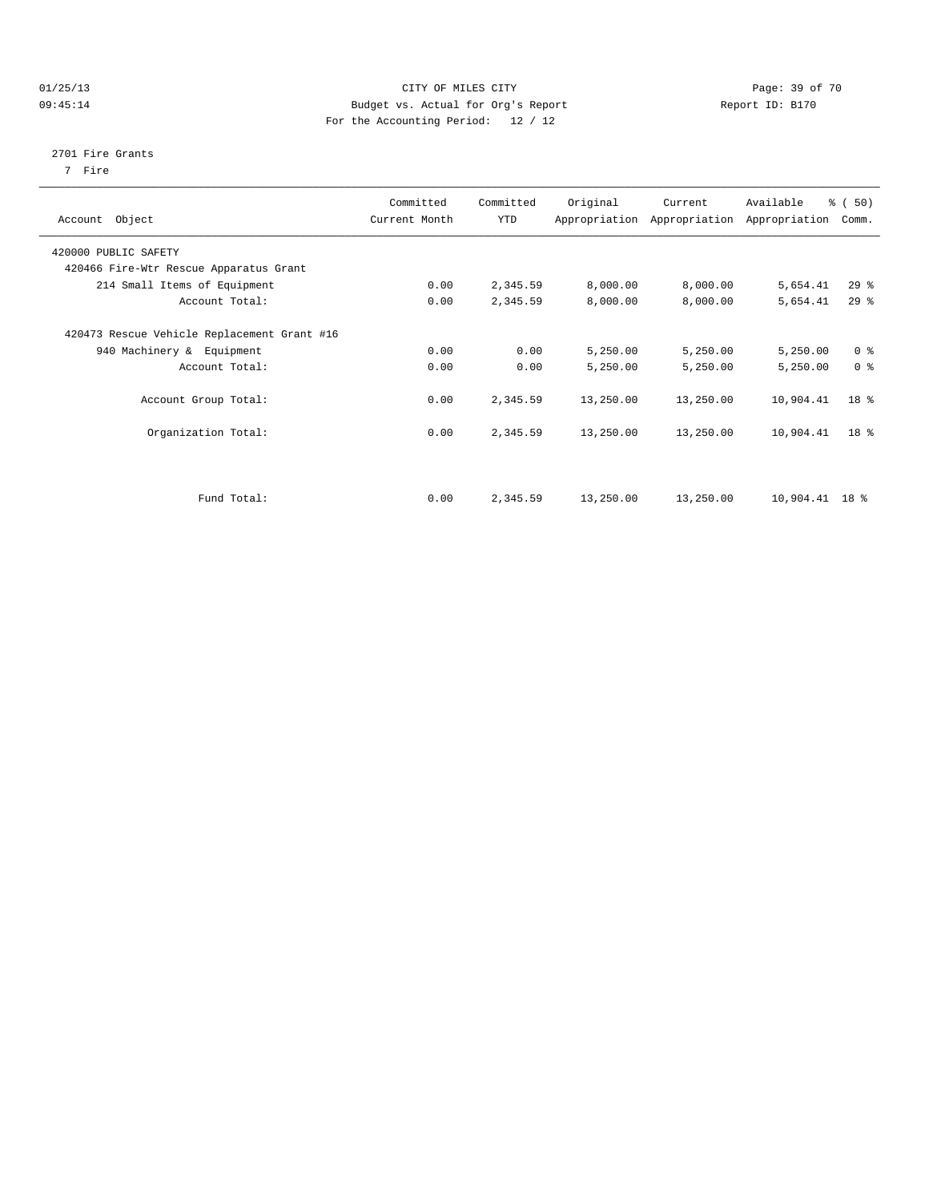CITY OF MILES CITY

Budget vs. Actual for Org's Report

For the Accounting Period: 12 / 12

01/25/13
09:45:14

Report ID: B170

2701 Fire Grants
7 Fire

| Account Object | Committed Current Month | Committed YTD | Original Appropriation | Current Appropriation | Available Appropriation | % ( 50) Comm. |
|---|---|---|---|---|---|---|
| 420000 PUBLIC SAFETY | | | | | | |
| 420466 Fire-Wtr Rescue Apparatus Grant | | | | | | |
| 214 Small Items of Equipment | 0.00 | 2,345.59 | 8,000.00 | 8,000.00 | 5,654.41 | 29 % |
| Account Total: | 0.00 | 2,345.59 | 8,000.00 | 8,000.00 | 5,654.41 | 29 % |
| 420473 Rescue Vehicle Replacement Grant #16 | | | | | | |
| 940 Machinery & Equipment | 0.00 | 0.00 | 5,250.00 | 5,250.00 | 5,250.00 | 0 % |
| Account Total: | 0.00 | 0.00 | 5,250.00 | 5,250.00 | 5,250.00 | 0 % |
| Account Group Total: | 0.00 | 2,345.59 | 13,250.00 | 13,250.00 | 10,904.41 | 18 % |
| Organization Total: | 0.00 | 2,345.59 | 13,250.00 | 13,250.00 | 10,904.41 | 18 % |
| Fund Total: | 0.00 | 2,345.59 | 13,250.00 | 13,250.00 | 10,904.41 | 18 % |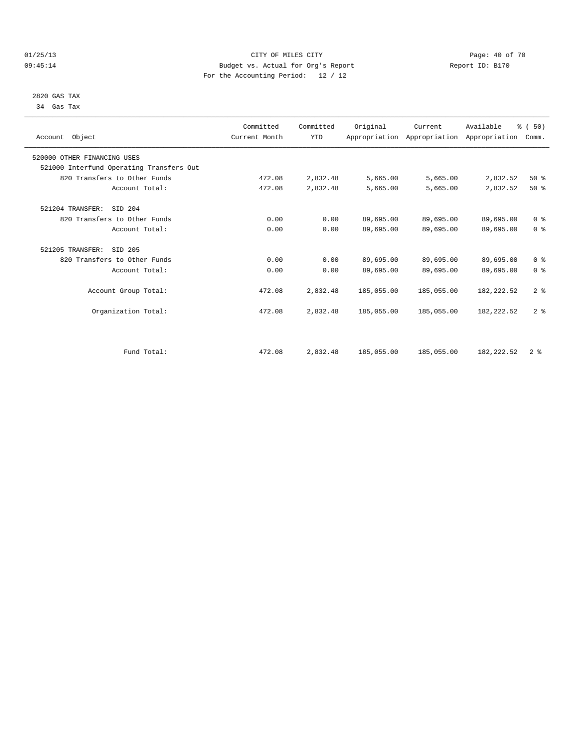CITY OF MILES CITY
Budget vs. Actual for Org's Report
For the Accounting Period: 12 / 12

01/25/13
09:45:14

Report ID: B170

2820 GAS TAX
34 Gas Tax

| Account Object | Committed Current Month | Committed YTD | Original Appropriation | Current Appropriation | Available Appropriation | % ( 50) Comm. |
|---|---|---|---|---|---|---|
| 520000 OTHER FINANCING USES | | | | | | |
| 521000 Interfund Operating Transfers Out | | | | | | |
| 820 Transfers to Other Funds | 472.08 | 2,832.48 | 5,665.00 | 5,665.00 | 2,832.52 | 50 % |
| Account Total: | 472.08 | 2,832.48 | 5,665.00 | 5,665.00 | 2,832.52 | 50 % |
| 521204 TRANSFER: SID 204 | | | | | | |
| 820 Transfers to Other Funds | 0.00 | 0.00 | 89,695.00 | 89,695.00 | 89,695.00 | 0 % |
| Account Total: | 0.00 | 0.00 | 89,695.00 | 89,695.00 | 89,695.00 | 0 % |
| 521205 TRANSFER: SID 205 | | | | | | |
| 820 Transfers to Other Funds | 0.00 | 0.00 | 89,695.00 | 89,695.00 | 89,695.00 | 0 % |
| Account Total: | 0.00 | 0.00 | 89,695.00 | 89,695.00 | 89,695.00 | 0 % |
| Account Group Total: | 472.08 | 2,832.48 | 185,055.00 | 185,055.00 | 182,222.52 | 2 % |
| Organization Total: | 472.08 | 2,832.48 | 185,055.00 | 185,055.00 | 182,222.52 | 2 % |
| Fund Total: | 472.08 | 2,832.48 | 185,055.00 | 185,055.00 | 182,222.52 | 2 % |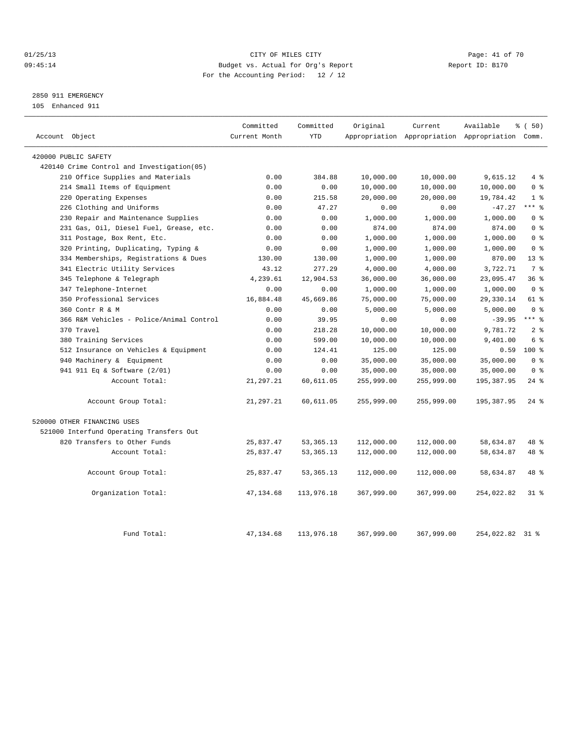CITY OF MILES CITY
Budget vs. Actual for Org's Report
For the Accounting Period: 12 / 12

01/25/13
09:45:14

Report ID: B170

## 2850 911 EMERGENCY

105 Enhanced 911

| Account Object | Committed Current Month | Committed YTD | Original Appropriation | Current Appropriation | Available Appropriation | % ( 50) Comm. |
|---|---|---|---|---|---|---|
| 420000 PUBLIC SAFETY | | | | | | |
| 420140 Crime Control and Investigation(05) | | | | | | |
| 210 Office Supplies and Materials | 0.00 | 384.88 | 10,000.00 | 10,000.00 | 9,615.12 | 4 % |
| 214 Small Items of Equipment | 0.00 | 0.00 | 10,000.00 | 10,000.00 | 10,000.00 | 0 % |
| 220 Operating Expenses | 0.00 | 215.58 | 20,000.00 | 20,000.00 | 19,784.42 | 1 % |
| 226 Clothing and Uniforms | 0.00 | 47.27 | 0.00 | 0.00 | -47.27 | *** % |
| 230 Repair and Maintenance Supplies | 0.00 | 0.00 | 1,000.00 | 1,000.00 | 1,000.00 | 0 % |
| 231 Gas, Oil, Diesel Fuel, Grease, etc. | 0.00 | 0.00 | 874.00 | 874.00 | 874.00 | 0 % |
| 311 Postage, Box Rent, Etc. | 0.00 | 0.00 | 1,000.00 | 1,000.00 | 1,000.00 | 0 % |
| 320 Printing, Duplicating, Typing & | 0.00 | 0.00 | 1,000.00 | 1,000.00 | 1,000.00 | 0 % |
| 334 Memberships, Registrations & Dues | 130.00 | 130.00 | 1,000.00 | 1,000.00 | 870.00 | 13 % |
| 341 Electric Utility Services | 43.12 | 277.29 | 4,000.00 | 4,000.00 | 3,722.71 | 7 % |
| 345 Telephone & Telegraph | 4,239.61 | 12,904.53 | 36,000.00 | 36,000.00 | 23,095.47 | 36 % |
| 347 Telephone-Internet | 0.00 | 0.00 | 1,000.00 | 1,000.00 | 1,000.00 | 0 % |
| 350 Professional Services | 16,884.48 | 45,669.86 | 75,000.00 | 75,000.00 | 29,330.14 | 61 % |
| 360 Contr R & M | 0.00 | 0.00 | 5,000.00 | 5,000.00 | 5,000.00 | 0 % |
| 366 R&M Vehicles - Police/Animal Control | 0.00 | 39.95 | 0.00 | 0.00 | -39.95 | *** % |
| 370 Travel | 0.00 | 218.28 | 10,000.00 | 10,000.00 | 9,781.72 | 2 % |
| 380 Training Services | 0.00 | 599.00 | 10,000.00 | 10,000.00 | 9,401.00 | 6 % |
| 512 Insurance on Vehicles & Equipment | 0.00 | 124.41 | 125.00 | 125.00 | 0.59 | 100 % |
| 940 Machinery & Equipment | 0.00 | 0.00 | 35,000.00 | 35,000.00 | 35,000.00 | 0 % |
| 941 911 Eq & Software (2/01) | 0.00 | 0.00 | 35,000.00 | 35,000.00 | 35,000.00 | 0 % |
| Account Total: | 21,297.21 | 60,611.05 | 255,999.00 | 255,999.00 | 195,387.95 | 24 % |
| Account Group Total: | 21,297.21 | 60,611.05 | 255,999.00 | 255,999.00 | 195,387.95 | 24 % |
| 520000 OTHER FINANCING USES | | | | | | |
| 521000 Interfund Operating Transfers Out | | | | | | |
| 820 Transfers to Other Funds | 25,837.47 | 53,365.13 | 112,000.00 | 112,000.00 | 58,634.87 | 48 % |
| Account Total: | 25,837.47 | 53,365.13 | 112,000.00 | 112,000.00 | 58,634.87 | 48 % |
| Account Group Total: | 25,837.47 | 53,365.13 | 112,000.00 | 112,000.00 | 58,634.87 | 48 % |
| Organization Total: | 47,134.68 | 113,976.18 | 367,999.00 | 367,999.00 | 254,022.82 | 31 % |
| Fund Total: | 47,134.68 | 113,976.18 | 367,999.00 | 367,999.00 | 254,022.82 | 31 % |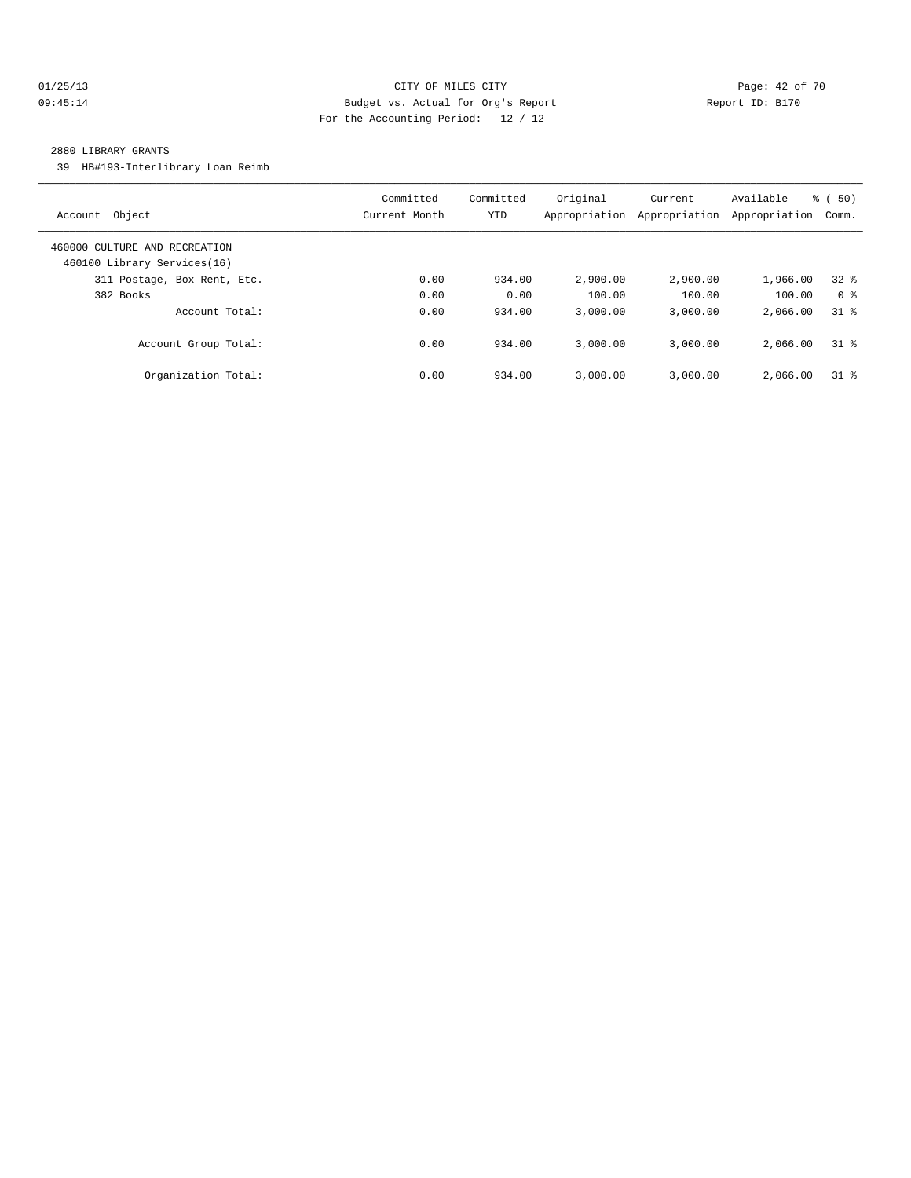CITY OF MILES CITY
Budget vs. Actual for Org's Report
For the Accounting Period: 12 / 12

01/25/13
09:45:14

Report ID: B170

2880 LIBRARY GRANTS

39 HB#193-Interlibrary Loan Reimb

| Account Object | Committed Current Month | Committed YTD | Original Appropriation | Current Appropriation | Available Appropriation | % ( 50) Comm. |
|---|---|---|---|---|---|---|
| 460000 CULTURE AND RECREATION | | | | | | |
| 460100 Library Services(16) | | | | | | |
| 311 Postage, Box Rent, Etc. | 0.00 | 934.00 | 2,900.00 | 2,900.00 | 1,966.00 | 32 % |
| 382 Books | 0.00 | 0.00 | 100.00 | 100.00 | 100.00 | 0 % |
| Account Total: | 0.00 | 934.00 | 3,000.00 | 3,000.00 | 2,066.00 | 31 % |
| Account Group Total: | 0.00 | 934.00 | 3,000.00 | 3,000.00 | 2,066.00 | 31 % |
| Organization Total: | 0.00 | 934.00 | 3,000.00 | 3,000.00 | 2,066.00 | 31 % |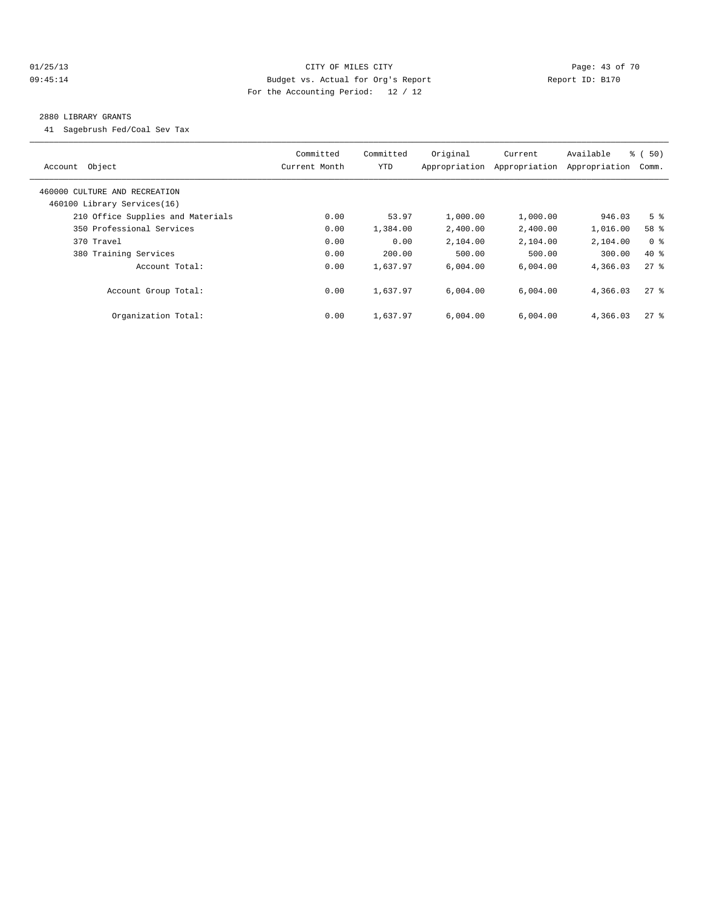CITY OF MILES CITY
Budget vs. Actual for Org's Report
For the Accounting Period: 12 / 12

01/25/13
09:45:14

Report ID: B170

2880 LIBRARY GRANTS

41 Sagebrush Fed/Coal Sev Tax

| Account Object | Committed Current Month | Committed YTD | Original Appropriation | Current Appropriation | Available Appropriation | % ( 50) Comm. |
|---|---|---|---|---|---|---|
| 460000 CULTURE AND RECREATION | | | | | | |
| 460100 Library Services(16) | | | | | | |
| 210 Office Supplies and Materials | 0.00 | 53.97 | 1,000.00 | 1,000.00 | 946.03 | 5 % |
| 350 Professional Services | 0.00 | 1,384.00 | 2,400.00 | 2,400.00 | 1,016.00 | 58 % |
| 370 Travel | 0.00 | 0.00 | 2,104.00 | 2,104.00 | 2,104.00 | 0 % |
| 380 Training Services | 0.00 | 200.00 | 500.00 | 500.00 | 300.00 | 40 % |
| Account Total: | 0.00 | 1,637.97 | 6,004.00 | 6,004.00 | 4,366.03 | 27 % |
| Account Group Total: | 0.00 | 1,637.97 | 6,004.00 | 6,004.00 | 4,366.03 | 27 % |
| Organization Total: | 0.00 | 1,637.97 | 6,004.00 | 6,004.00 | 4,366.03 | 27 % |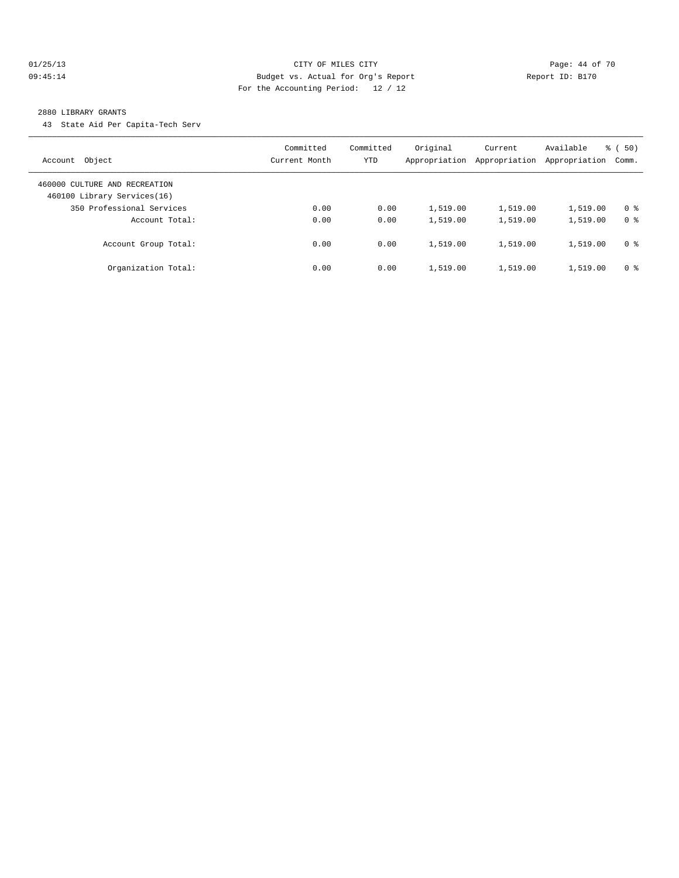CITY OF MILES CITY
Budget vs. Actual for Org's Report
For the Accounting Period: 12 / 12

01/25/13
09:45:14

Report ID: B170

2880 LIBRARY GRANTS

43 State Aid Per Capita-Tech Serv

| Account Object | Committed Current Month | Committed YTD | Original Appropriation | Current Appropriation | Available Appropriation | % ( 50) Comm. |
|---|---|---|---|---|---|---|
| 460000 CULTURE AND RECREATION | | | | | | |
| 460100 Library Services(16) | | | | | | |
| 350 Professional Services | 0.00 | 0.00 | 1,519.00 | 1,519.00 | 1,519.00 | 0 % |
| Account Total: | 0.00 | 0.00 | 1,519.00 | 1,519.00 | 1,519.00 | 0 % |
| Account Group Total: | 0.00 | 0.00 | 1,519.00 | 1,519.00 | 1,519.00 | 0 % |
| Organization Total: | 0.00 | 0.00 | 1,519.00 | 1,519.00 | 1,519.00 | 0 % |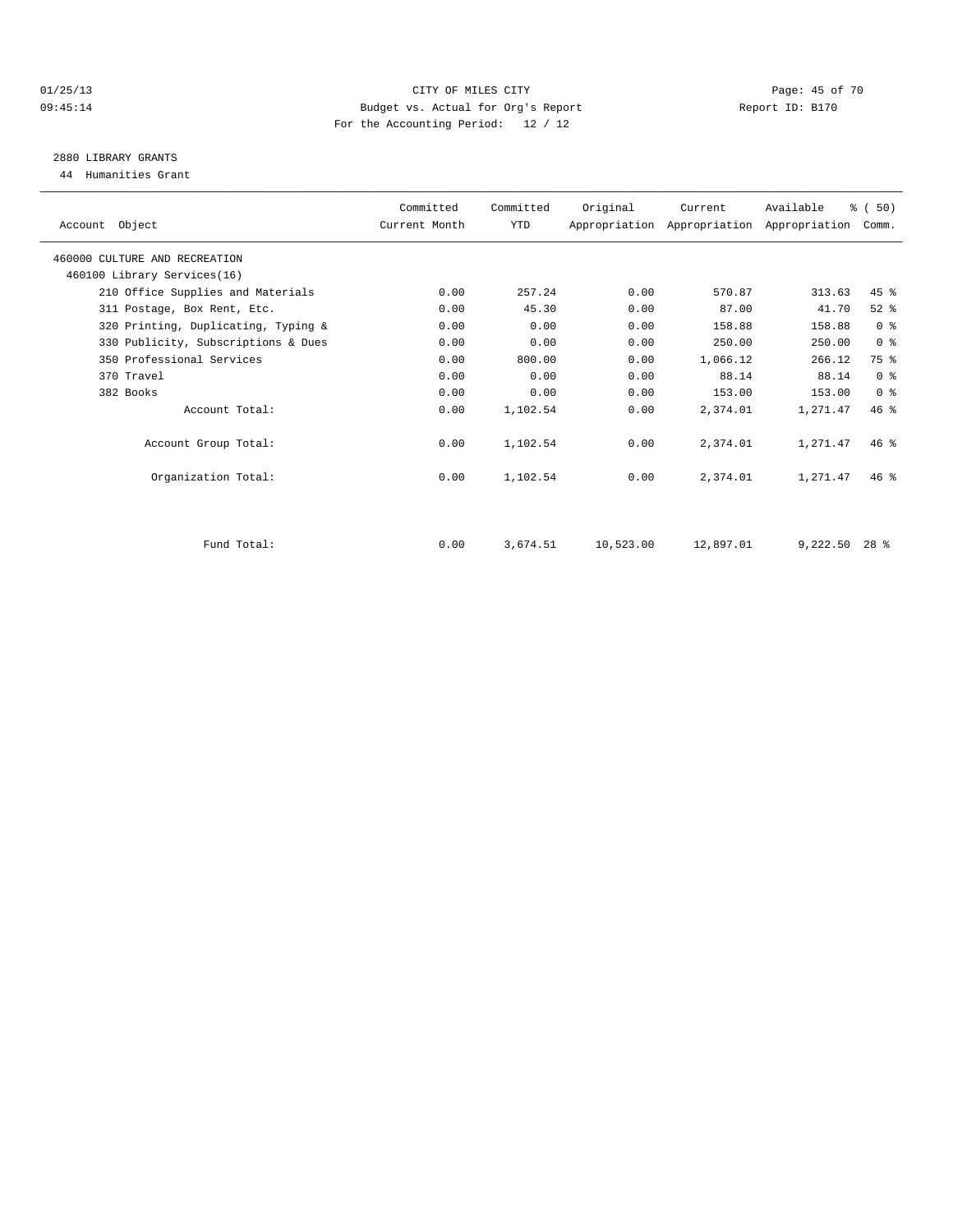CITY OF MILES CITY
Budget vs. Actual for Org's Report
For the Accounting Period: 12 / 12

01/25/13
09:45:14

Report ID: B170

## 2880 LIBRARY GRANTS

44 Humanities Grant

| Account Object | Committed Current Month | Committed YTD | Original Appropriation | Current Appropriation | Available Appropriation | % ( 50) Comm. |
|---|---|---|---|---|---|---|
| 460000 CULTURE AND RECREATION | | | | | | |
| 460100 Library Services(16) | | | | | | |
| 210 Office Supplies and Materials | 0.00 | 257.24 | 0.00 | 570.87 | 313.63 | 45 % |
| 311 Postage, Box Rent, Etc. | 0.00 | 45.30 | 0.00 | 87.00 | 41.70 | 52 % |
| 320 Printing, Duplicating, Typing & | 0.00 | 0.00 | 0.00 | 158.88 | 158.88 | 0 % |
| 330 Publicity, Subscriptions & Dues | 0.00 | 0.00 | 0.00 | 250.00 | 250.00 | 0 % |
| 350 Professional Services | 0.00 | 800.00 | 0.00 | 1,066.12 | 266.12 | 75 % |
| 370 Travel | 0.00 | 0.00 | 0.00 | 88.14 | 88.14 | 0 % |
| 382 Books | 0.00 | 0.00 | 0.00 | 153.00 | 153.00 | 0 % |
| Account Total: | 0.00 | 1,102.54 | 0.00 | 2,374.01 | 1,271.47 | 46 % |
| Account Group Total: | 0.00 | 1,102.54 | 0.00 | 2,374.01 | 1,271.47 | 46 % |
| Organization Total: | 0.00 | 1,102.54 | 0.00 | 2,374.01 | 1,271.47 | 46 % |
| Fund Total: | 0.00 | 3,674.51 | 10,523.00 | 12,897.01 | 9,222.50 | 28 % |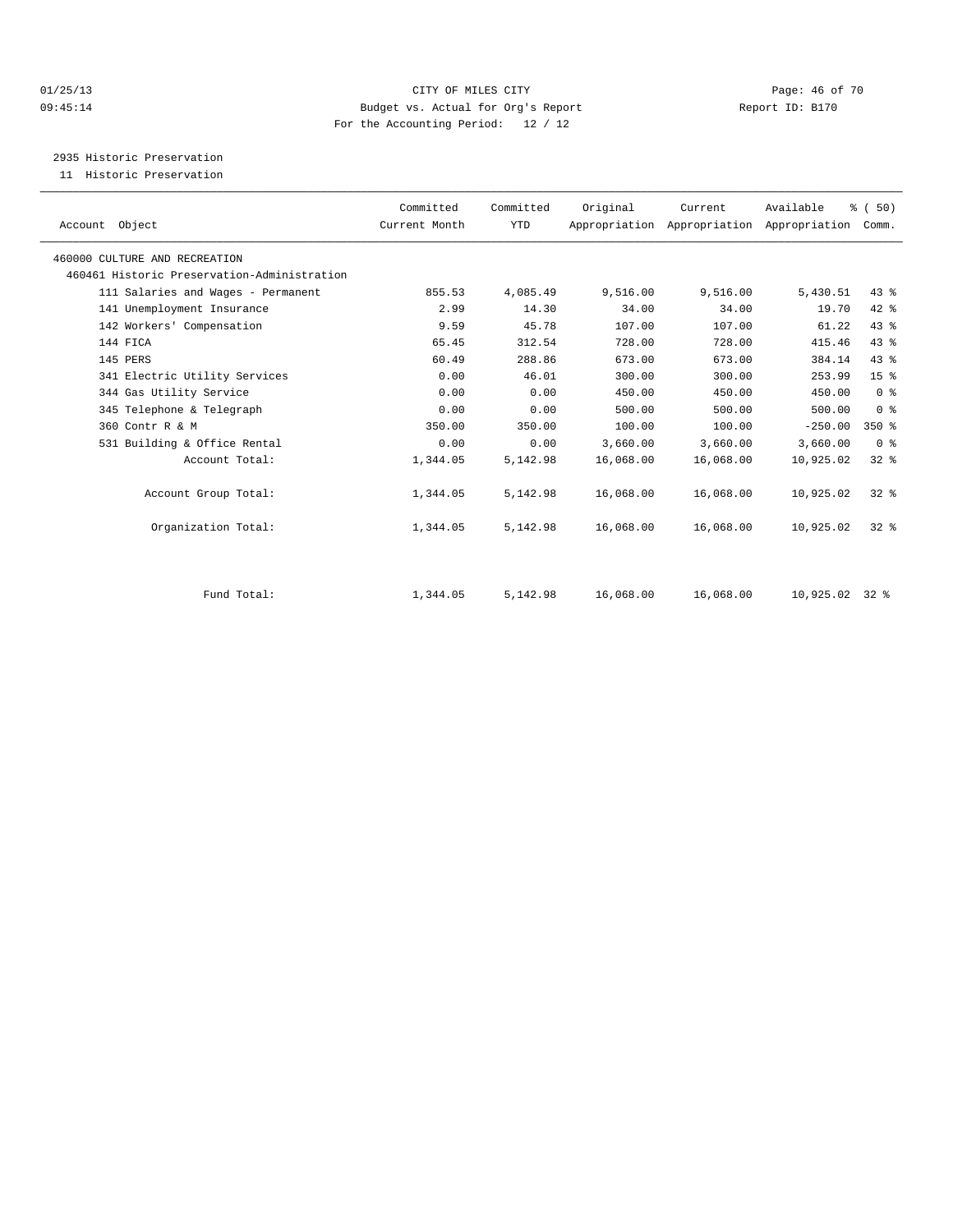CITY OF MILES CITY

Budget vs. Actual for Org's Report

For the Accounting Period: 12 / 12

01/25/13 09:45:14 — Report ID: B170

## 2935 Historic Preservation

11 Historic Preservation

| Account Object | Committed Current Month | Committed YTD | Original Appropriation | Current Appropriation | Available Appropriation | % ( 50) Comm. |
|---|---|---|---|---|---|---|
| 460000 CULTURE AND RECREATION | | | | | | |
| 460461 Historic Preservation-Administration | | | | | | |
| 111 Salaries and Wages - Permanent | 855.53 | 4,085.49 | 9,516.00 | 9,516.00 | 5,430.51 | 43 % |
| 141 Unemployment Insurance | 2.99 | 14.30 | 34.00 | 34.00 | 19.70 | 42 % |
| 142 Workers' Compensation | 9.59 | 45.78 | 107.00 | 107.00 | 61.22 | 43 % |
| 144 FICA | 65.45 | 312.54 | 728.00 | 728.00 | 415.46 | 43 % |
| 145 PERS | 60.49 | 288.86 | 673.00 | 673.00 | 384.14 | 43 % |
| 341 Electric Utility Services | 0.00 | 46.01 | 300.00 | 300.00 | 253.99 | 15 % |
| 344 Gas Utility Service | 0.00 | 0.00 | 450.00 | 450.00 | 450.00 | 0 % |
| 345 Telephone & Telegraph | 0.00 | 0.00 | 500.00 | 500.00 | 500.00 | 0 % |
| 360 Contr R & M | 350.00 | 350.00 | 100.00 | 100.00 | -250.00 | 350 % |
| 531 Building & Office Rental | 0.00 | 0.00 | 3,660.00 | 3,660.00 | 3,660.00 | 0 % |
| Account Total: | 1,344.05 | 5,142.98 | 16,068.00 | 16,068.00 | 10,925.02 | 32 % |
| Account Group Total: | 1,344.05 | 5,142.98 | 16,068.00 | 16,068.00 | 10,925.02 | 32 % |
| Organization Total: | 1,344.05 | 5,142.98 | 16,068.00 | 16,068.00 | 10,925.02 | 32 % |
| Fund Total: | 1,344.05 | 5,142.98 | 16,068.00 | 16,068.00 | 10,925.02 | 32 % |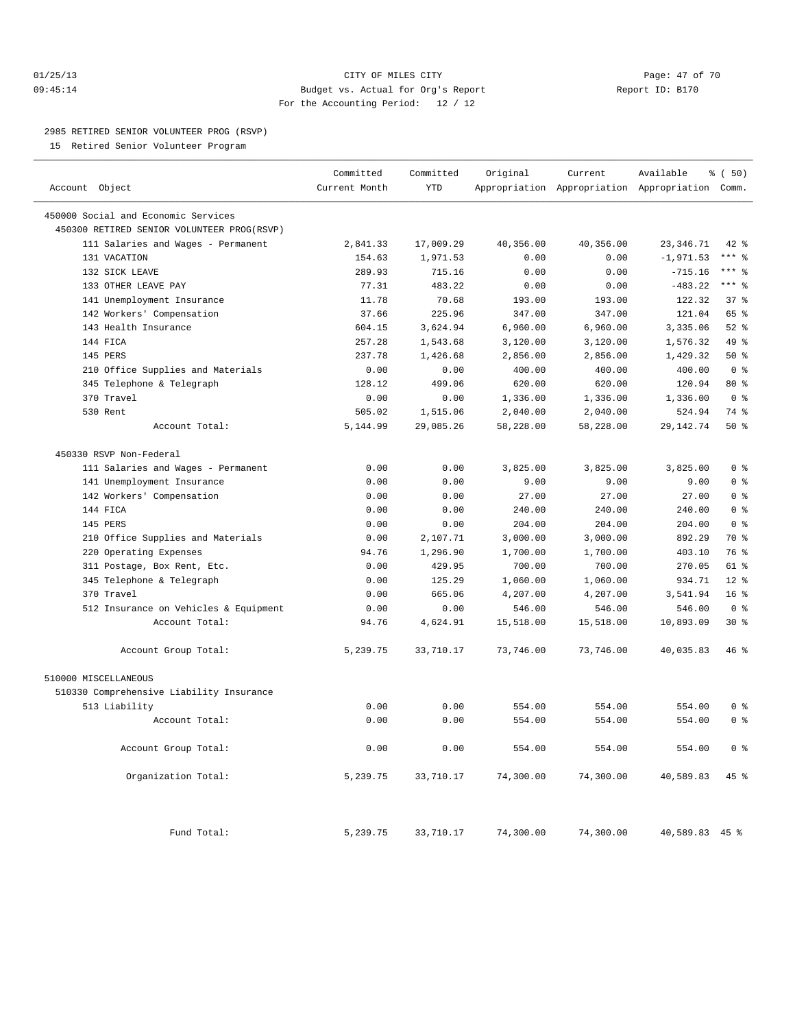CITY OF MILES CITY
Budget vs. Actual for Org's Report
For the Accounting Period: 12 / 12

01/25/13
09:45:14

Report ID: B170

## 2985 RETIRED SENIOR VOLUNTEER PROG (RSVP)

15 Retired Senior Volunteer Program

| Account Object | Committed Current Month | Committed YTD | Original Appropriation | Current Appropriation | Available Appropriation | % ( 50) Comm. |
|---|---|---|---|---|---|---|
| 450000 Social and Economic Services | | | | | | |
| 450300 RETIRED SENIOR VOLUNTEER PROG(RSVP) | | | | | | |
| 111 Salaries and Wages - Permanent | 2,841.33 | 17,009.29 | 40,356.00 | 40,356.00 | 23,346.71 | 42 % |
| 131 VACATION | 154.63 | 1,971.53 | 0.00 | 0.00 | -1,971.53 | *** % |
| 132 SICK LEAVE | 289.93 | 715.16 | 0.00 | 0.00 | -715.16 | *** % |
| 133 OTHER LEAVE PAY | 77.31 | 483.22 | 0.00 | 0.00 | -483.22 | *** % |
| 141 Unemployment Insurance | 11.78 | 70.68 | 193.00 | 193.00 | 122.32 | 37 % |
| 142 Workers' Compensation | 37.66 | 225.96 | 347.00 | 347.00 | 121.04 | 65 % |
| 143 Health Insurance | 604.15 | 3,624.94 | 6,960.00 | 6,960.00 | 3,335.06 | 52 % |
| 144 FICA | 257.28 | 1,543.68 | 3,120.00 | 3,120.00 | 1,576.32 | 49 % |
| 145 PERS | 237.78 | 1,426.68 | 2,856.00 | 2,856.00 | 1,429.32 | 50 % |
| 210 Office Supplies and Materials | 0.00 | 0.00 | 400.00 | 400.00 | 400.00 | 0 % |
| 345 Telephone & Telegraph | 128.12 | 499.06 | 620.00 | 620.00 | 120.94 | 80 % |
| 370 Travel | 0.00 | 0.00 | 1,336.00 | 1,336.00 | 1,336.00 | 0 % |
| 530 Rent | 505.02 | 1,515.06 | 2,040.00 | 2,040.00 | 524.94 | 74 % |
| Account Total: | 5,144.99 | 29,085.26 | 58,228.00 | 58,228.00 | 29,142.74 | 50 % |
| 450330 RSVP Non-Federal | | | | | | |
| 111 Salaries and Wages - Permanent | 0.00 | 0.00 | 3,825.00 | 3,825.00 | 3,825.00 | 0 % |
| 141 Unemployment Insurance | 0.00 | 0.00 | 9.00 | 9.00 | 9.00 | 0 % |
| 142 Workers' Compensation | 0.00 | 0.00 | 27.00 | 27.00 | 27.00 | 0 % |
| 144 FICA | 0.00 | 0.00 | 240.00 | 240.00 | 240.00 | 0 % |
| 145 PERS | 0.00 | 0.00 | 204.00 | 204.00 | 204.00 | 0 % |
| 210 Office Supplies and Materials | 0.00 | 2,107.71 | 3,000.00 | 3,000.00 | 892.29 | 70 % |
| 220 Operating Expenses | 94.76 | 1,296.90 | 1,700.00 | 1,700.00 | 403.10 | 76 % |
| 311 Postage, Box Rent, Etc. | 0.00 | 429.95 | 700.00 | 700.00 | 270.05 | 61 % |
| 345 Telephone & Telegraph | 0.00 | 125.29 | 1,060.00 | 1,060.00 | 934.71 | 12 % |
| 370 Travel | 0.00 | 665.06 | 4,207.00 | 4,207.00 | 3,541.94 | 16 % |
| 512 Insurance on Vehicles & Equipment | 0.00 | 0.00 | 546.00 | 546.00 | 546.00 | 0 % |
| Account Total: | 94.76 | 4,624.91 | 15,518.00 | 15,518.00 | 10,893.09 | 30 % |
| Account Group Total: | 5,239.75 | 33,710.17 | 73,746.00 | 73,746.00 | 40,035.83 | 46 % |
| 510000 MISCELLANEOUS | | | | | | |
| 510330 Comprehensive Liability Insurance | | | | | | |
| 513 Liability | 0.00 | 0.00 | 554.00 | 554.00 | 554.00 | 0 % |
| Account Total: | 0.00 | 0.00 | 554.00 | 554.00 | 554.00 | 0 % |
| Account Group Total: | 0.00 | 0.00 | 554.00 | 554.00 | 554.00 | 0 % |
| Organization Total: | 5,239.75 | 33,710.17 | 74,300.00 | 74,300.00 | 40,589.83 | 45 % |
| Fund Total: | 5,239.75 | 33,710.17 | 74,300.00 | 74,300.00 | 40,589.83 | 45 % |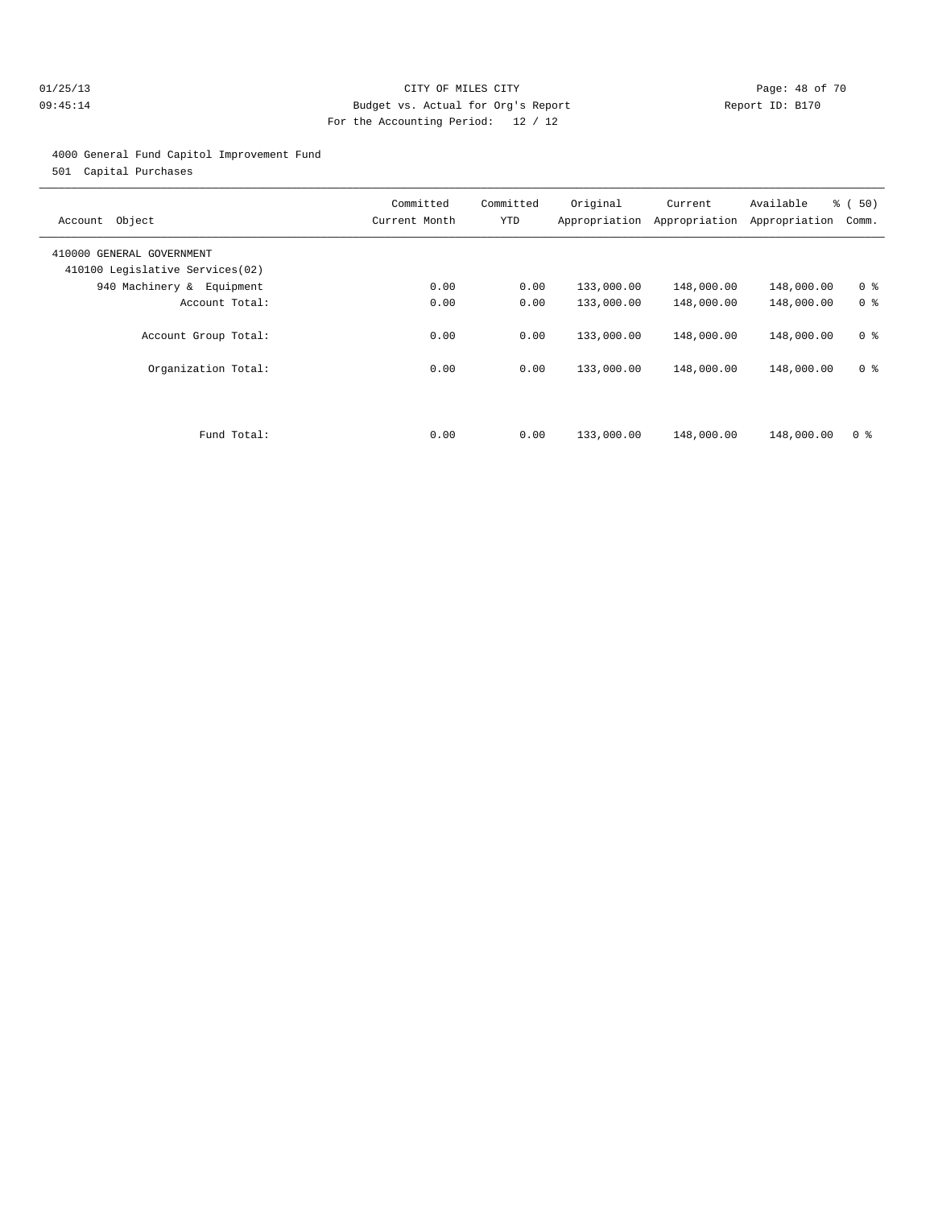CITY OF MILES CITY
Budget vs. Actual for Org's Report
For the Accounting Period: 12 / 12

01/25/13
09:45:14

Report ID: B170

4000 General Fund Capitol Improvement Fund
501 Capital Purchases

| Account Object | Committed Current Month | Committed YTD | Original Appropriation | Current Appropriation | Available Appropriation | % ( 50) Comm. |
|---|---|---|---|---|---|---|
| 410000 GENERAL GOVERNMENT | | | | | | |
| 410100 Legislative Services(02) | | | | | | |
| 940 Machinery & Equipment | 0.00 | 0.00 | 133,000.00 | 148,000.00 | 148,000.00 | 0 % |
| Account Total: | 0.00 | 0.00 | 133,000.00 | 148,000.00 | 148,000.00 | 0 % |
| Account Group Total: | 0.00 | 0.00 | 133,000.00 | 148,000.00 | 148,000.00 | 0 % |
| Organization Total: | 0.00 | 0.00 | 133,000.00 | 148,000.00 | 148,000.00 | 0 % |
| Fund Total: | 0.00 | 0.00 | 133,000.00 | 148,000.00 | 148,000.00 | 0 % |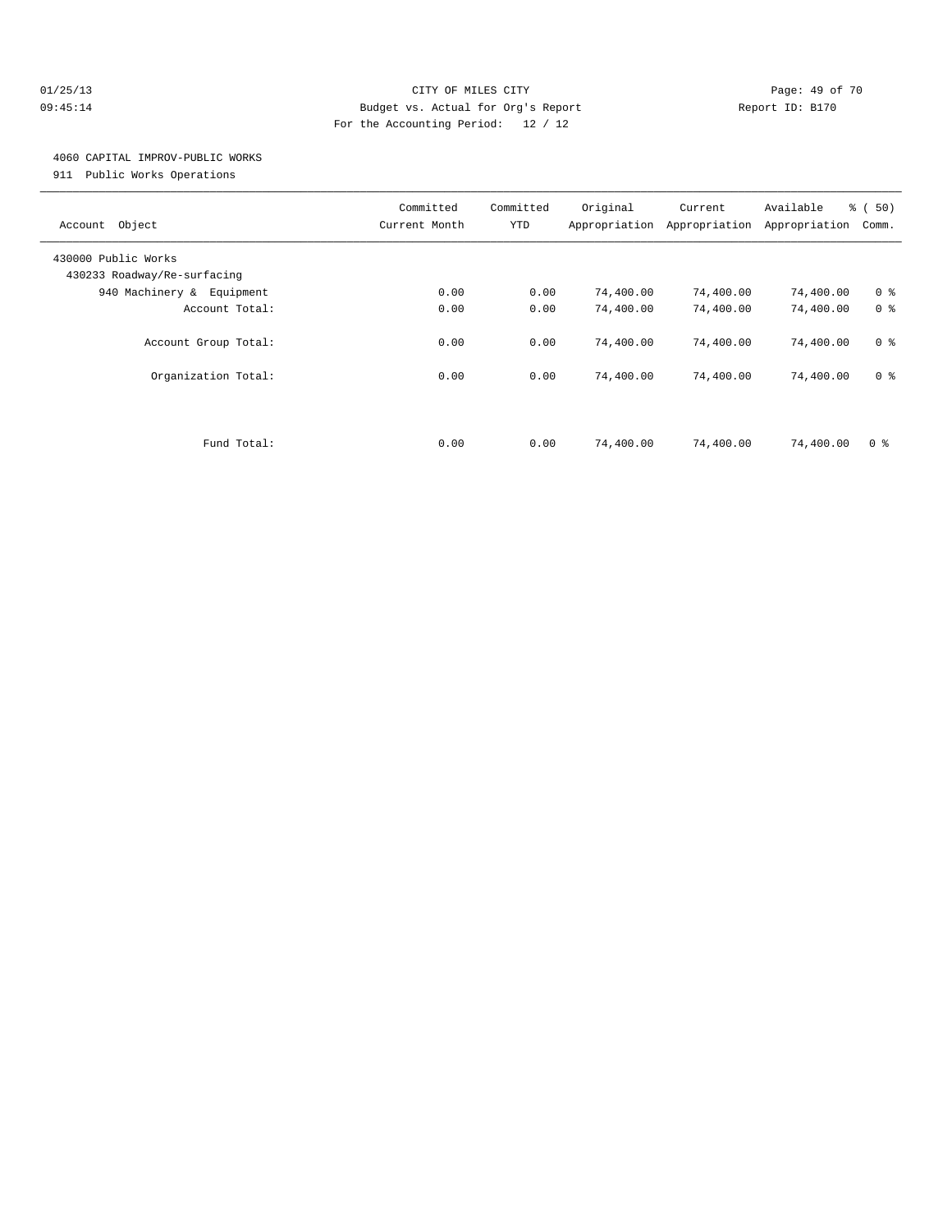CITY OF MILES CITY

Budget vs. Actual for Org's Report

For the Accounting Period: 12 / 12

4060 CAPITAL IMPROV-PUBLIC WORKS

911 Public Works Operations

| Account Object | Committed Current Month | Committed YTD | Original Appropriation | Current Appropriation | Available Appropriation | % ( 50) Comm. |
|---|---|---|---|---|---|---|
| 430000 Public Works | | | | | | |
| 430233 Roadway/Re-surfacing | | | | | | |
| 940 Machinery & Equipment | 0.00 | 0.00 | 74,400.00 | 74,400.00 | 74,400.00 | 0 % |
| Account Total: | 0.00 | 0.00 | 74,400.00 | 74,400.00 | 74,400.00 | 0 % |
| Account Group Total: | 0.00 | 0.00 | 74,400.00 | 74,400.00 | 74,400.00 | 0 % |
| Organization Total: | 0.00 | 0.00 | 74,400.00 | 74,400.00 | 74,400.00 | 0 % |
| Fund Total: | 0.00 | 0.00 | 74,400.00 | 74,400.00 | 74,400.00 | 0 % |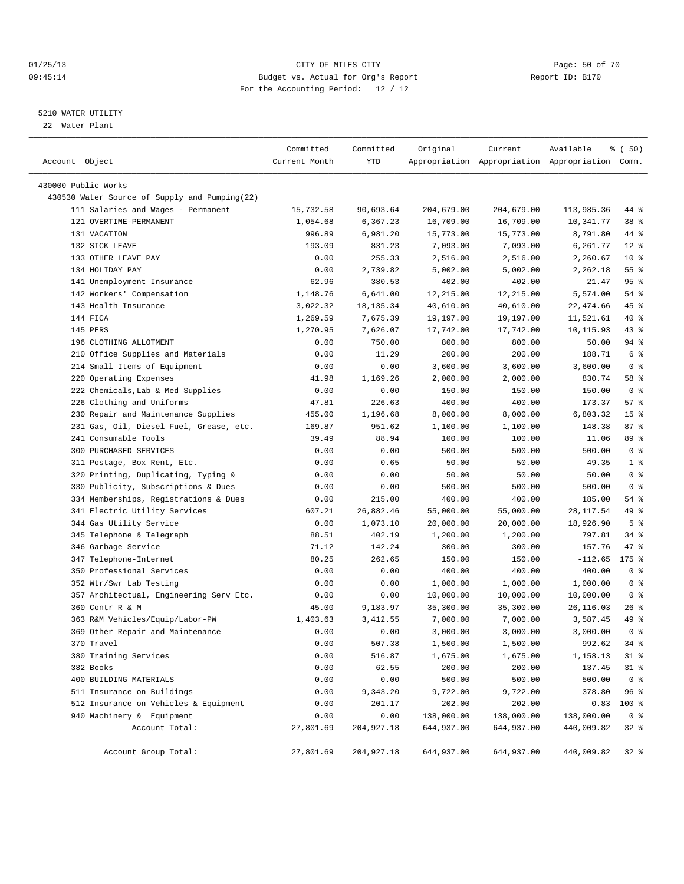01/25/13 CITY OF MILES CITY
09:45:14 Budget vs. Actual for Org's Report Report ID: B170
For the Accounting Period: 12 / 12

5210 WATER UTILITY
22 Water Plant

| Account Object | Committed Current Month | Committed YTD | Original Appropriation | Current Appropriation | Available Appropriation | % ( 50) Comm. |
|---|---|---|---|---|---|---|
| 430000 Public Works | | | | | | |
| 430530 Water Source of Supply and Pumping(22) | | | | | | |
| 111 Salaries and Wages - Permanent | 15,732.58 | 90,693.64 | 204,679.00 | 204,679.00 | 113,985.36 | 44 % |
| 121 OVERTIME-PERMANENT | 1,054.68 | 6,367.23 | 16,709.00 | 16,709.00 | 10,341.77 | 38 % |
| 131 VACATION | 996.89 | 6,981.20 | 15,773.00 | 15,773.00 | 8,791.80 | 44 % |
| 132 SICK LEAVE | 193.09 | 831.23 | 7,093.00 | 7,093.00 | 6,261.77 | 12 % |
| 133 OTHER LEAVE PAY | 0.00 | 255.33 | 2,516.00 | 2,516.00 | 2,260.67 | 10 % |
| 134 HOLIDAY PAY | 0.00 | 2,739.82 | 5,002.00 | 5,002.00 | 2,262.18 | 55 % |
| 141 Unemployment Insurance | 62.96 | 380.53 | 402.00 | 402.00 | 21.47 | 95 % |
| 142 Workers' Compensation | 1,148.76 | 6,641.00 | 12,215.00 | 12,215.00 | 5,574.00 | 54 % |
| 143 Health Insurance | 3,022.32 | 18,135.34 | 40,610.00 | 40,610.00 | 22,474.66 | 45 % |
| 144 FICA | 1,269.59 | 7,675.39 | 19,197.00 | 19,197.00 | 11,521.61 | 40 % |
| 145 PERS | 1,270.95 | 7,626.07 | 17,742.00 | 17,742.00 | 10,115.93 | 43 % |
| 196 CLOTHING ALLOTMENT | 0.00 | 750.00 | 800.00 | 800.00 | 50.00 | 94 % |
| 210 Office Supplies and Materials | 0.00 | 11.29 | 200.00 | 200.00 | 188.71 | 6 % |
| 214 Small Items of Equipment | 0.00 | 0.00 | 3,600.00 | 3,600.00 | 3,600.00 | 0 % |
| 220 Operating Expenses | 41.98 | 1,169.26 | 2,000.00 | 2,000.00 | 830.74 | 58 % |
| 222 Chemicals,Lab & Med Supplies | 0.00 | 0.00 | 150.00 | 150.00 | 150.00 | 0 % |
| 226 Clothing and Uniforms | 47.81 | 226.63 | 400.00 | 400.00 | 173.37 | 57 % |
| 230 Repair and Maintenance Supplies | 455.00 | 1,196.68 | 8,000.00 | 8,000.00 | 6,803.32 | 15 % |
| 231 Gas, Oil, Diesel Fuel, Grease, etc. | 169.87 | 951.62 | 1,100.00 | 1,100.00 | 148.38 | 87 % |
| 241 Consumable Tools | 39.49 | 88.94 | 100.00 | 100.00 | 11.06 | 89 % |
| 300 PURCHASED SERVICES | 0.00 | 0.00 | 500.00 | 500.00 | 500.00 | 0 % |
| 311 Postage, Box Rent, Etc. | 0.00 | 0.65 | 50.00 | 50.00 | 49.35 | 1 % |
| 320 Printing, Duplicating, Typing & | 0.00 | 0.00 | 50.00 | 50.00 | 50.00 | 0 % |
| 330 Publicity, Subscriptions & Dues | 0.00 | 0.00 | 500.00 | 500.00 | 500.00 | 0 % |
| 334 Memberships, Registrations & Dues | 0.00 | 215.00 | 400.00 | 400.00 | 185.00 | 54 % |
| 341 Electric Utility Services | 607.21 | 26,882.46 | 55,000.00 | 55,000.00 | 28,117.54 | 49 % |
| 344 Gas Utility Service | 0.00 | 1,073.10 | 20,000.00 | 20,000.00 | 18,926.90 | 5 % |
| 345 Telephone & Telegraph | 88.51 | 402.19 | 1,200.00 | 1,200.00 | 797.81 | 34 % |
| 346 Garbage Service | 71.12 | 142.24 | 300.00 | 300.00 | 157.76 | 47 % |
| 347 Telephone-Internet | 80.25 | 262.65 | 150.00 | 150.00 | -112.65 | 175 % |
| 350 Professional Services | 0.00 | 0.00 | 400.00 | 400.00 | 400.00 | 0 % |
| 352 Wtr/Swr Lab Testing | 0.00 | 0.00 | 1,000.00 | 1,000.00 | 1,000.00 | 0 % |
| 357 Architectual, Engineering Serv Etc. | 0.00 | 0.00 | 10,000.00 | 10,000.00 | 10,000.00 | 0 % |
| 360 Contr R & M | 45.00 | 9,183.97 | 35,300.00 | 35,300.00 | 26,116.03 | 26 % |
| 363 R&M Vehicles/Equip/Labor-PW | 1,403.63 | 3,412.55 | 7,000.00 | 7,000.00 | 3,587.45 | 49 % |
| 369 Other Repair and Maintenance | 0.00 | 0.00 | 3,000.00 | 3,000.00 | 3,000.00 | 0 % |
| 370 Travel | 0.00 | 507.38 | 1,500.00 | 1,500.00 | 992.62 | 34 % |
| 380 Training Services | 0.00 | 516.87 | 1,675.00 | 1,675.00 | 1,158.13 | 31 % |
| 382 Books | 0.00 | 62.55 | 200.00 | 200.00 | 137.45 | 31 % |
| 400 BUILDING MATERIALS | 0.00 | 0.00 | 500.00 | 500.00 | 500.00 | 0 % |
| 511 Insurance on Buildings | 0.00 | 9,343.20 | 9,722.00 | 9,722.00 | 378.80 | 96 % |
| 512 Insurance on Vehicles & Equipment | 0.00 | 201.17 | 202.00 | 202.00 | 0.83 | 100 % |
| 940 Machinery & Equipment | 0.00 | 0.00 | 138,000.00 | 138,000.00 | 138,000.00 | 0 % |
| Account Total: | 27,801.69 | 204,927.18 | 644,937.00 | 644,937.00 | 440,009.82 | 32 % |
| Account Group Total: | 27,801.69 | 204,927.18 | 644,937.00 | 644,937.00 | 440,009.82 | 32 % |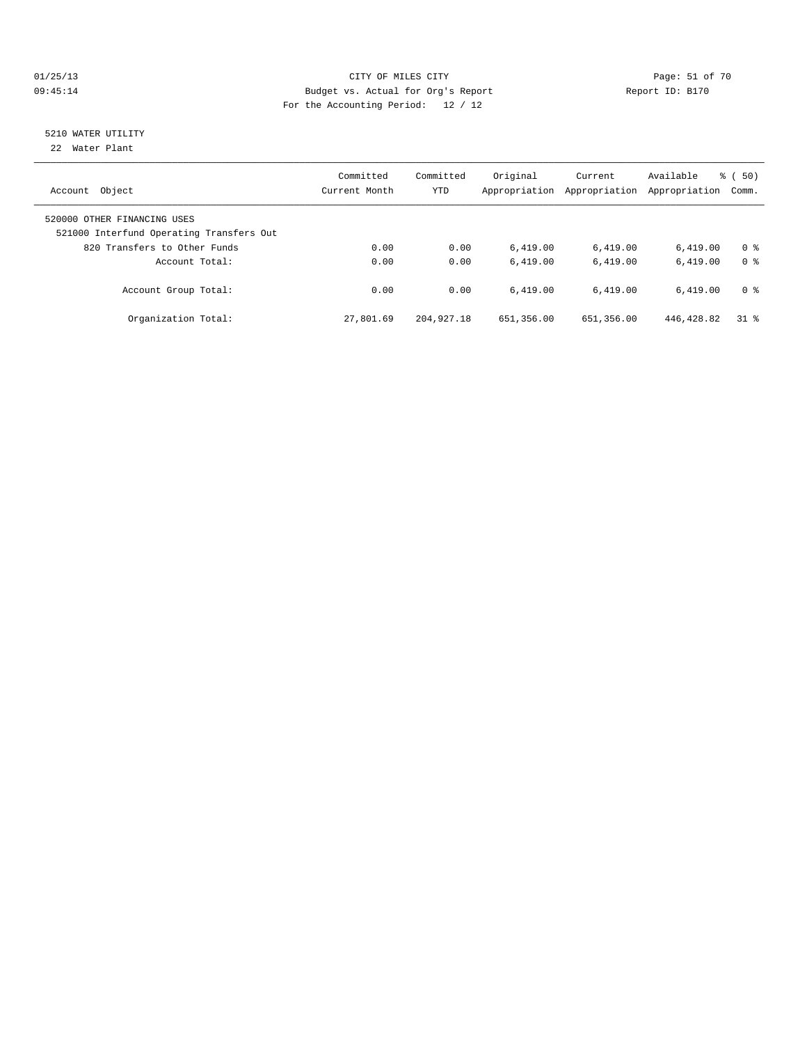CITY OF MILES CITY
Budget vs. Actual for Org's Report
For the Accounting Period: 12 / 12

01/25/13
09:45:14

Report ID: B170

## 5210 WATER UTILITY

22 Water Plant

| Account Object | Committed Current Month | Committed YTD | Original Appropriation | Current Appropriation | Available Appropriation | % ( 50) Comm. |
|---|---|---|---|---|---|---|
| 520000 OTHER FINANCING USES | | | | | | |
| 521000 Interfund Operating Transfers Out | | | | | | |
| 820 Transfers to Other Funds | 0.00 | 0.00 | 6,419.00 | 6,419.00 | 6,419.00 | 0 % |
| Account Total: | 0.00 | 0.00 | 6,419.00 | 6,419.00 | 6,419.00 | 0 % |
| Account Group Total: | 0.00 | 0.00 | 6,419.00 | 6,419.00 | 6,419.00 | 0 % |
| Organization Total: | 27,801.69 | 204,927.18 | 651,356.00 | 651,356.00 | 446,428.82 | 31 % |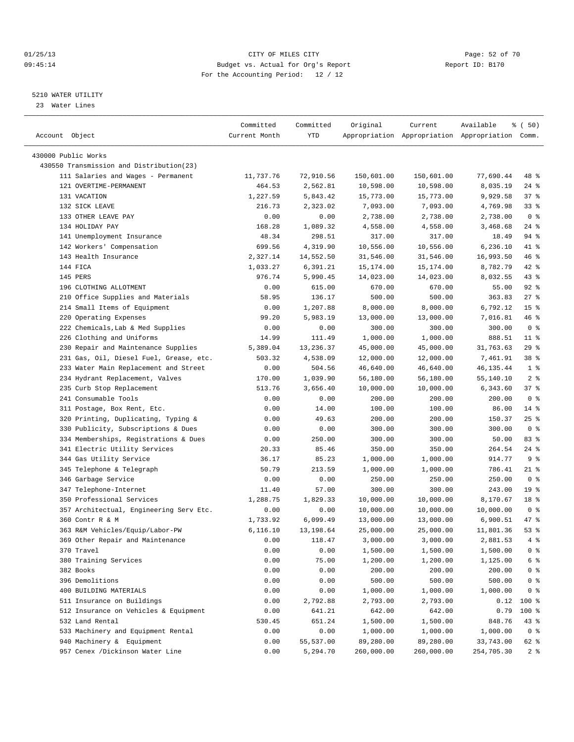01/25/13 CITY OF MILES CITY
09:45:14 Budget vs. Actual for Org's Report Report ID: B170
For the Accounting Period: 12 / 12

5210 WATER UTILITY
23 Water Lines

| Account Object | Committed Current Month | Committed YTD | Original Appropriation | Current Appropriation | Available Appropriation | % ( 50) Comm. |
|---|---|---|---|---|---|---|
| 430000 Public Works | | | | | | |
| 430550 Transmission and Distribution(23) | | | | | | |
| 111 Salaries and Wages - Permanent | 11,737.76 | 72,910.56 | 150,601.00 | 150,601.00 | 77,690.44 | 48 % |
| 121 OVERTIME-PERMANENT | 464.53 | 2,562.81 | 10,598.00 | 10,598.00 | 8,035.19 | 24 % |
| 131 VACATION | 1,227.59 | 5,843.42 | 15,773.00 | 15,773.00 | 9,929.58 | 37 % |
| 132 SICK LEAVE | 216.73 | 2,323.02 | 7,093.00 | 7,093.00 | 4,769.98 | 33 % |
| 133 OTHER LEAVE PAY | 0.00 | 0.00 | 2,738.00 | 2,738.00 | 2,738.00 | 0 % |
| 134 HOLIDAY PAY | 168.28 | 1,089.32 | 4,558.00 | 4,558.00 | 3,468.68 | 24 % |
| 141 Unemployment Insurance | 48.34 | 298.51 | 317.00 | 317.00 | 18.49 | 94 % |
| 142 Workers' Compensation | 699.56 | 4,319.90 | 10,556.00 | 10,556.00 | 6,236.10 | 41 % |
| 143 Health Insurance | 2,327.14 | 14,552.50 | 31,546.00 | 31,546.00 | 16,993.50 | 46 % |
| 144 FICA | 1,033.27 | 6,391.21 | 15,174.00 | 15,174.00 | 8,782.79 | 42 % |
| 145 PERS | 976.74 | 5,990.45 | 14,023.00 | 14,023.00 | 8,032.55 | 43 % |
| 196 CLOTHING ALLOTMENT | 0.00 | 615.00 | 670.00 | 670.00 | 55.00 | 92 % |
| 210 Office Supplies and Materials | 58.95 | 136.17 | 500.00 | 500.00 | 363.83 | 27 % |
| 214 Small Items of Equipment | 0.00 | 1,207.88 | 8,000.00 | 8,000.00 | 6,792.12 | 15 % |
| 220 Operating Expenses | 99.20 | 5,983.19 | 13,000.00 | 13,000.00 | 7,016.81 | 46 % |
| 222 Chemicals,Lab & Med Supplies | 0.00 | 0.00 | 300.00 | 300.00 | 300.00 | 0 % |
| 226 Clothing and Uniforms | 14.99 | 111.49 | 1,000.00 | 1,000.00 | 888.51 | 11 % |
| 230 Repair and Maintenance Supplies | 5,389.04 | 13,236.37 | 45,000.00 | 45,000.00 | 31,763.63 | 29 % |
| 231 Gas, Oil, Diesel Fuel, Grease, etc. | 503.32 | 4,538.09 | 12,000.00 | 12,000.00 | 7,461.91 | 38 % |
| 233 Water Main Replacement and Street | 0.00 | 504.56 | 46,640.00 | 46,640.00 | 46,135.44 | 1 % |
| 234 Hydrant Replacement, Valves | 170.00 | 1,039.90 | 56,180.00 | 56,180.00 | 55,140.10 | 2 % |
| 235 Curb Stop Replacement | 513.76 | 3,656.40 | 10,000.00 | 10,000.00 | 6,343.60 | 37 % |
| 241 Consumable Tools | 0.00 | 0.00 | 200.00 | 200.00 | 200.00 | 0 % |
| 311 Postage, Box Rent, Etc. | 0.00 | 14.00 | 100.00 | 100.00 | 86.00 | 14 % |
| 320 Printing, Duplicating, Typing & | 0.00 | 49.63 | 200.00 | 200.00 | 150.37 | 25 % |
| 330 Publicity, Subscriptions & Dues | 0.00 | 0.00 | 300.00 | 300.00 | 300.00 | 0 % |
| 334 Memberships, Registrations & Dues | 0.00 | 250.00 | 300.00 | 300.00 | 50.00 | 83 % |
| 341 Electric Utility Services | 20.33 | 85.46 | 350.00 | 350.00 | 264.54 | 24 % |
| 344 Gas Utility Service | 36.17 | 85.23 | 1,000.00 | 1,000.00 | 914.77 | 9 % |
| 345 Telephone & Telegraph | 50.79 | 213.59 | 1,000.00 | 1,000.00 | 786.41 | 21 % |
| 346 Garbage Service | 0.00 | 0.00 | 250.00 | 250.00 | 250.00 | 0 % |
| 347 Telephone-Internet | 11.40 | 57.00 | 300.00 | 300.00 | 243.00 | 19 % |
| 350 Professional Services | 1,288.75 | 1,829.33 | 10,000.00 | 10,000.00 | 8,170.67 | 18 % |
| 357 Architectual, Engineering Serv Etc. | 0.00 | 0.00 | 10,000.00 | 10,000.00 | 10,000.00 | 0 % |
| 360 Contr R & M | 1,733.92 | 6,099.49 | 13,000.00 | 13,000.00 | 6,900.51 | 47 % |
| 363 R&M Vehicles/Equip/Labor-PW | 6,116.10 | 13,198.64 | 25,000.00 | 25,000.00 | 11,801.36 | 53 % |
| 369 Other Repair and Maintenance | 0.00 | 118.47 | 3,000.00 | 3,000.00 | 2,881.53 | 4 % |
| 370 Travel | 0.00 | 0.00 | 1,500.00 | 1,500.00 | 1,500.00 | 0 % |
| 380 Training Services | 0.00 | 75.00 | 1,200.00 | 1,200.00 | 1,125.00 | 6 % |
| 382 Books | 0.00 | 0.00 | 200.00 | 200.00 | 200.00 | 0 % |
| 396 Demolitions | 0.00 | 0.00 | 500.00 | 500.00 | 500.00 | 0 % |
| 400 BUILDING MATERIALS | 0.00 | 0.00 | 1,000.00 | 1,000.00 | 1,000.00 | 0 % |
| 511 Insurance on Buildings | 0.00 | 2,792.88 | 2,793.00 | 2,793.00 | 0.12 | 100 % |
| 512 Insurance on Vehicles & Equipment | 0.00 | 641.21 | 642.00 | 642.00 | 0.79 | 100 % |
| 532 Land Rental | 530.45 | 651.24 | 1,500.00 | 1,500.00 | 848.76 | 43 % |
| 533 Machinery and Equipment Rental | 0.00 | 0.00 | 1,000.00 | 1,000.00 | 1,000.00 | 0 % |
| 940 Machinery & Equipment | 0.00 | 55,537.00 | 89,280.00 | 89,280.00 | 33,743.00 | 62 % |
| 957 Cenex /Dickinson Water Line | 0.00 | 5,294.70 | 260,000.00 | 260,000.00 | 254,705.30 | 2 % |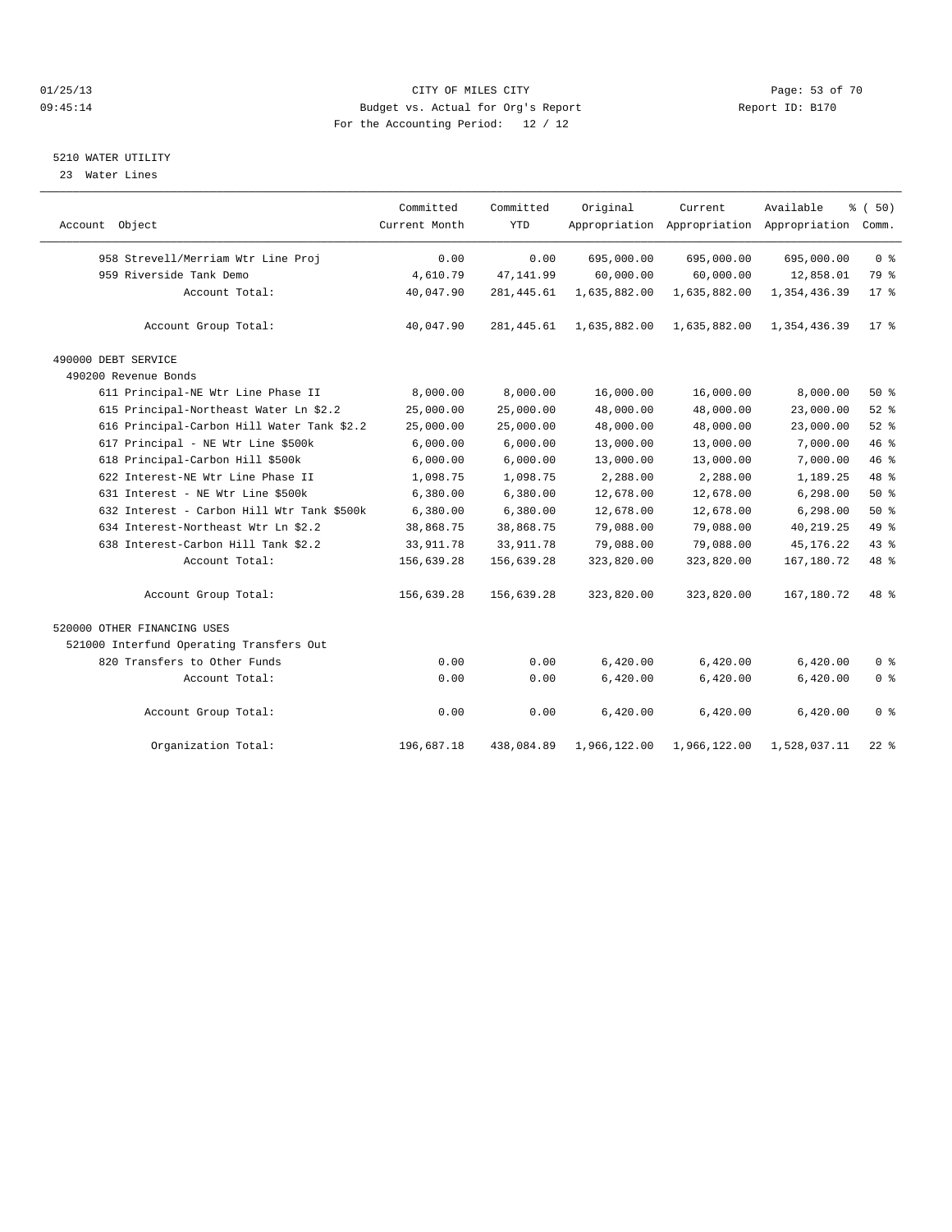# 5210 WATER UTILITY

23 Water Lines

| Account Object | Committed Current Month | Committed YTD | Original Appropriation | Current Appropriation | Available Appropriation | % ( 50) Comm. |
|---|---|---|---|---|---|---|
| 958 Strevell/Merriam Wtr Line Proj | 0.00 | 0.00 | 695,000.00 | 695,000.00 | 695,000.00 | 0 % |
| 959 Riverside Tank Demo | 4,610.79 | 47,141.99 | 60,000.00 | 60,000.00 | 12,858.01 | 79 % |
| Account Total: | 40,047.90 | 281,445.61 | 1,635,882.00 | 1,635,882.00 | 1,354,436.39 | 17 % |
| Account Group Total: | 40,047.90 | 281,445.61 | 1,635,882.00 | 1,635,882.00 | 1,354,436.39 | 17 % |
| 490000 DEBT SERVICE | | | | | | |
| 490200 Revenue Bonds | | | | | | |
| 611 Principal-NE Wtr Line Phase II | 8,000.00 | 8,000.00 | 16,000.00 | 16,000.00 | 8,000.00 | 50 % |
| 615 Principal-Northeast Water Ln $2.2 | 25,000.00 | 25,000.00 | 48,000.00 | 48,000.00 | 23,000.00 | 52 % |
| 616 Principal-Carbon Hill Water Tank $2.2 | 25,000.00 | 25,000.00 | 48,000.00 | 48,000.00 | 23,000.00 | 52 % |
| 617 Principal - NE Wtr Line $500k | 6,000.00 | 6,000.00 | 13,000.00 | 13,000.00 | 7,000.00 | 46 % |
| 618 Principal-Carbon Hill $500k | 6,000.00 | 6,000.00 | 13,000.00 | 13,000.00 | 7,000.00 | 46 % |
| 622 Interest-NE Wtr Line Phase II | 1,098.75 | 1,098.75 | 2,288.00 | 2,288.00 | 1,189.25 | 48 % |
| 631 Interest - NE Wtr Line $500k | 6,380.00 | 6,380.00 | 12,678.00 | 12,678.00 | 6,298.00 | 50 % |
| 632 Interest - Carbon Hill Wtr Tank $500k | 6,380.00 | 6,380.00 | 12,678.00 | 12,678.00 | 6,298.00 | 50 % |
| 634 Interest-Northeast Wtr Ln $2.2 | 38,868.75 | 38,868.75 | 79,088.00 | 79,088.00 | 40,219.25 | 49 % |
| 638 Interest-Carbon Hill Tank $2.2 | 33,911.78 | 33,911.78 | 79,088.00 | 79,088.00 | 45,176.22 | 43 % |
| Account Total: | 156,639.28 | 156,639.28 | 323,820.00 | 323,820.00 | 167,180.72 | 48 % |
| Account Group Total: | 156,639.28 | 156,639.28 | 323,820.00 | 323,820.00 | 167,180.72 | 48 % |
| 520000 OTHER FINANCING USES | | | | | | |
| 521000 Interfund Operating Transfers Out | | | | | | |
| 820 Transfers to Other Funds | 0.00 | 0.00 | 6,420.00 | 6,420.00 | 6,420.00 | 0 % |
| Account Total: | 0.00 | 0.00 | 6,420.00 | 6,420.00 | 6,420.00 | 0 % |
| Account Group Total: | 0.00 | 0.00 | 6,420.00 | 6,420.00 | 6,420.00 | 0 % |
| Organization Total: | 196,687.18 | 438,084.89 | 1,966,122.00 | 1,966,122.00 | 1,528,037.11 | 22 % |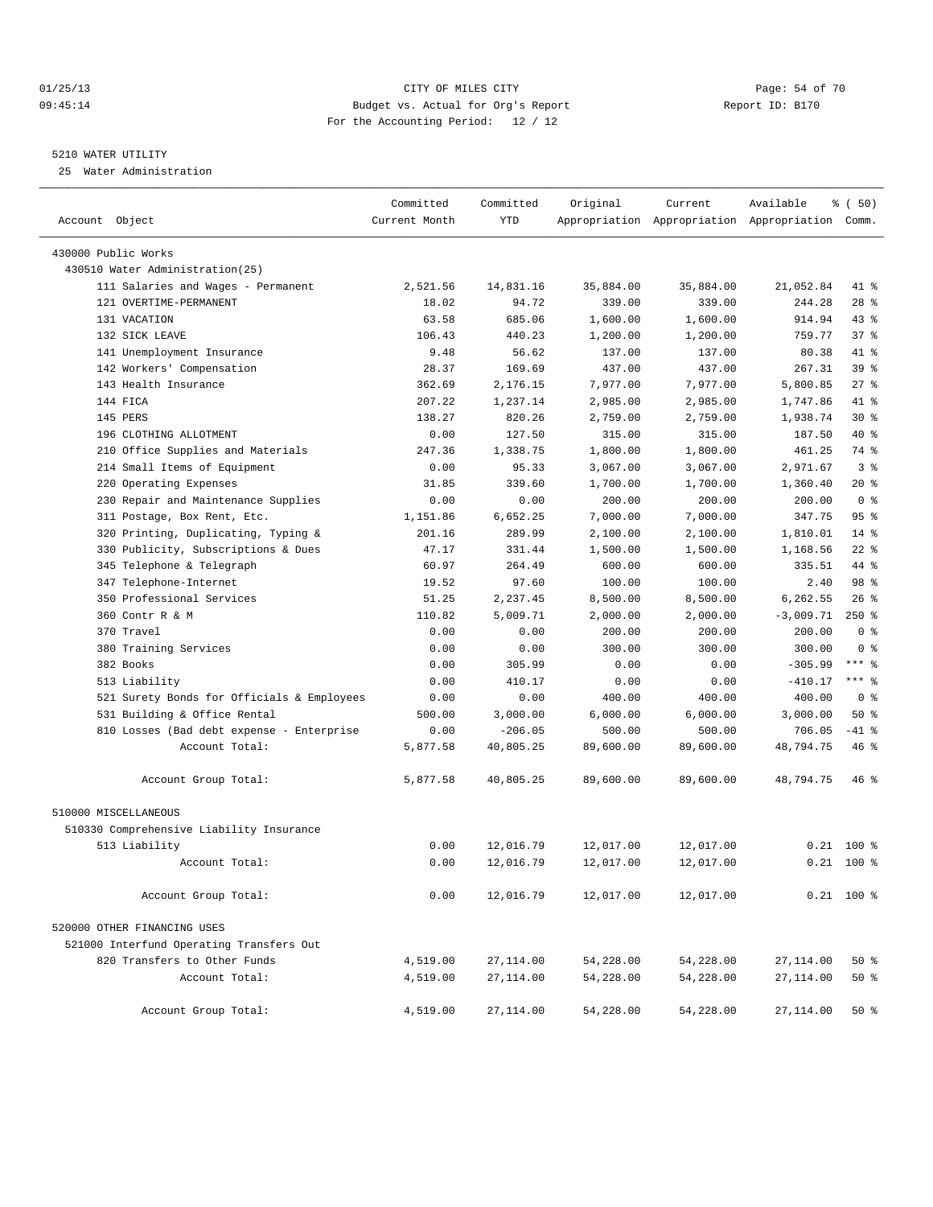CITY OF MILES CITY
Budget vs. Actual for Org's Report
For the Accounting Period: 12 / 12

01/25/13
09:45:14

Report ID: B170

5210 WATER UTILITY
25 Water Administration

| Account Object | Committed Current Month | Committed YTD | Original Appropriation | Current Appropriation | Available Appropriation | % ( 50) Comm. |
|---|---|---|---|---|---|---|
| 430000 Public Works | | | | | | |
| 430510 Water Administration(25) | | | | | | |
| 111 Salaries and Wages - Permanent | 2,521.56 | 14,831.16 | 35,884.00 | 35,884.00 | 21,052.84 | 41 % |
| 121 OVERTIME-PERMANENT | 18.02 | 94.72 | 339.00 | 339.00 | 244.28 | 28 % |
| 131 VACATION | 63.58 | 685.06 | 1,600.00 | 1,600.00 | 914.94 | 43 % |
| 132 SICK LEAVE | 106.43 | 440.23 | 1,200.00 | 1,200.00 | 759.77 | 37 % |
| 141 Unemployment Insurance | 9.48 | 56.62 | 137.00 | 137.00 | 80.38 | 41 % |
| 142 Workers' Compensation | 28.37 | 169.69 | 437.00 | 437.00 | 267.31 | 39 % |
| 143 Health Insurance | 362.69 | 2,176.15 | 7,977.00 | 7,977.00 | 5,800.85 | 27 % |
| 144 FICA | 207.22 | 1,237.14 | 2,985.00 | 2,985.00 | 1,747.86 | 41 % |
| 145 PERS | 138.27 | 820.26 | 2,759.00 | 2,759.00 | 1,938.74 | 30 % |
| 196 CLOTHING ALLOTMENT | 0.00 | 127.50 | 315.00 | 315.00 | 187.50 | 40 % |
| 210 Office Supplies and Materials | 247.36 | 1,338.75 | 1,800.00 | 1,800.00 | 461.25 | 74 % |
| 214 Small Items of Equipment | 0.00 | 95.33 | 3,067.00 | 3,067.00 | 2,971.67 | 3 % |
| 220 Operating Expenses | 31.85 | 339.60 | 1,700.00 | 1,700.00 | 1,360.40 | 20 % |
| 230 Repair and Maintenance Supplies | 0.00 | 0.00 | 200.00 | 200.00 | 200.00 | 0 % |
| 311 Postage, Box Rent, Etc. | 1,151.86 | 6,652.25 | 7,000.00 | 7,000.00 | 347.75 | 95 % |
| 320 Printing, Duplicating, Typing & | 201.16 | 289.99 | 2,100.00 | 2,100.00 | 1,810.01 | 14 % |
| 330 Publicity, Subscriptions & Dues | 47.17 | 331.44 | 1,500.00 | 1,500.00 | 1,168.56 | 22 % |
| 345 Telephone & Telegraph | 60.97 | 264.49 | 600.00 | 600.00 | 335.51 | 44 % |
| 347 Telephone-Internet | 19.52 | 97.60 | 100.00 | 100.00 | 2.40 | 98 % |
| 350 Professional Services | 51.25 | 2,237.45 | 8,500.00 | 8,500.00 | 6,262.55 | 26 % |
| 360 Contr R & M | 110.82 | 5,009.71 | 2,000.00 | 2,000.00 | -3,009.71 | 250 % |
| 370 Travel | 0.00 | 0.00 | 200.00 | 200.00 | 200.00 | 0 % |
| 380 Training Services | 0.00 | 0.00 | 300.00 | 300.00 | 300.00 | 0 % |
| 382 Books | 0.00 | 305.99 | 0.00 | 0.00 | -305.99 | *** % |
| 513 Liability | 0.00 | 410.17 | 0.00 | 0.00 | -410.17 | *** % |
| 521 Surety Bonds for Officials & Employees | 0.00 | 0.00 | 400.00 | 400.00 | 400.00 | 0 % |
| 531 Building & Office Rental | 500.00 | 3,000.00 | 6,000.00 | 6,000.00 | 3,000.00 | 50 % |
| 810 Losses (Bad debt expense - Enterprise | 0.00 | -206.05 | 500.00 | 500.00 | 706.05 | -41 % |
| Account Total: | 5,877.58 | 40,805.25 | 89,600.00 | 89,600.00 | 48,794.75 | 46 % |
| Account Group Total: | 5,877.58 | 40,805.25 | 89,600.00 | 89,600.00 | 48,794.75 | 46 % |
| 510000 MISCELLANEOUS | | | | | | |
| 510330 Comprehensive Liability Insurance | | | | | | |
| 513 Liability | 0.00 | 12,016.79 | 12,017.00 | 12,017.00 | 0.21 | 100 % |
| Account Total: | 0.00 | 12,016.79 | 12,017.00 | 12,017.00 | 0.21 | 100 % |
| Account Group Total: | 0.00 | 12,016.79 | 12,017.00 | 12,017.00 | 0.21 | 100 % |
| 520000 OTHER FINANCING USES | | | | | | |
| 521000 Interfund Operating Transfers Out | | | | | | |
| 820 Transfers to Other Funds | 4,519.00 | 27,114.00 | 54,228.00 | 54,228.00 | 27,114.00 | 50 % |
| Account Total: | 4,519.00 | 27,114.00 | 54,228.00 | 54,228.00 | 27,114.00 | 50 % |
| Account Group Total: | 4,519.00 | 27,114.00 | 54,228.00 | 54,228.00 | 27,114.00 | 50 % |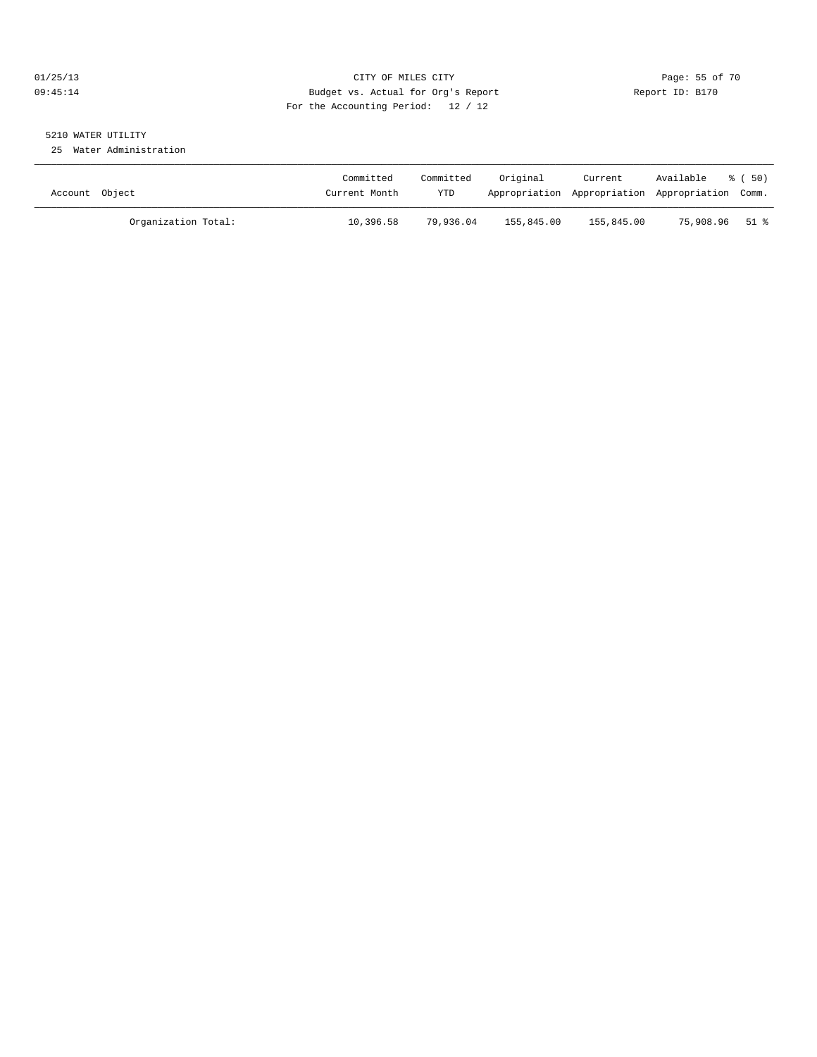CITY OF MILES CITY

Budget vs. Actual for Org's Report

For the Accounting Period: 12 / 12

01/25/13

09:45:14

Report ID: B170

5210 WATER UTILITY

25 Water Administration

| Account Object | Committed Current Month | Committed YTD | Original Appropriation | Current Appropriation | Available Appropriation | % ( 50) Comm. |
|---|---|---|---|---|---|---|
| Organization Total: | 10,396.58 | 79,936.04 | 155,845.00 | 155,845.00 | 75,908.96 | 51 % |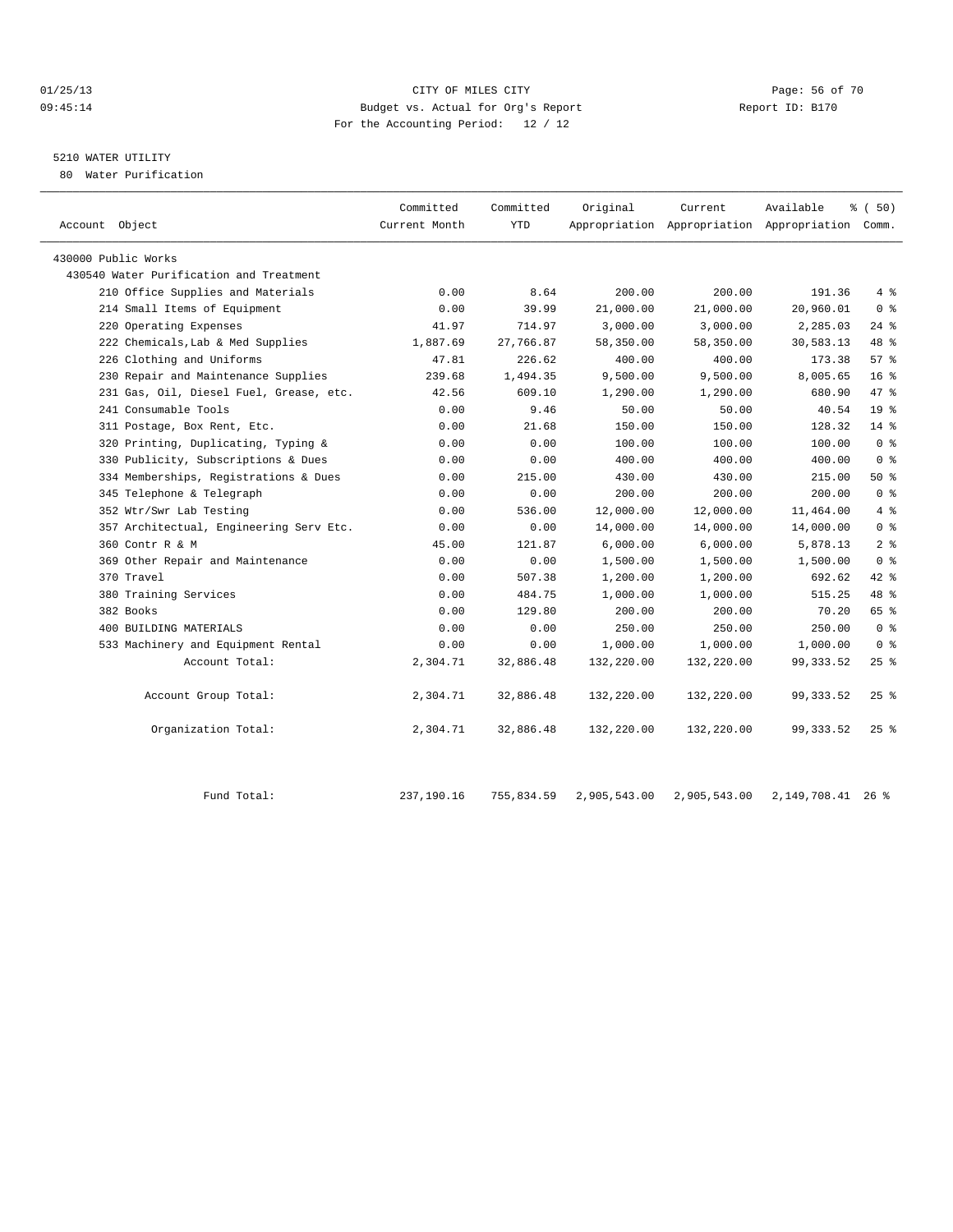01/25/13 CITY OF MILES CITY
09:45:14 Budget vs. Actual for Org's Report Report ID: B170
For the Accounting Period: 12 / 12

5210 WATER UTILITY
80 Water Purification

| Account Object | Committed Current Month | Committed YTD | Original Appropriation | Current Appropriation | Available Appropriation | % ( 50) Comm. |
|---|---|---|---|---|---|---|
| 430000 Public Works | | | | | | |
| 430540 Water Purification and Treatment | | | | | | |
| 210 Office Supplies and Materials | 0.00 | 8.64 | 200.00 | 200.00 | 191.36 | 4 % |
| 214 Small Items of Equipment | 0.00 | 39.99 | 21,000.00 | 21,000.00 | 20,960.01 | 0 % |
| 220 Operating Expenses | 41.97 | 714.97 | 3,000.00 | 3,000.00 | 2,285.03 | 24 % |
| 222 Chemicals,Lab & Med Supplies | 1,887.69 | 27,766.87 | 58,350.00 | 58,350.00 | 30,583.13 | 48 % |
| 226 Clothing and Uniforms | 47.81 | 226.62 | 400.00 | 400.00 | 173.38 | 57 % |
| 230 Repair and Maintenance Supplies | 239.68 | 1,494.35 | 9,500.00 | 9,500.00 | 8,005.65 | 16 % |
| 231 Gas, Oil, Diesel Fuel, Grease, etc. | 42.56 | 609.10 | 1,290.00 | 1,290.00 | 680.90 | 47 % |
| 241 Consumable Tools | 0.00 | 9.46 | 50.00 | 50.00 | 40.54 | 19 % |
| 311 Postage, Box Rent, Etc. | 0.00 | 21.68 | 150.00 | 150.00 | 128.32 | 14 % |
| 320 Printing, Duplicating, Typing & | 0.00 | 0.00 | 100.00 | 100.00 | 100.00 | 0 % |
| 330 Publicity, Subscriptions & Dues | 0.00 | 0.00 | 400.00 | 400.00 | 400.00 | 0 % |
| 334 Memberships, Registrations & Dues | 0.00 | 215.00 | 430.00 | 430.00 | 215.00 | 50 % |
| 345 Telephone & Telegraph | 0.00 | 0.00 | 200.00 | 200.00 | 200.00 | 0 % |
| 352 Wtr/Swr Lab Testing | 0.00 | 536.00 | 12,000.00 | 12,000.00 | 11,464.00 | 4 % |
| 357 Architectual, Engineering Serv Etc. | 0.00 | 0.00 | 14,000.00 | 14,000.00 | 14,000.00 | 0 % |
| 360 Contr R & M | 45.00 | 121.87 | 6,000.00 | 6,000.00 | 5,878.13 | 2 % |
| 369 Other Repair and Maintenance | 0.00 | 0.00 | 1,500.00 | 1,500.00 | 1,500.00 | 0 % |
| 370 Travel | 0.00 | 507.38 | 1,200.00 | 1,200.00 | 692.62 | 42 % |
| 380 Training Services | 0.00 | 484.75 | 1,000.00 | 1,000.00 | 515.25 | 48 % |
| 382 Books | 0.00 | 129.80 | 200.00 | 200.00 | 70.20 | 65 % |
| 400 BUILDING MATERIALS | 0.00 | 0.00 | 250.00 | 250.00 | 250.00 | 0 % |
| 533 Machinery and Equipment Rental | 0.00 | 0.00 | 1,000.00 | 1,000.00 | 1,000.00 | 0 % |
| Account Total: | 2,304.71 | 32,886.48 | 132,220.00 | 132,220.00 | 99,333.52 | 25 % |
| Account Group Total: | 2,304.71 | 32,886.48 | 132,220.00 | 132,220.00 | 99,333.52 | 25 % |
| Organization Total: | 2,304.71 | 32,886.48 | 132,220.00 | 132,220.00 | 99,333.52 | 25 % |
| Fund Total: | 237,190.16 | 755,834.59 | 2,905,543.00 | 2,905,543.00 | 2,149,708.41 | 26 % |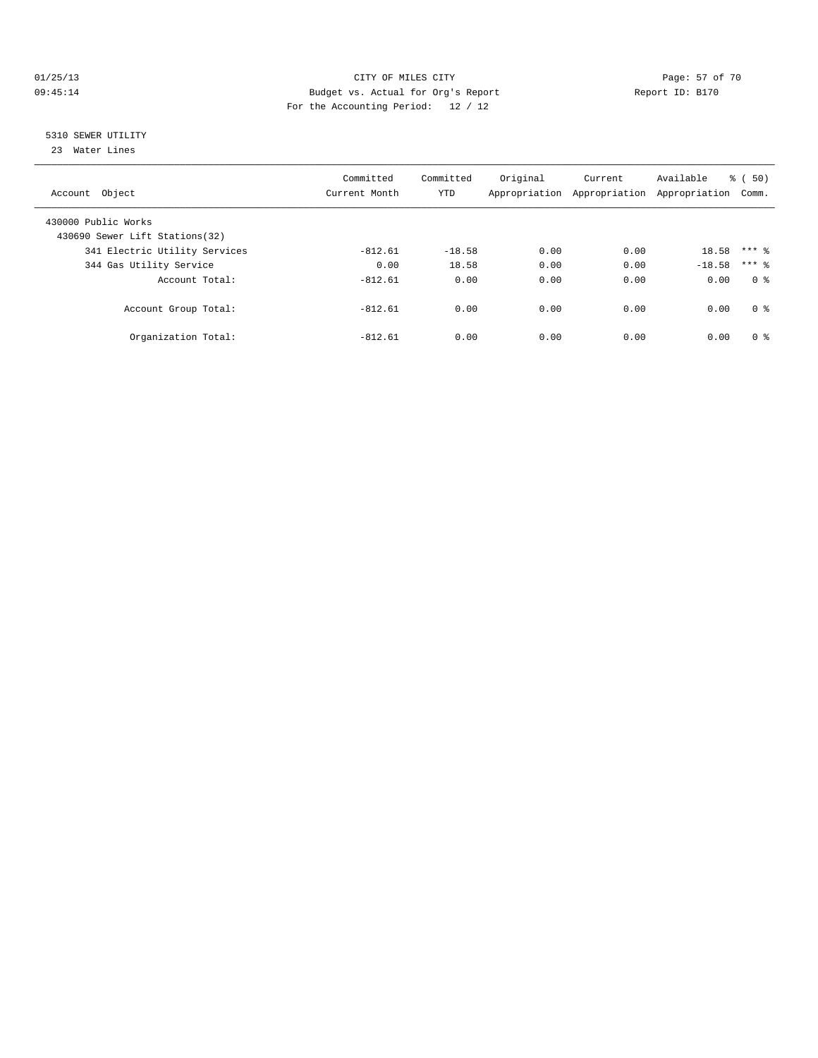CITY OF MILES CITY

Budget vs. Actual for Org's Report

For the Accounting Period: 12 / 12

01/25/13
09:45:14

Report ID: B170

5310 SEWER UTILITY

23 Water Lines

| Account Object | Committed Current Month | Committed YTD | Original Appropriation | Current Appropriation | Available Appropriation | % ( 50) Comm. |
|---|---|---|---|---|---|---|
| 430000 Public Works | | | | | | |
| 430690 Sewer Lift Stations(32) | | | | | | |
| 341 Electric Utility Services | -812.61 | -18.58 | 0.00 | 0.00 | 18.58 | *** % |
| 344 Gas Utility Service | 0.00 | 18.58 | 0.00 | 0.00 | -18.58 | *** % |
| Account Total: | -812.61 | 0.00 | 0.00 | 0.00 | 0.00 | 0 % |
| Account Group Total: | -812.61 | 0.00 | 0.00 | 0.00 | 0.00 | 0 % |
| Organization Total: | -812.61 | 0.00 | 0.00 | 0.00 | 0.00 | 0 % |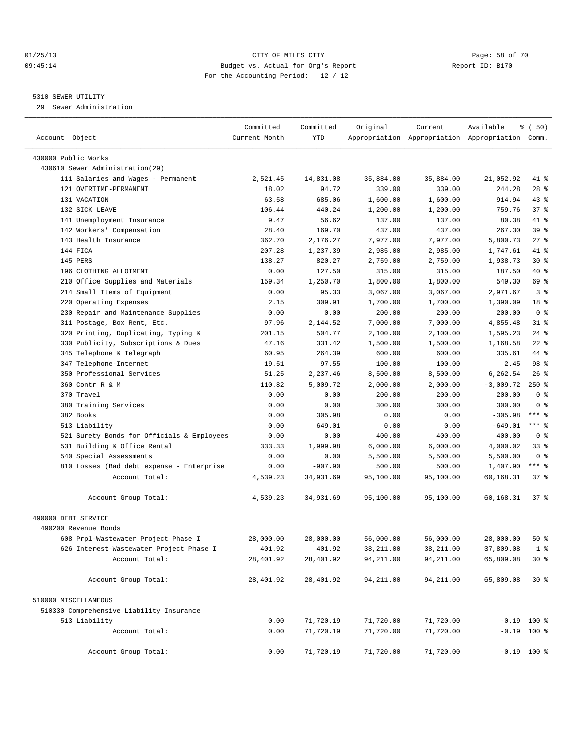CITY OF MILES CITY
Budget vs. Actual for Org's Report
For the Accounting Period: 12 / 12

5310 SEWER UTILITY
29 Sewer Administration

| Account Object | Committed Current Month | Committed YTD | Original Appropriation | Current Appropriation | Available Appropriation | % ( 50) Comm. |
|---|---|---|---|---|---|---|
| 430000 Public Works | | | | | | |
| 430610 Sewer Administration(29) | | | | | | |
| 111 Salaries and Wages - Permanent | 2,521.45 | 14,831.08 | 35,884.00 | 35,884.00 | 21,052.92 | 41 % |
| 121 OVERTIME-PERMANENT | 18.02 | 94.72 | 339.00 | 339.00 | 244.28 | 28 % |
| 131 VACATION | 63.58 | 685.06 | 1,600.00 | 1,600.00 | 914.94 | 43 % |
| 132 SICK LEAVE | 106.44 | 440.24 | 1,200.00 | 1,200.00 | 759.76 | 37 % |
| 141 Unemployment Insurance | 9.47 | 56.62 | 137.00 | 137.00 | 80.38 | 41 % |
| 142 Workers' Compensation | 28.40 | 169.70 | 437.00 | 437.00 | 267.30 | 39 % |
| 143 Health Insurance | 362.70 | 2,176.27 | 7,977.00 | 7,977.00 | 5,800.73 | 27 % |
| 144 FICA | 207.28 | 1,237.39 | 2,985.00 | 2,985.00 | 1,747.61 | 41 % |
| 145 PERS | 138.27 | 820.27 | 2,759.00 | 2,759.00 | 1,938.73 | 30 % |
| 196 CLOTHING ALLOTMENT | 0.00 | 127.50 | 315.00 | 315.00 | 187.50 | 40 % |
| 210 Office Supplies and Materials | 159.34 | 1,250.70 | 1,800.00 | 1,800.00 | 549.30 | 69 % |
| 214 Small Items of Equipment | 0.00 | 95.33 | 3,067.00 | 3,067.00 | 2,971.67 | 3 % |
| 220 Operating Expenses | 2.15 | 309.91 | 1,700.00 | 1,700.00 | 1,390.09 | 18 % |
| 230 Repair and Maintenance Supplies | 0.00 | 0.00 | 200.00 | 200.00 | 200.00 | 0 % |
| 311 Postage, Box Rent, Etc. | 97.96 | 2,144.52 | 7,000.00 | 7,000.00 | 4,855.48 | 31 % |
| 320 Printing, Duplicating, Typing & | 201.15 | 504.77 | 2,100.00 | 2,100.00 | 1,595.23 | 24 % |
| 330 Publicity, Subscriptions & Dues | 47.16 | 331.42 | 1,500.00 | 1,500.00 | 1,168.58 | 22 % |
| 345 Telephone & Telegraph | 60.95 | 264.39 | 600.00 | 600.00 | 335.61 | 44 % |
| 347 Telephone-Internet | 19.51 | 97.55 | 100.00 | 100.00 | 2.45 | 98 % |
| 350 Professional Services | 51.25 | 2,237.46 | 8,500.00 | 8,500.00 | 6,262.54 | 26 % |
| 360 Contr R & M | 110.82 | 5,009.72 | 2,000.00 | 2,000.00 | -3,009.72 | 250 % |
| 370 Travel | 0.00 | 0.00 | 200.00 | 200.00 | 200.00 | 0 % |
| 380 Training Services | 0.00 | 0.00 | 300.00 | 300.00 | 300.00 | 0 % |
| 382 Books | 0.00 | 305.98 | 0.00 | 0.00 | -305.98 | *** % |
| 513 Liability | 0.00 | 649.01 | 0.00 | 0.00 | -649.01 | *** % |
| 521 Surety Bonds for Officials & Employees | 0.00 | 0.00 | 400.00 | 400.00 | 400.00 | 0 % |
| 531 Building & Office Rental | 333.33 | 1,999.98 | 6,000.00 | 6,000.00 | 4,000.02 | 33 % |
| 540 Special Assessments | 0.00 | 0.00 | 5,500.00 | 5,500.00 | 5,500.00 | 0 % |
| 810 Losses (Bad debt expense - Enterprise | 0.00 | -907.90 | 500.00 | 500.00 | 1,407.90 | *** % |
| Account Total: | 4,539.23 | 34,931.69 | 95,100.00 | 95,100.00 | 60,168.31 | 37 % |
| Account Group Total: | 4,539.23 | 34,931.69 | 95,100.00 | 95,100.00 | 60,168.31 | 37 % |
| 490000 DEBT SERVICE | | | | | | |
| 490200 Revenue Bonds | | | | | | |
| 608 Prpl-Wastewater Project Phase I | 28,000.00 | 28,000.00 | 56,000.00 | 56,000.00 | 28,000.00 | 50 % |
| 626 Interest-Wastewater Project Phase I | 401.92 | 401.92 | 38,211.00 | 38,211.00 | 37,809.08 | 1 % |
| Account Total: | 28,401.92 | 28,401.92 | 94,211.00 | 94,211.00 | 65,809.08 | 30 % |
| Account Group Total: | 28,401.92 | 28,401.92 | 94,211.00 | 94,211.00 | 65,809.08 | 30 % |
| 510000 MISCELLANEOUS | | | | | | |
| 510330 Comprehensive Liability Insurance | | | | | | |
| 513 Liability | 0.00 | 71,720.19 | 71,720.00 | 71,720.00 | -0.19 | 100 % |
| Account Total: | 0.00 | 71,720.19 | 71,720.00 | 71,720.00 | -0.19 | 100 % |
| Account Group Total: | 0.00 | 71,720.19 | 71,720.00 | 71,720.00 | -0.19 | 100 % |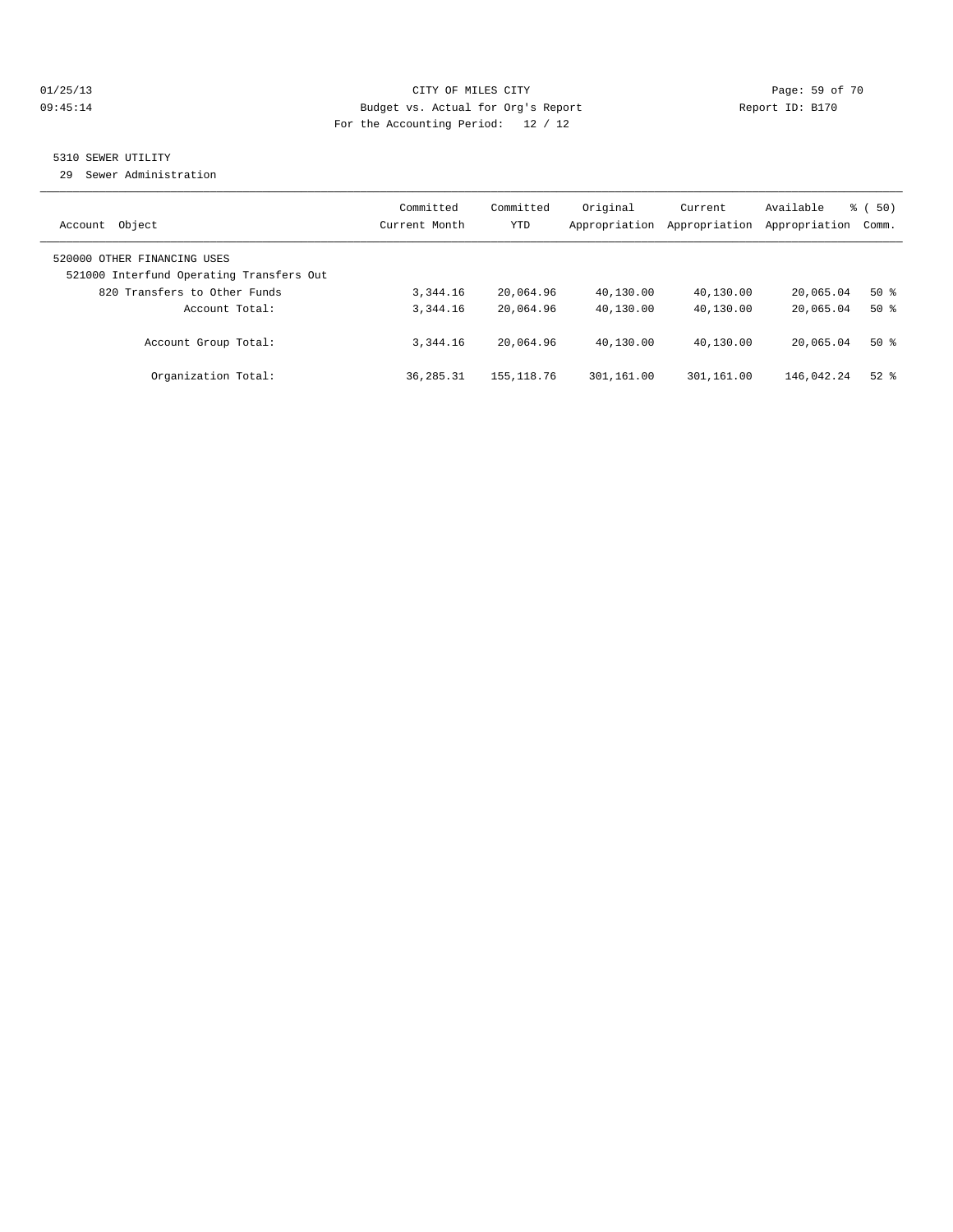CITY OF MILES CITY
Budget vs. Actual for Org's Report
For the Accounting Period: 12 / 12

01/25/13
09:45:14

Report ID: B170

## 5310 SEWER UTILITY

29 Sewer Administration

| Account Object | Committed Current Month | Committed YTD | Original Appropriation | Current Appropriation | Available Appropriation | % ( 50) Comm. |
|---|---|---|---|---|---|---|
| 520000 OTHER FINANCING USES | | | | | | |
| 521000 Interfund Operating Transfers Out | | | | | | |
| 820 Transfers to Other Funds | 3,344.16 | 20,064.96 | 40,130.00 | 40,130.00 | 20,065.04 | 50 % |
| Account Total: | 3,344.16 | 20,064.96 | 40,130.00 | 40,130.00 | 20,065.04 | 50 % |
| Account Group Total: | 3,344.16 | 20,064.96 | 40,130.00 | 40,130.00 | 20,065.04 | 50 % |
| Organization Total: | 36,285.31 | 155,118.76 | 301,161.00 | 301,161.00 | 146,042.24 | 52 % |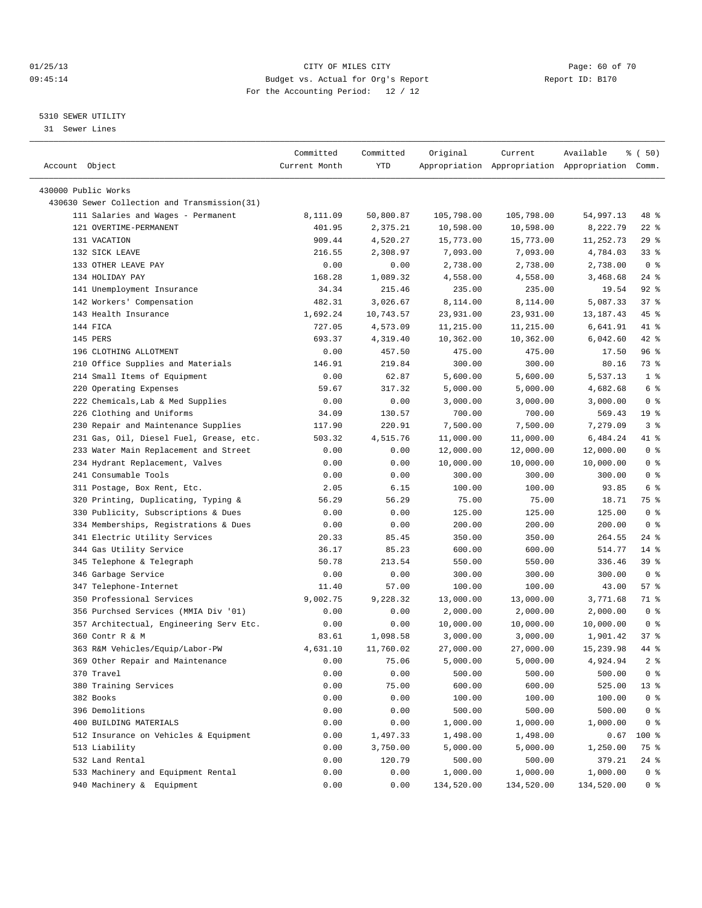CITY OF MILES CITY
Budget vs. Actual for Org's Report
For the Accounting Period: 12 / 12

Report ID: B170

5310 SEWER UTILITY

31 Sewer Lines

| Account Object | Committed Current Month | Committed YTD | Original Appropriation | Current Appropriation | Available Appropriation | % ( 50) Comm. |
|---|---|---|---|---|---|---|
| 430000 Public Works | | | | | | |
| 430630 Sewer Collection and Transmission(31) | | | | | | |
| 111 Salaries and Wages - Permanent | 8,111.09 | 50,800.87 | 105,798.00 | 105,798.00 | 54,997.13 | 48 % |
| 121 OVERTIME-PERMANENT | 401.95 | 2,375.21 | 10,598.00 | 10,598.00 | 8,222.79 | 22 % |
| 131 VACATION | 909.44 | 4,520.27 | 15,773.00 | 15,773.00 | 11,252.73 | 29 % |
| 132 SICK LEAVE | 216.55 | 2,308.97 | 7,093.00 | 7,093.00 | 4,784.03 | 33 % |
| 133 OTHER LEAVE PAY | 0.00 | 0.00 | 2,738.00 | 2,738.00 | 2,738.00 | 0 % |
| 134 HOLIDAY PAY | 168.28 | 1,089.32 | 4,558.00 | 4,558.00 | 3,468.68 | 24 % |
| 141 Unemployment Insurance | 34.34 | 215.46 | 235.00 | 235.00 | 19.54 | 92 % |
| 142 Workers' Compensation | 482.31 | 3,026.67 | 8,114.00 | 8,114.00 | 5,087.33 | 37 % |
| 143 Health Insurance | 1,692.24 | 10,743.57 | 23,931.00 | 23,931.00 | 13,187.43 | 45 % |
| 144 FICA | 727.05 | 4,573.09 | 11,215.00 | 11,215.00 | 6,641.91 | 41 % |
| 145 PERS | 693.37 | 4,319.40 | 10,362.00 | 10,362.00 | 6,042.60 | 42 % |
| 196 CLOTHING ALLOTMENT | 0.00 | 457.50 | 475.00 | 475.00 | 17.50 | 96 % |
| 210 Office Supplies and Materials | 146.91 | 219.84 | 300.00 | 300.00 | 80.16 | 73 % |
| 214 Small Items of Equipment | 0.00 | 62.87 | 5,600.00 | 5,600.00 | 5,537.13 | 1 % |
| 220 Operating Expenses | 59.67 | 317.32 | 5,000.00 | 5,000.00 | 4,682.68 | 6 % |
| 222 Chemicals,Lab & Med Supplies | 0.00 | 0.00 | 3,000.00 | 3,000.00 | 3,000.00 | 0 % |
| 226 Clothing and Uniforms | 34.09 | 130.57 | 700.00 | 700.00 | 569.43 | 19 % |
| 230 Repair and Maintenance Supplies | 117.90 | 220.91 | 7,500.00 | 7,500.00 | 7,279.09 | 3 % |
| 231 Gas, Oil, Diesel Fuel, Grease, etc. | 503.32 | 4,515.76 | 11,000.00 | 11,000.00 | 6,484.24 | 41 % |
| 233 Water Main Replacement and Street | 0.00 | 0.00 | 12,000.00 | 12,000.00 | 12,000.00 | 0 % |
| 234 Hydrant Replacement, Valves | 0.00 | 0.00 | 10,000.00 | 10,000.00 | 10,000.00 | 0 % |
| 241 Consumable Tools | 0.00 | 0.00 | 300.00 | 300.00 | 300.00 | 0 % |
| 311 Postage, Box Rent, Etc. | 2.05 | 6.15 | 100.00 | 100.00 | 93.85 | 6 % |
| 320 Printing, Duplicating, Typing & | 56.29 | 56.29 | 75.00 | 75.00 | 18.71 | 75 % |
| 330 Publicity, Subscriptions & Dues | 0.00 | 0.00 | 125.00 | 125.00 | 125.00 | 0 % |
| 334 Memberships, Registrations & Dues | 0.00 | 0.00 | 200.00 | 200.00 | 200.00 | 0 % |
| 341 Electric Utility Services | 20.33 | 85.45 | 350.00 | 350.00 | 264.55 | 24 % |
| 344 Gas Utility Service | 36.17 | 85.23 | 600.00 | 600.00 | 514.77 | 14 % |
| 345 Telephone & Telegraph | 50.78 | 213.54 | 550.00 | 550.00 | 336.46 | 39 % |
| 346 Garbage Service | 0.00 | 0.00 | 300.00 | 300.00 | 300.00 | 0 % |
| 347 Telephone-Internet | 11.40 | 57.00 | 100.00 | 100.00 | 43.00 | 57 % |
| 350 Professional Services | 9,002.75 | 9,228.32 | 13,000.00 | 13,000.00 | 3,771.68 | 71 % |
| 356 Purchsed Services (MMIA Div '01) | 0.00 | 0.00 | 2,000.00 | 2,000.00 | 2,000.00 | 0 % |
| 357 Architectual, Engineering Serv Etc. | 0.00 | 0.00 | 10,000.00 | 10,000.00 | 10,000.00 | 0 % |
| 360 Contr R & M | 83.61 | 1,098.58 | 3,000.00 | 3,000.00 | 1,901.42 | 37 % |
| 363 R&M Vehicles/Equip/Labor-PW | 4,631.10 | 11,760.02 | 27,000.00 | 27,000.00 | 15,239.98 | 44 % |
| 369 Other Repair and Maintenance | 0.00 | 75.06 | 5,000.00 | 5,000.00 | 4,924.94 | 2 % |
| 370 Travel | 0.00 | 0.00 | 500.00 | 500.00 | 500.00 | 0 % |
| 380 Training Services | 0.00 | 75.00 | 600.00 | 600.00 | 525.00 | 13 % |
| 382 Books | 0.00 | 0.00 | 100.00 | 100.00 | 100.00 | 0 % |
| 396 Demolitions | 0.00 | 0.00 | 500.00 | 500.00 | 500.00 | 0 % |
| 400 BUILDING MATERIALS | 0.00 | 0.00 | 1,000.00 | 1,000.00 | 1,000.00 | 0 % |
| 512 Insurance on Vehicles & Equipment | 0.00 | 1,497.33 | 1,498.00 | 1,498.00 | 0.67 | 100 % |
| 513 Liability | 0.00 | 3,750.00 | 5,000.00 | 5,000.00 | 1,250.00 | 75 % |
| 532 Land Rental | 0.00 | 120.79 | 500.00 | 500.00 | 379.21 | 24 % |
| 533 Machinery and Equipment Rental | 0.00 | 0.00 | 1,000.00 | 1,000.00 | 1,000.00 | 0 % |
| 940 Machinery & Equipment | 0.00 | 0.00 | 134,520.00 | 134,520.00 | 134,520.00 | 0 % |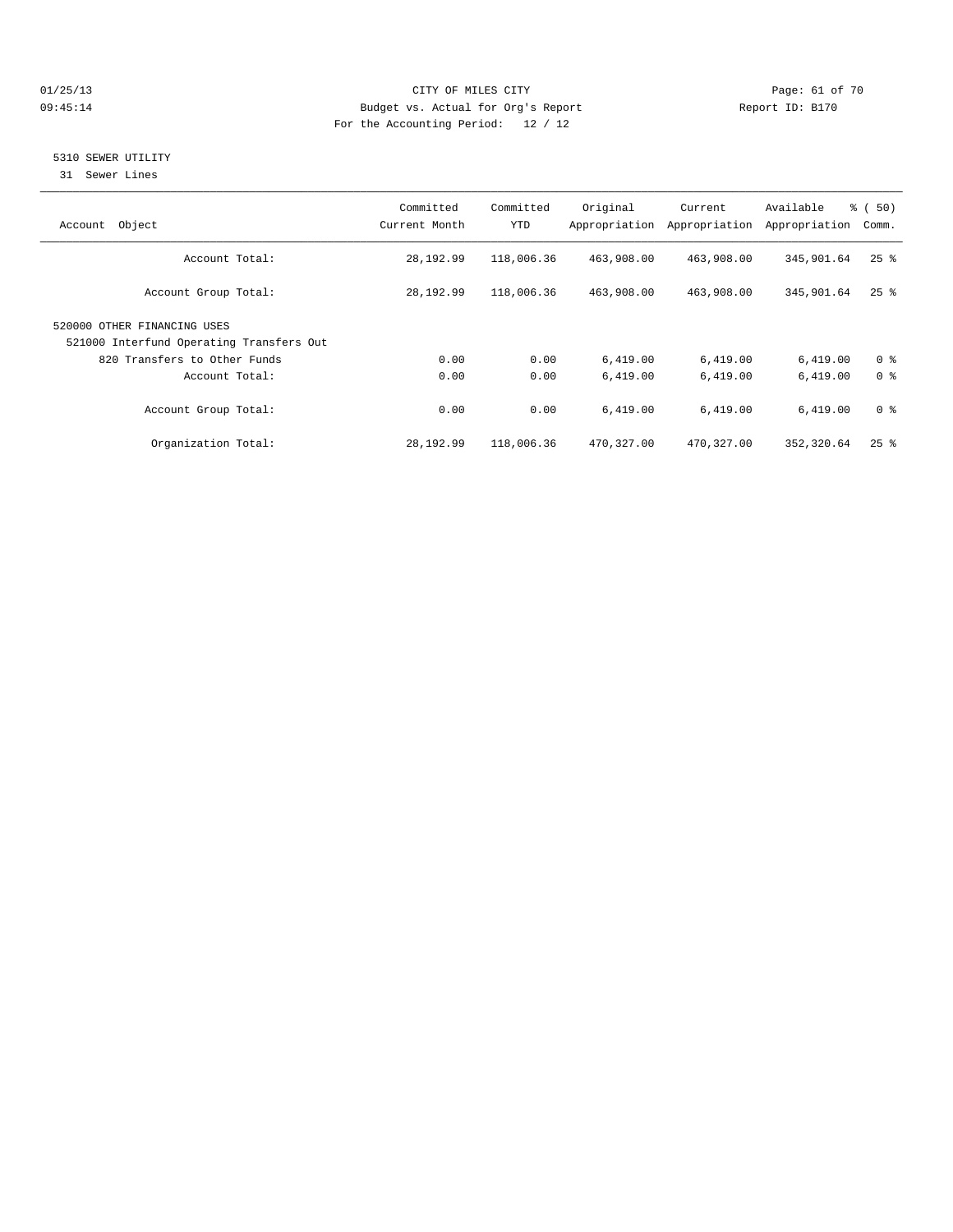01/25/13 CITY OF MILES CITY
09:45:14 Budget vs. Actual for Org's Report Report ID: B170
For the Accounting Period: 12 / 12

5310 SEWER UTILITY
31 Sewer Lines

| Account Object | Committed Current Month | Committed YTD | Original Appropriation | Current Appropriation | Available Appropriation | % ( 50) Comm. |
|---|---|---|---|---|---|---|
| Account Total: | 28,192.99 | 118,006.36 | 463,908.00 | 463,908.00 | 345,901.64 | 25 % |
| Account Group Total: | 28,192.99 | 118,006.36 | 463,908.00 | 463,908.00 | 345,901.64 | 25 % |
| 520000 OTHER FINANCING USES | | | | | | |
| 521000 Interfund Operating Transfers Out | | | | | | |
| 820 Transfers to Other Funds | 0.00 | 0.00 | 6,419.00 | 6,419.00 | 6,419.00 | 0 % |
| Account Total: | 0.00 | 0.00 | 6,419.00 | 6,419.00 | 6,419.00 | 0 % |
| Account Group Total: | 0.00 | 0.00 | 6,419.00 | 6,419.00 | 6,419.00 | 0 % |
| Organization Total: | 28,192.99 | 118,006.36 | 470,327.00 | 470,327.00 | 352,320.64 | 25 % |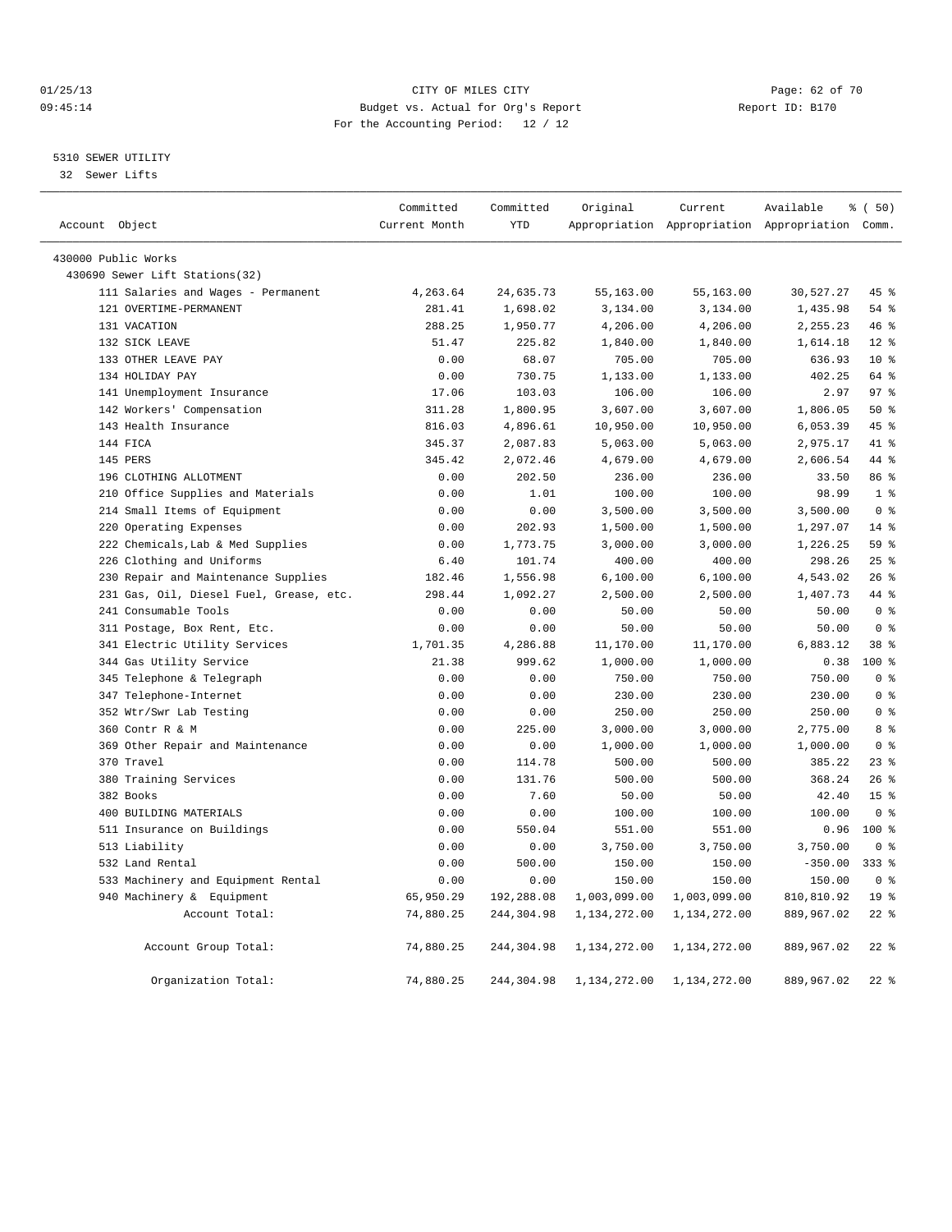# CITY OF MILES CITY

Budget vs. Actual for Org's Report

For the Accounting Period: 12 / 12

01/25/13 09:45:14 — Report ID: B170

## 5310 SEWER UTILITY

32 Sewer Lifts

| Account Object | Committed Current Month | Committed YTD | Original Appropriation | Current Appropriation | Available Appropriation | % ( 50) Comm. |
|---|---|---|---|---|---|---|
| 430000 Public Works | | | | | | |
| 430690 Sewer Lift Stations(32) | | | | | | |
| 111 Salaries and Wages - Permanent | 4,263.64 | 24,635.73 | 55,163.00 | 55,163.00 | 30,527.27 | 45 % |
| 121 OVERTIME-PERMANENT | 281.41 | 1,698.02 | 3,134.00 | 3,134.00 | 1,435.98 | 54 % |
| 131 VACATION | 288.25 | 1,950.77 | 4,206.00 | 4,206.00 | 2,255.23 | 46 % |
| 132 SICK LEAVE | 51.47 | 225.82 | 1,840.00 | 1,840.00 | 1,614.18 | 12 % |
| 133 OTHER LEAVE PAY | 0.00 | 68.07 | 705.00 | 705.00 | 636.93 | 10 % |
| 134 HOLIDAY PAY | 0.00 | 730.75 | 1,133.00 | 1,133.00 | 402.25 | 64 % |
| 141 Unemployment Insurance | 17.06 | 103.03 | 106.00 | 106.00 | 2.97 | 97 % |
| 142 Workers' Compensation | 311.28 | 1,800.95 | 3,607.00 | 3,607.00 | 1,806.05 | 50 % |
| 143 Health Insurance | 816.03 | 4,896.61 | 10,950.00 | 10,950.00 | 6,053.39 | 45 % |
| 144 FICA | 345.37 | 2,087.83 | 5,063.00 | 5,063.00 | 2,975.17 | 41 % |
| 145 PERS | 345.42 | 2,072.46 | 4,679.00 | 4,679.00 | 2,606.54 | 44 % |
| 196 CLOTHING ALLOTMENT | 0.00 | 202.50 | 236.00 | 236.00 | 33.50 | 86 % |
| 210 Office Supplies and Materials | 0.00 | 1.01 | 100.00 | 100.00 | 98.99 | 1 % |
| 214 Small Items of Equipment | 0.00 | 0.00 | 3,500.00 | 3,500.00 | 3,500.00 | 0 % |
| 220 Operating Expenses | 0.00 | 202.93 | 1,500.00 | 1,500.00 | 1,297.07 | 14 % |
| 222 Chemicals,Lab & Med Supplies | 0.00 | 1,773.75 | 3,000.00 | 3,000.00 | 1,226.25 | 59 % |
| 226 Clothing and Uniforms | 6.40 | 101.74 | 400.00 | 400.00 | 298.26 | 25 % |
| 230 Repair and Maintenance Supplies | 182.46 | 1,556.98 | 6,100.00 | 6,100.00 | 4,543.02 | 26 % |
| 231 Gas, Oil, Diesel Fuel, Grease, etc. | 298.44 | 1,092.27 | 2,500.00 | 2,500.00 | 1,407.73 | 44 % |
| 241 Consumable Tools | 0.00 | 0.00 | 50.00 | 50.00 | 50.00 | 0 % |
| 311 Postage, Box Rent, Etc. | 0.00 | 0.00 | 50.00 | 50.00 | 50.00 | 0 % |
| 341 Electric Utility Services | 1,701.35 | 4,286.88 | 11,170.00 | 11,170.00 | 6,883.12 | 38 % |
| 344 Gas Utility Service | 21.38 | 999.62 | 1,000.00 | 1,000.00 | 0.38 | 100 % |
| 345 Telephone & Telegraph | 0.00 | 0.00 | 750.00 | 750.00 | 750.00 | 0 % |
| 347 Telephone-Internet | 0.00 | 0.00 | 230.00 | 230.00 | 230.00 | 0 % |
| 352 Wtr/Swr Lab Testing | 0.00 | 0.00 | 250.00 | 250.00 | 250.00 | 0 % |
| 360 Contr R & M | 0.00 | 225.00 | 3,000.00 | 3,000.00 | 2,775.00 | 8 % |
| 369 Other Repair and Maintenance | 0.00 | 0.00 | 1,000.00 | 1,000.00 | 1,000.00 | 0 % |
| 370 Travel | 0.00 | 114.78 | 500.00 | 500.00 | 385.22 | 23 % |
| 380 Training Services | 0.00 | 131.76 | 500.00 | 500.00 | 368.24 | 26 % |
| 382 Books | 0.00 | 7.60 | 50.00 | 50.00 | 42.40 | 15 % |
| 400 BUILDING MATERIALS | 0.00 | 0.00 | 100.00 | 100.00 | 100.00 | 0 % |
| 511 Insurance on Buildings | 0.00 | 550.04 | 551.00 | 551.00 | 0.96 | 100 % |
| 513 Liability | 0.00 | 0.00 | 3,750.00 | 3,750.00 | 3,750.00 | 0 % |
| 532 Land Rental | 0.00 | 500.00 | 150.00 | 150.00 | -350.00 | 333 % |
| 533 Machinery and Equipment Rental | 0.00 | 0.00 | 150.00 | 150.00 | 150.00 | 0 % |
| 940 Machinery & Equipment | 65,950.29 | 192,288.08 | 1,003,099.00 | 1,003,099.00 | 810,810.92 | 19 % |
| Account Total: | 74,880.25 | 244,304.98 | 1,134,272.00 | 1,134,272.00 | 889,967.02 | 22 % |
| Account Group Total: | 74,880.25 | 244,304.98 | 1,134,272.00 | 1,134,272.00 | 889,967.02 | 22 % |
| Organization Total: | 74,880.25 | 244,304.98 | 1,134,272.00 | 1,134,272.00 | 889,967.02 | 22 % |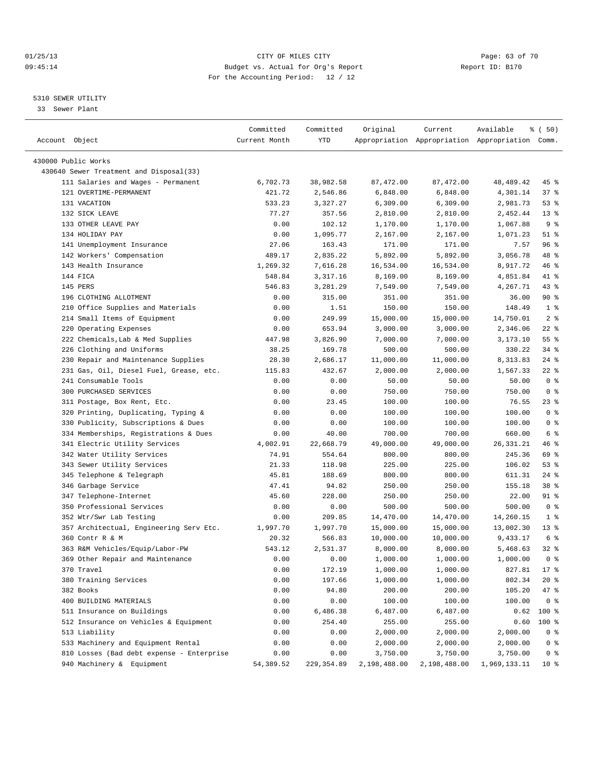CITY OF MILES CITY
Budget vs. Actual for Org's Report
For the Accounting Period: 12 / 12

01/25/13
09:45:14

Report ID: B170

5310 SEWER UTILITY
33 Sewer Plant

| Account Object | Committed Current Month | Committed YTD | Original Appropriation | Current Appropriation | Available Appropriation | % ( 50) Comm. |
|---|---|---|---|---|---|---|
| 430000 Public Works | | | | | | |
| 430640 Sewer Treatment and Disposal(33) | | | | | | |
| 111 Salaries and Wages - Permanent | 6,702.73 | 38,982.58 | 87,472.00 | 87,472.00 | 48,489.42 | 45 % |
| 121 OVERTIME-PERMANENT | 421.72 | 2,546.86 | 6,848.00 | 6,848.00 | 4,301.14 | 37 % |
| 131 VACATION | 533.23 | 3,327.27 | 6,309.00 | 6,309.00 | 2,981.73 | 53 % |
| 132 SICK LEAVE | 77.27 | 357.56 | 2,810.00 | 2,810.00 | 2,452.44 | 13 % |
| 133 OTHER LEAVE PAY | 0.00 | 102.12 | 1,170.00 | 1,170.00 | 1,067.88 | 9 % |
| 134 HOLIDAY PAY | 0.00 | 1,095.77 | 2,167.00 | 2,167.00 | 1,071.23 | 51 % |
| 141 Unemployment Insurance | 27.06 | 163.43 | 171.00 | 171.00 | 7.57 | 96 % |
| 142 Workers' Compensation | 489.17 | 2,835.22 | 5,892.00 | 5,892.00 | 3,056.78 | 48 % |
| 143 Health Insurance | 1,269.32 | 7,616.28 | 16,534.00 | 16,534.00 | 8,917.72 | 46 % |
| 144 FICA | 548.84 | 3,317.16 | 8,169.00 | 8,169.00 | 4,851.84 | 41 % |
| 145 PERS | 546.83 | 3,281.29 | 7,549.00 | 7,549.00 | 4,267.71 | 43 % |
| 196 CLOTHING ALLOTMENT | 0.00 | 315.00 | 351.00 | 351.00 | 36.00 | 90 % |
| 210 Office Supplies and Materials | 0.00 | 1.51 | 150.00 | 150.00 | 148.49 | 1 % |
| 214 Small Items of Equipment | 0.00 | 249.99 | 15,000.00 | 15,000.00 | 14,750.01 | 2 % |
| 220 Operating Expenses | 0.00 | 653.94 | 3,000.00 | 3,000.00 | 2,346.06 | 22 % |
| 222 Chemicals,Lab & Med Supplies | 447.98 | 3,826.90 | 7,000.00 | 7,000.00 | 3,173.10 | 55 % |
| 226 Clothing and Uniforms | 38.25 | 169.78 | 500.00 | 500.00 | 330.22 | 34 % |
| 230 Repair and Maintenance Supplies | 28.30 | 2,686.17 | 11,000.00 | 11,000.00 | 8,313.83 | 24 % |
| 231 Gas, Oil, Diesel Fuel, Grease, etc. | 115.83 | 432.67 | 2,000.00 | 2,000.00 | 1,567.33 | 22 % |
| 241 Consumable Tools | 0.00 | 0.00 | 50.00 | 50.00 | 50.00 | 0 % |
| 300 PURCHASED SERVICES | 0.00 | 0.00 | 750.00 | 750.00 | 750.00 | 0 % |
| 311 Postage, Box Rent, Etc. | 0.00 | 23.45 | 100.00 | 100.00 | 76.55 | 23 % |
| 320 Printing, Duplicating, Typing & | 0.00 | 0.00 | 100.00 | 100.00 | 100.00 | 0 % |
| 330 Publicity, Subscriptions & Dues | 0.00 | 0.00 | 100.00 | 100.00 | 100.00 | 0 % |
| 334 Memberships, Registrations & Dues | 0.00 | 40.00 | 700.00 | 700.00 | 660.00 | 6 % |
| 341 Electric Utility Services | 4,002.91 | 22,668.79 | 49,000.00 | 49,000.00 | 26,331.21 | 46 % |
| 342 Water Utility Services | 74.91 | 554.64 | 800.00 | 800.00 | 245.36 | 69 % |
| 343 Sewer Utility Services | 21.33 | 118.98 | 225.00 | 225.00 | 106.02 | 53 % |
| 345 Telephone & Telegraph | 45.81 | 188.69 | 800.00 | 800.00 | 611.31 | 24 % |
| 346 Garbage Service | 47.41 | 94.82 | 250.00 | 250.00 | 155.18 | 38 % |
| 347 Telephone-Internet | 45.60 | 228.00 | 250.00 | 250.00 | 22.00 | 91 % |
| 350 Professional Services | 0.00 | 0.00 | 500.00 | 500.00 | 500.00 | 0 % |
| 352 Wtr/Swr Lab Testing | 0.00 | 209.85 | 14,470.00 | 14,470.00 | 14,260.15 | 1 % |
| 357 Architectual, Engineering Serv Etc. | 1,997.70 | 1,997.70 | 15,000.00 | 15,000.00 | 13,002.30 | 13 % |
| 360 Contr R & M | 20.32 | 566.83 | 10,000.00 | 10,000.00 | 9,433.17 | 6 % |
| 363 R&M Vehicles/Equip/Labor-PW | 543.12 | 2,531.37 | 8,000.00 | 8,000.00 | 5,468.63 | 32 % |
| 369 Other Repair and Maintenance | 0.00 | 0.00 | 1,000.00 | 1,000.00 | 1,000.00 | 0 % |
| 370 Travel | 0.00 | 172.19 | 1,000.00 | 1,000.00 | 827.81 | 17 % |
| 380 Training Services | 0.00 | 197.66 | 1,000.00 | 1,000.00 | 802.34 | 20 % |
| 382 Books | 0.00 | 94.80 | 200.00 | 200.00 | 105.20 | 47 % |
| 400 BUILDING MATERIALS | 0.00 | 0.00 | 100.00 | 100.00 | 100.00 | 0 % |
| 511 Insurance on Buildings | 0.00 | 6,486.38 | 6,487.00 | 6,487.00 | 0.62 | 100 % |
| 512 Insurance on Vehicles & Equipment | 0.00 | 254.40 | 255.00 | 255.00 | 0.60 | 100 % |
| 513 Liability | 0.00 | 0.00 | 2,000.00 | 2,000.00 | 2,000.00 | 0 % |
| 533 Machinery and Equipment Rental | 0.00 | 0.00 | 2,000.00 | 2,000.00 | 2,000.00 | 0 % |
| 810 Losses (Bad debt expense - Enterprise | 0.00 | 0.00 | 3,750.00 | 3,750.00 | 3,750.00 | 0 % |
| 940 Machinery & Equipment | 54,389.52 | 229,354.89 | 2,198,488.00 | 2,198,488.00 | 1,969,133.11 | 10 % |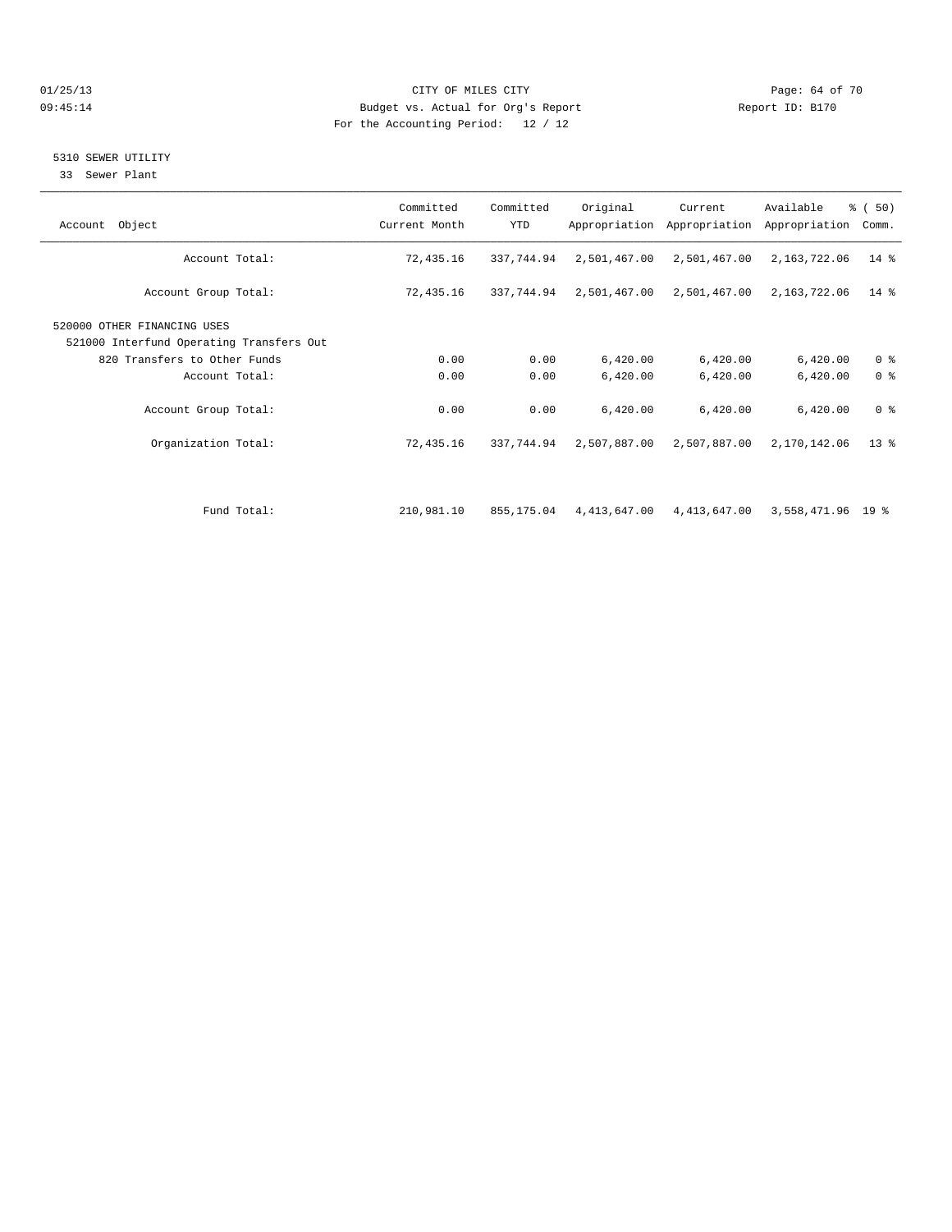CITY OF MILES CITY

Budget vs. Actual for Org's Report

For the Accounting Period: 12 / 12

## 5310 SEWER UTILITY

33 Sewer Plant

| Account Object | Committed Current Month | Committed YTD | Original Appropriation | Current Appropriation | Available Appropriation | % ( 50) Comm. |
|---|---|---|---|---|---|---|
| Account Total: | 72,435.16 | 337,744.94 | 2,501,467.00 | 2,501,467.00 | 2,163,722.06 | 14 % |
| Account Group Total: | 72,435.16 | 337,744.94 | 2,501,467.00 | 2,501,467.00 | 2,163,722.06 | 14 % |
| 520000 OTHER FINANCING USES | | | | | | |
| 521000 Interfund Operating Transfers Out | | | | | | |
| 820 Transfers to Other Funds | 0.00 | 0.00 | 6,420.00 | 6,420.00 | 6,420.00 | 0 % |
| Account Total: | 0.00 | 0.00 | 6,420.00 | 6,420.00 | 6,420.00 | 0 % |
| Account Group Total: | 0.00 | 0.00 | 6,420.00 | 6,420.00 | 6,420.00 | 0 % |
| Organization Total: | 72,435.16 | 337,744.94 | 2,507,887.00 | 2,507,887.00 | 2,170,142.06 | 13 % |
| Fund Total: | 210,981.10 | 855,175.04 | 4,413,647.00 | 4,413,647.00 | 3,558,471.96 | 19 % |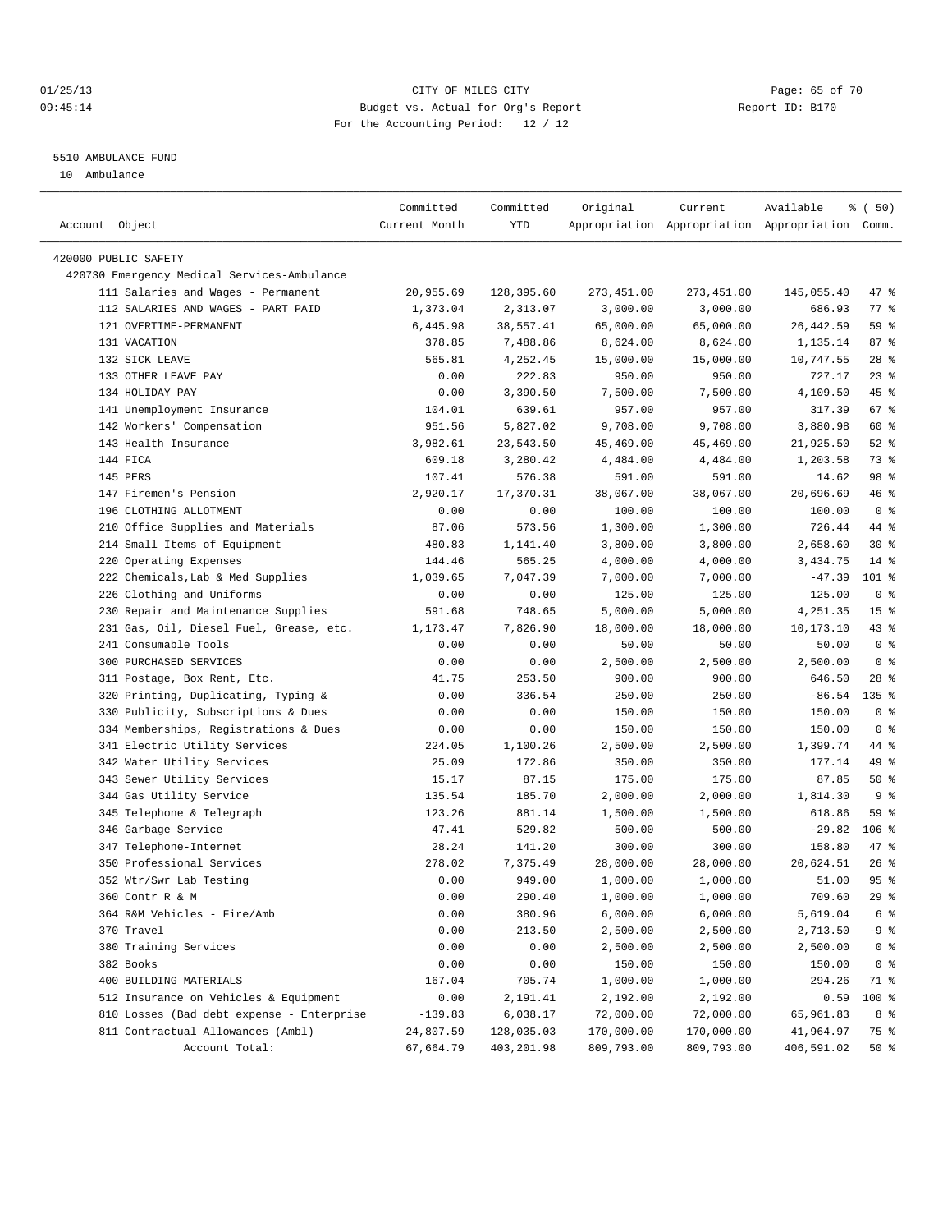01/25/13 CITY OF MILES CITY
09:45:14 Budget vs. Actual for Org's Report Report ID: B170
For the Accounting Period: 12 / 12

5510 AMBULANCE FUND
10 Ambulance

| Account Object | Committed Current Month | Committed YTD | Original Appropriation | Current Appropriation | Available Appropriation | % ( 50) Comm. |
|---|---|---|---|---|---|---|
| 420000 PUBLIC SAFETY | | | | | | |
| 420730 Emergency Medical Services-Ambulance | | | | | | |
| 111 Salaries and Wages - Permanent | 20,955.69 | 128,395.60 | 273,451.00 | 273,451.00 | 145,055.40 | 47 % |
| 112 SALARIES AND WAGES - PART PAID | 1,373.04 | 2,313.07 | 3,000.00 | 3,000.00 | 686.93 | 77 % |
| 121 OVERTIME-PERMANENT | 6,445.98 | 38,557.41 | 65,000.00 | 65,000.00 | 26,442.59 | 59 % |
| 131 VACATION | 378.85 | 7,488.86 | 8,624.00 | 8,624.00 | 1,135.14 | 87 % |
| 132 SICK LEAVE | 565.81 | 4,252.45 | 15,000.00 | 15,000.00 | 10,747.55 | 28 % |
| 133 OTHER LEAVE PAY | 0.00 | 222.83 | 950.00 | 950.00 | 727.17 | 23 % |
| 134 HOLIDAY PAY | 0.00 | 3,390.50 | 7,500.00 | 7,500.00 | 4,109.50 | 45 % |
| 141 Unemployment Insurance | 104.01 | 639.61 | 957.00 | 957.00 | 317.39 | 67 % |
| 142 Workers' Compensation | 951.56 | 5,827.02 | 9,708.00 | 9,708.00 | 3,880.98 | 60 % |
| 143 Health Insurance | 3,982.61 | 23,543.50 | 45,469.00 | 45,469.00 | 21,925.50 | 52 % |
| 144 FICA | 609.18 | 3,280.42 | 4,484.00 | 4,484.00 | 1,203.58 | 73 % |
| 145 PERS | 107.41 | 576.38 | 591.00 | 591.00 | 14.62 | 98 % |
| 147 Firemen's Pension | 2,920.17 | 17,370.31 | 38,067.00 | 38,067.00 | 20,696.69 | 46 % |
| 196 CLOTHING ALLOTMENT | 0.00 | 0.00 | 100.00 | 100.00 | 100.00 | 0 % |
| 210 Office Supplies and Materials | 87.06 | 573.56 | 1,300.00 | 1,300.00 | 726.44 | 44 % |
| 214 Small Items of Equipment | 480.83 | 1,141.40 | 3,800.00 | 3,800.00 | 2,658.60 | 30 % |
| 220 Operating Expenses | 144.46 | 565.25 | 4,000.00 | 4,000.00 | 3,434.75 | 14 % |
| 222 Chemicals,Lab & Med Supplies | 1,039.65 | 7,047.39 | 7,000.00 | 7,000.00 | -47.39 | 101 % |
| 226 Clothing and Uniforms | 0.00 | 0.00 | 125.00 | 125.00 | 125.00 | 0 % |
| 230 Repair and Maintenance Supplies | 591.68 | 748.65 | 5,000.00 | 5,000.00 | 4,251.35 | 15 % |
| 231 Gas, Oil, Diesel Fuel, Grease, etc. | 1,173.47 | 7,826.90 | 18,000.00 | 18,000.00 | 10,173.10 | 43 % |
| 241 Consumable Tools | 0.00 | 0.00 | 50.00 | 50.00 | 50.00 | 0 % |
| 300 PURCHASED SERVICES | 0.00 | 0.00 | 2,500.00 | 2,500.00 | 2,500.00 | 0 % |
| 311 Postage, Box Rent, Etc. | 41.75 | 253.50 | 900.00 | 900.00 | 646.50 | 28 % |
| 320 Printing, Duplicating, Typing & | 0.00 | 336.54 | 250.00 | 250.00 | -86.54 | 135 % |
| 330 Publicity, Subscriptions & Dues | 0.00 | 0.00 | 150.00 | 150.00 | 150.00 | 0 % |
| 334 Memberships, Registrations & Dues | 0.00 | 0.00 | 150.00 | 150.00 | 150.00 | 0 % |
| 341 Electric Utility Services | 224.05 | 1,100.26 | 2,500.00 | 2,500.00 | 1,399.74 | 44 % |
| 342 Water Utility Services | 25.09 | 172.86 | 350.00 | 350.00 | 177.14 | 49 % |
| 343 Sewer Utility Services | 15.17 | 87.15 | 175.00 | 175.00 | 87.85 | 50 % |
| 344 Gas Utility Service | 135.54 | 185.70 | 2,000.00 | 2,000.00 | 1,814.30 | 9 % |
| 345 Telephone & Telegraph | 123.26 | 881.14 | 1,500.00 | 1,500.00 | 618.86 | 59 % |
| 346 Garbage Service | 47.41 | 529.82 | 500.00 | 500.00 | -29.82 | 106 % |
| 347 Telephone-Internet | 28.24 | 141.20 | 300.00 | 300.00 | 158.80 | 47 % |
| 350 Professional Services | 278.02 | 7,375.49 | 28,000.00 | 28,000.00 | 20,624.51 | 26 % |
| 352 Wtr/Swr Lab Testing | 0.00 | 949.00 | 1,000.00 | 1,000.00 | 51.00 | 95 % |
| 360 Contr R & M | 0.00 | 290.40 | 1,000.00 | 1,000.00 | 709.60 | 29 % |
| 364 R&M Vehicles - Fire/Amb | 0.00 | 380.96 | 6,000.00 | 6,000.00 | 5,619.04 | 6 % |
| 370 Travel | 0.00 | -213.50 | 2,500.00 | 2,500.00 | 2,713.50 | -9 % |
| 380 Training Services | 0.00 | 0.00 | 2,500.00 | 2,500.00 | 2,500.00 | 0 % |
| 382 Books | 0.00 | 0.00 | 150.00 | 150.00 | 150.00 | 0 % |
| 400 BUILDING MATERIALS | 167.04 | 705.74 | 1,000.00 | 1,000.00 | 294.26 | 71 % |
| 512 Insurance on Vehicles & Equipment | 0.00 | 2,191.41 | 2,192.00 | 2,192.00 | 0.59 | 100 % |
| 810 Losses (Bad debt expense - Enterprise | -139.83 | 6,038.17 | 72,000.00 | 72,000.00 | 65,961.83 | 8 % |
| 811 Contractual Allowances (Ambl) | 24,807.59 | 128,035.03 | 170,000.00 | 170,000.00 | 41,964.97 | 75 % |
| Account Total: | 67,664.79 | 403,201.98 | 809,793.00 | 809,793.00 | 406,591.02 | 50 % |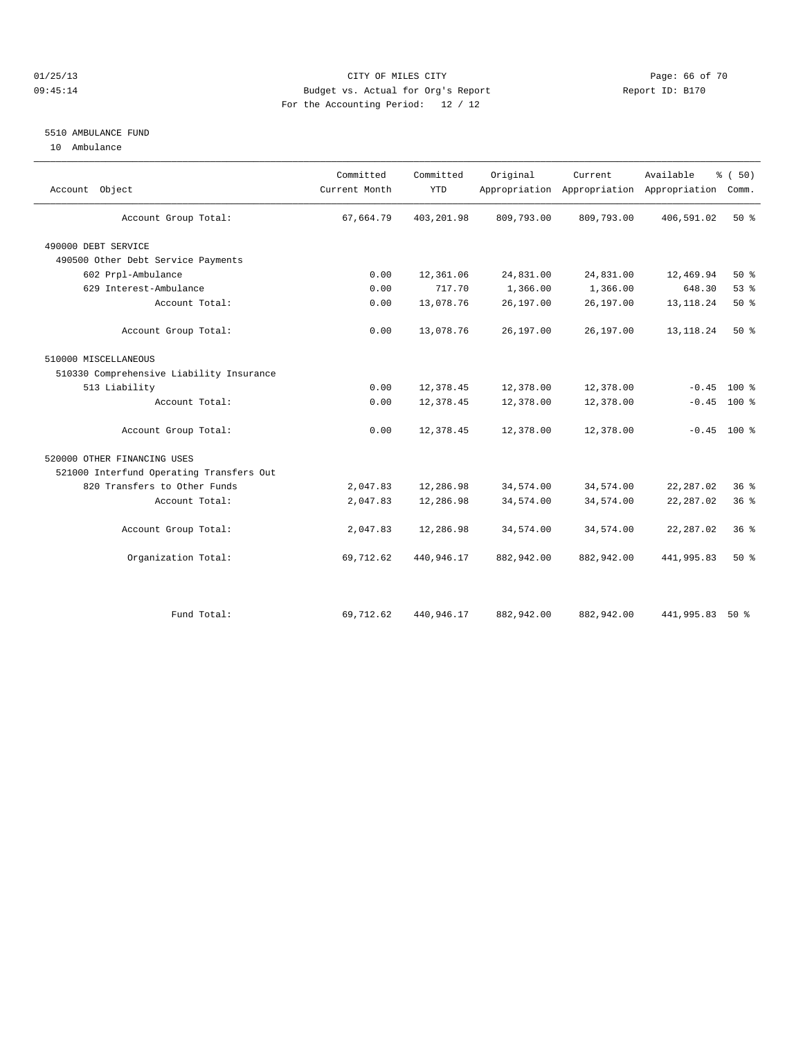CITY OF MILES CITY
Budget vs. Actual for Org's Report
For the Accounting Period: 12 / 12

01/25/13
09:45:14

Report ID: B170

## 5510 AMBULANCE FUND

10 Ambulance

| Account Object | Committed Current Month | Committed YTD | Original Appropriation | Current Appropriation | Available Appropriation | % ( 50) Comm. |
|---|---|---|---|---|---|---|
| Account Group Total: | 67,664.79 | 403,201.98 | 809,793.00 | 809,793.00 | 406,591.02 | 50 % |
| 490000 DEBT SERVICE | | | | | | |
| 490500 Other Debt Service Payments | | | | | | |
| 602 Prpl-Ambulance | 0.00 | 12,361.06 | 24,831.00 | 24,831.00 | 12,469.94 | 50 % |
| 629 Interest-Ambulance | 0.00 | 717.70 | 1,366.00 | 1,366.00 | 648.30 | 53 % |
| Account Total: | 0.00 | 13,078.76 | 26,197.00 | 26,197.00 | 13,118.24 | 50 % |
| Account Group Total: | 0.00 | 13,078.76 | 26,197.00 | 26,197.00 | 13,118.24 | 50 % |
| 510000 MISCELLANEOUS | | | | | | |
| 510330 Comprehensive Liability Insurance | | | | | | |
| 513 Liability | 0.00 | 12,378.45 | 12,378.00 | 12,378.00 | -0.45 | 100 % |
| Account Total: | 0.00 | 12,378.45 | 12,378.00 | 12,378.00 | -0.45 | 100 % |
| Account Group Total: | 0.00 | 12,378.45 | 12,378.00 | 12,378.00 | -0.45 | 100 % |
| 520000 OTHER FINANCING USES | | | | | | |
| 521000 Interfund Operating Transfers Out | | | | | | |
| 820 Transfers to Other Funds | 2,047.83 | 12,286.98 | 34,574.00 | 34,574.00 | 22,287.02 | 36 % |
| Account Total: | 2,047.83 | 12,286.98 | 34,574.00 | 34,574.00 | 22,287.02 | 36 % |
| Account Group Total: | 2,047.83 | 12,286.98 | 34,574.00 | 34,574.00 | 22,287.02 | 36 % |
| Organization Total: | 69,712.62 | 440,946.17 | 882,942.00 | 882,942.00 | 441,995.83 | 50 % |
| Fund Total: | 69,712.62 | 440,946.17 | 882,942.00 | 882,942.00 | 441,995.83 | 50 % |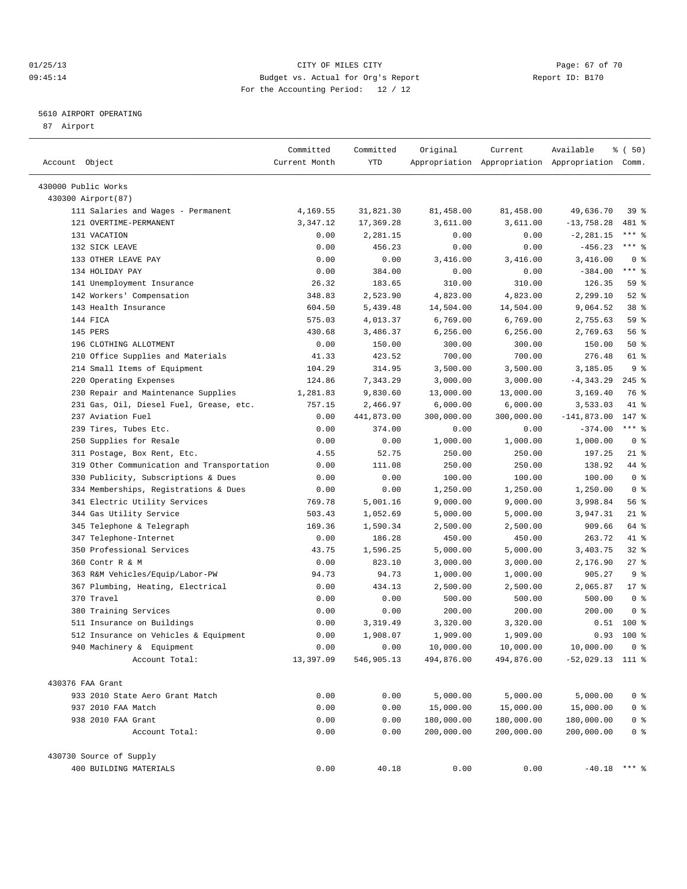CITY OF MILES CITY

Budget vs. Actual for Org's Report

For the Accounting Period: 12 / 12

5610 AIRPORT OPERATING

87 Airport

| Account Object | Committed Current Month | Committed YTD | Original Appropriation | Current Appropriation | Available Appropriation | % ( 50) Comm. |
|---|---|---|---|---|---|---|
| 430000 Public Works | | | | | | |
| 430300 Airport(87) | | | | | | |
| 111 Salaries and Wages - Permanent | 4,169.55 | 31,821.30 | 81,458.00 | 81,458.00 | 49,636.70 | 39 % |
| 121 OVERTIME-PERMANENT | 3,347.12 | 17,369.28 | 3,611.00 | 3,611.00 | -13,758.28 | 481 % |
| 131 VACATION | 0.00 | 2,281.15 | 0.00 | 0.00 | -2,281.15 | *** % |
| 132 SICK LEAVE | 0.00 | 456.23 | 0.00 | 0.00 | -456.23 | *** % |
| 133 OTHER LEAVE PAY | 0.00 | 0.00 | 3,416.00 | 3,416.00 | 3,416.00 | 0 % |
| 134 HOLIDAY PAY | 0.00 | 384.00 | 0.00 | 0.00 | -384.00 | *** % |
| 141 Unemployment Insurance | 26.32 | 183.65 | 310.00 | 310.00 | 126.35 | 59 % |
| 142 Workers' Compensation | 348.83 | 2,523.90 | 4,823.00 | 4,823.00 | 2,299.10 | 52 % |
| 143 Health Insurance | 604.50 | 5,439.48 | 14,504.00 | 14,504.00 | 9,064.52 | 38 % |
| 144 FICA | 575.03 | 4,013.37 | 6,769.00 | 6,769.00 | 2,755.63 | 59 % |
| 145 PERS | 430.68 | 3,486.37 | 6,256.00 | 6,256.00 | 2,769.63 | 56 % |
| 196 CLOTHING ALLOTMENT | 0.00 | 150.00 | 300.00 | 300.00 | 150.00 | 50 % |
| 210 Office Supplies and Materials | 41.33 | 423.52 | 700.00 | 700.00 | 276.48 | 61 % |
| 214 Small Items of Equipment | 104.29 | 314.95 | 3,500.00 | 3,500.00 | 3,185.05 | 9 % |
| 220 Operating Expenses | 124.86 | 7,343.29 | 3,000.00 | 3,000.00 | -4,343.29 | 245 % |
| 230 Repair and Maintenance Supplies | 1,281.83 | 9,830.60 | 13,000.00 | 13,000.00 | 3,169.40 | 76 % |
| 231 Gas, Oil, Diesel Fuel, Grease, etc. | 757.15 | 2,466.97 | 6,000.00 | 6,000.00 | 3,533.03 | 41 % |
| 237 Aviation Fuel | 0.00 | 441,873.00 | 300,000.00 | 300,000.00 | -141,873.00 | 147 % |
| 239 Tires, Tubes Etc. | 0.00 | 374.00 | 0.00 | 0.00 | -374.00 | *** % |
| 250 Supplies for Resale | 0.00 | 0.00 | 1,000.00 | 1,000.00 | 1,000.00 | 0 % |
| 311 Postage, Box Rent, Etc. | 4.55 | 52.75 | 250.00 | 250.00 | 197.25 | 21 % |
| 319 Other Communication and Transportation | 0.00 | 111.08 | 250.00 | 250.00 | 138.92 | 44 % |
| 330 Publicity, Subscriptions & Dues | 0.00 | 0.00 | 100.00 | 100.00 | 100.00 | 0 % |
| 334 Memberships, Registrations & Dues | 0.00 | 0.00 | 1,250.00 | 1,250.00 | 1,250.00 | 0 % |
| 341 Electric Utility Services | 769.78 | 5,001.16 | 9,000.00 | 9,000.00 | 3,998.84 | 56 % |
| 344 Gas Utility Service | 503.43 | 1,052.69 | 5,000.00 | 5,000.00 | 3,947.31 | 21 % |
| 345 Telephone & Telegraph | 169.36 | 1,590.34 | 2,500.00 | 2,500.00 | 909.66 | 64 % |
| 347 Telephone-Internet | 0.00 | 186.28 | 450.00 | 450.00 | 263.72 | 41 % |
| 350 Professional Services | 43.75 | 1,596.25 | 5,000.00 | 5,000.00 | 3,403.75 | 32 % |
| 360 Contr R & M | 0.00 | 823.10 | 3,000.00 | 3,000.00 | 2,176.90 | 27 % |
| 363 R&M Vehicles/Equip/Labor-PW | 94.73 | 94.73 | 1,000.00 | 1,000.00 | 905.27 | 9 % |
| 367 Plumbing, Heating, Electrical | 0.00 | 434.13 | 2,500.00 | 2,500.00 | 2,065.87 | 17 % |
| 370 Travel | 0.00 | 0.00 | 500.00 | 500.00 | 500.00 | 0 % |
| 380 Training Services | 0.00 | 0.00 | 200.00 | 200.00 | 200.00 | 0 % |
| 511 Insurance on Buildings | 0.00 | 3,319.49 | 3,320.00 | 3,320.00 | 0.51 | 100 % |
| 512 Insurance on Vehicles & Equipment | 0.00 | 1,908.07 | 1,909.00 | 1,909.00 | 0.93 | 100 % |
| 940 Machinery & Equipment | 0.00 | 0.00 | 10,000.00 | 10,000.00 | 10,000.00 | 0 % |
| Account Total: | 13,397.09 | 546,905.13 | 494,876.00 | 494,876.00 | -52,029.13 | 111 % |
| 430376 FAA Grant | | | | | | |
| 933 2010 State Aero Grant Match | 0.00 | 0.00 | 5,000.00 | 5,000.00 | 5,000.00 | 0 % |
| 937 2010 FAA Match | 0.00 | 0.00 | 15,000.00 | 15,000.00 | 15,000.00 | 0 % |
| 938 2010 FAA Grant | 0.00 | 0.00 | 180,000.00 | 180,000.00 | 180,000.00 | 0 % |
| Account Total: | 0.00 | 0.00 | 200,000.00 | 200,000.00 | 200,000.00 | 0 % |
| 430730 Source of Supply | | | | | | |
| 400 BUILDING MATERIALS | 0.00 | 40.18 | 0.00 | 0.00 | -40.18 | *** % |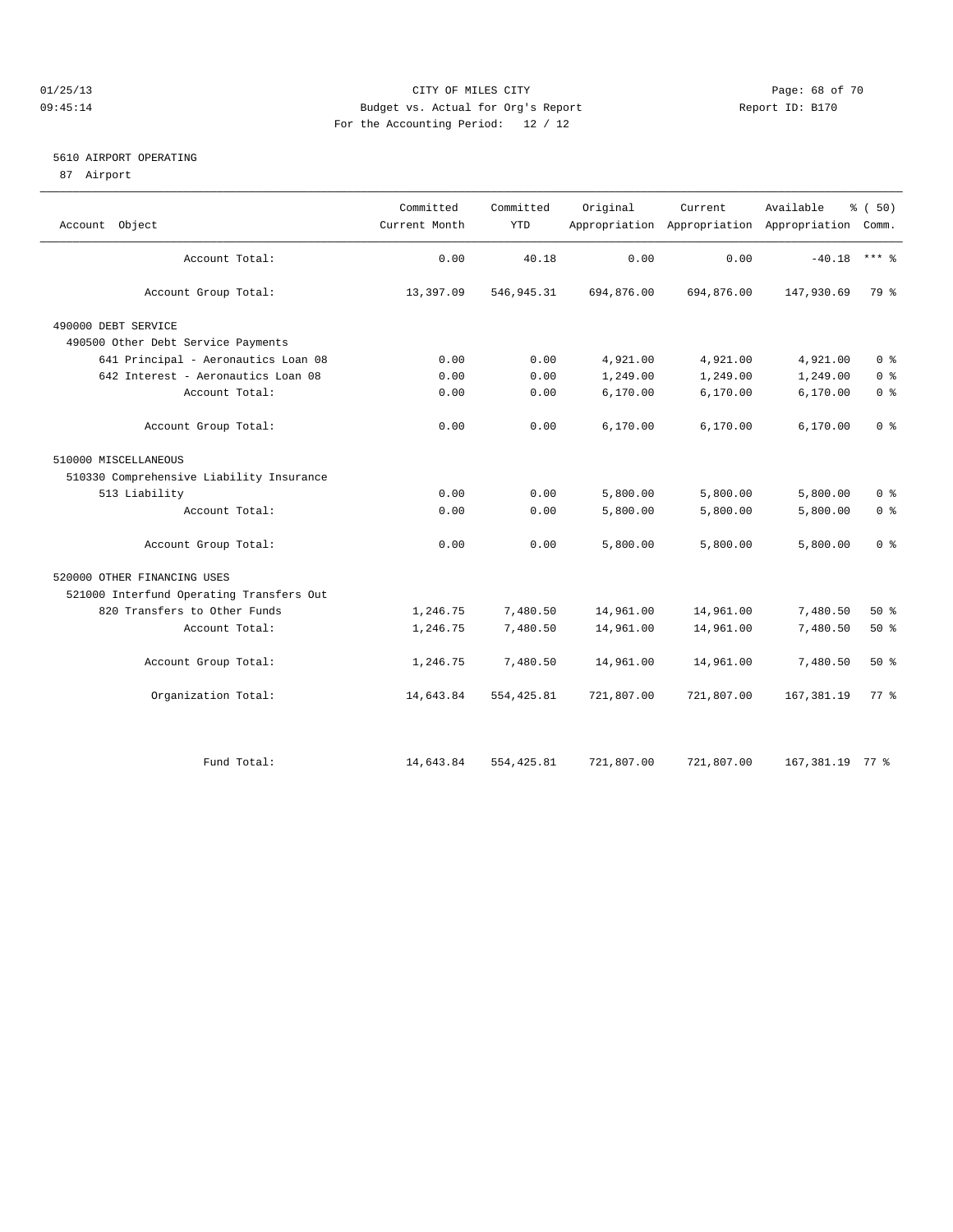CITY OF MILES CITY
Budget vs. Actual for Org's Report
For the Accounting Period: 12 / 12

01/25/13
09:45:14

Report ID: B170

## 5610 AIRPORT OPERATING

87 Airport

| Account Object | Committed Current Month | Committed YTD | Original Appropriation | Current Appropriation | Available Appropriation | % ( 50) Comm. |
|---|---|---|---|---|---|---|
| Account Total: | 0.00 | 40.18 | 0.00 | 0.00 | -40.18 | *** % |
| Account Group Total: | 13,397.09 | 546,945.31 | 694,876.00 | 694,876.00 | 147,930.69 | 79 % |
| 490000 DEBT SERVICE | | | | | | |
| 490500 Other Debt Service Payments | | | | | | |
| 641 Principal - Aeronautics Loan 08 | 0.00 | 0.00 | 4,921.00 | 4,921.00 | 4,921.00 | 0 % |
| 642 Interest - Aeronautics Loan 08 | 0.00 | 0.00 | 1,249.00 | 1,249.00 | 1,249.00 | 0 % |
| Account Total: | 0.00 | 0.00 | 6,170.00 | 6,170.00 | 6,170.00 | 0 % |
| Account Group Total: | 0.00 | 0.00 | 6,170.00 | 6,170.00 | 6,170.00 | 0 % |
| 510000 MISCELLANEOUS | | | | | | |
| 510330 Comprehensive Liability Insurance | | | | | | |
| 513 Liability | 0.00 | 0.00 | 5,800.00 | 5,800.00 | 5,800.00 | 0 % |
| Account Total: | 0.00 | 0.00 | 5,800.00 | 5,800.00 | 5,800.00 | 0 % |
| Account Group Total: | 0.00 | 0.00 | 5,800.00 | 5,800.00 | 5,800.00 | 0 % |
| 520000 OTHER FINANCING USES | | | | | | |
| 521000 Interfund Operating Transfers Out | | | | | | |
| 820 Transfers to Other Funds | 1,246.75 | 7,480.50 | 14,961.00 | 14,961.00 | 7,480.50 | 50 % |
| Account Total: | 1,246.75 | 7,480.50 | 14,961.00 | 14,961.00 | 7,480.50 | 50 % |
| Account Group Total: | 1,246.75 | 7,480.50 | 14,961.00 | 14,961.00 | 7,480.50 | 50 % |
| Organization Total: | 14,643.84 | 554,425.81 | 721,807.00 | 721,807.00 | 167,381.19 | 77 % |
| Fund Total: | 14,643.84 | 554,425.81 | 721,807.00 | 721,807.00 | 167,381.19 | 77 % |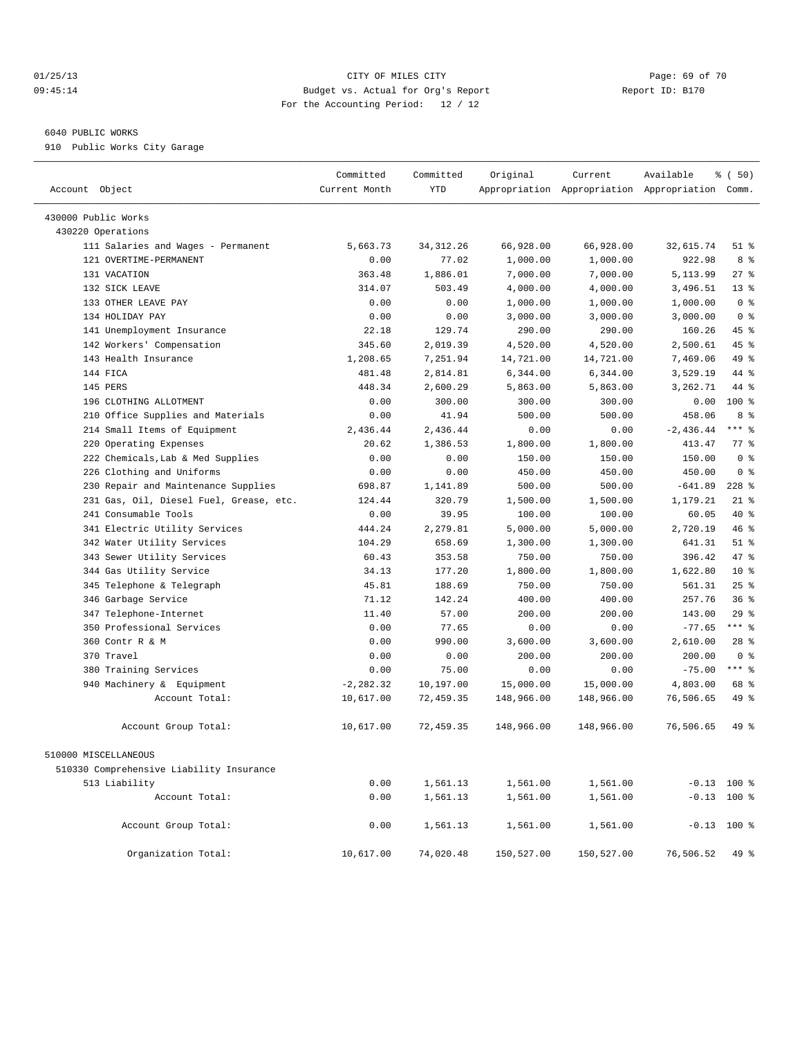01/25/13 CITY OF MILES CITY
09:45:14 Budget vs. Actual for Org's Report Report ID: B170
For the Accounting Period: 12 / 12

6040 PUBLIC WORKS
910 Public Works City Garage

| Account Object | Committed Current Month | Committed YTD | Original Appropriation | Current Appropriation | Available Appropriation | % ( 50) Comm. |
|---|---|---|---|---|---|---|
| 430000 Public Works | | | | | | |
| 430220 Operations | | | | | | |
| 111 Salaries and Wages - Permanent | 5,663.73 | 34,312.26 | 66,928.00 | 66,928.00 | 32,615.74 | 51 % |
| 121 OVERTIME-PERMANENT | 0.00 | 77.02 | 1,000.00 | 1,000.00 | 922.98 | 8 % |
| 131 VACATION | 363.48 | 1,886.01 | 7,000.00 | 7,000.00 | 5,113.99 | 27 % |
| 132 SICK LEAVE | 314.07 | 503.49 | 4,000.00 | 4,000.00 | 3,496.51 | 13 % |
| 133 OTHER LEAVE PAY | 0.00 | 0.00 | 1,000.00 | 1,000.00 | 1,000.00 | 0 % |
| 134 HOLIDAY PAY | 0.00 | 0.00 | 3,000.00 | 3,000.00 | 3,000.00 | 0 % |
| 141 Unemployment Insurance | 22.18 | 129.74 | 290.00 | 290.00 | 160.26 | 45 % |
| 142 Workers' Compensation | 345.60 | 2,019.39 | 4,520.00 | 4,520.00 | 2,500.61 | 45 % |
| 143 Health Insurance | 1,208.65 | 7,251.94 | 14,721.00 | 14,721.00 | 7,469.06 | 49 % |
| 144 FICA | 481.48 | 2,814.81 | 6,344.00 | 6,344.00 | 3,529.19 | 44 % |
| 145 PERS | 448.34 | 2,600.29 | 5,863.00 | 5,863.00 | 3,262.71 | 44 % |
| 196 CLOTHING ALLOTMENT | 0.00 | 300.00 | 300.00 | 300.00 | 0.00 | 100 % |
| 210 Office Supplies and Materials | 0.00 | 41.94 | 500.00 | 500.00 | 458.06 | 8 % |
| 214 Small Items of Equipment | 2,436.44 | 2,436.44 | 0.00 | 0.00 | -2,436.44 | *** % |
| 220 Operating Expenses | 20.62 | 1,386.53 | 1,800.00 | 1,800.00 | 413.47 | 77 % |
| 222 Chemicals,Lab & Med Supplies | 0.00 | 0.00 | 150.00 | 150.00 | 150.00 | 0 % |
| 226 Clothing and Uniforms | 0.00 | 0.00 | 450.00 | 450.00 | 450.00 | 0 % |
| 230 Repair and Maintenance Supplies | 698.87 | 1,141.89 | 500.00 | 500.00 | -641.89 | 228 % |
| 231 Gas, Oil, Diesel Fuel, Grease, etc. | 124.44 | 320.79 | 1,500.00 | 1,500.00 | 1,179.21 | 21 % |
| 241 Consumable Tools | 0.00 | 39.95 | 100.00 | 100.00 | 60.05 | 40 % |
| 341 Electric Utility Services | 444.24 | 2,279.81 | 5,000.00 | 5,000.00 | 2,720.19 | 46 % |
| 342 Water Utility Services | 104.29 | 658.69 | 1,300.00 | 1,300.00 | 641.31 | 51 % |
| 343 Sewer Utility Services | 60.43 | 353.58 | 750.00 | 750.00 | 396.42 | 47 % |
| 344 Gas Utility Service | 34.13 | 177.20 | 1,800.00 | 1,800.00 | 1,622.80 | 10 % |
| 345 Telephone & Telegraph | 45.81 | 188.69 | 750.00 | 750.00 | 561.31 | 25 % |
| 346 Garbage Service | 71.12 | 142.24 | 400.00 | 400.00 | 257.76 | 36 % |
| 347 Telephone-Internet | 11.40 | 57.00 | 200.00 | 200.00 | 143.00 | 29 % |
| 350 Professional Services | 0.00 | 77.65 | 0.00 | 0.00 | -77.65 | *** % |
| 360 Contr R & M | 0.00 | 990.00 | 3,600.00 | 3,600.00 | 2,610.00 | 28 % |
| 370 Travel | 0.00 | 0.00 | 200.00 | 200.00 | 200.00 | 0 % |
| 380 Training Services | 0.00 | 75.00 | 0.00 | 0.00 | -75.00 | *** % |
| 940 Machinery & Equipment | -2,282.32 | 10,197.00 | 15,000.00 | 15,000.00 | 4,803.00 | 68 % |
| Account Total: | 10,617.00 | 72,459.35 | 148,966.00 | 148,966.00 | 76,506.65 | 49 % |
| Account Group Total: | 10,617.00 | 72,459.35 | 148,966.00 | 148,966.00 | 76,506.65 | 49 % |
| 510000 MISCELLANEOUS | | | | | | |
| 510330 Comprehensive Liability Insurance | | | | | | |
| 513 Liability | 0.00 | 1,561.13 | 1,561.00 | 1,561.00 | -0.13 | 100 % |
| Account Total: | 0.00 | 1,561.13 | 1,561.00 | 1,561.00 | -0.13 | 100 % |
| Account Group Total: | 0.00 | 1,561.13 | 1,561.00 | 1,561.00 | -0.13 | 100 % |
| Organization Total: | 10,617.00 | 74,020.48 | 150,527.00 | 150,527.00 | 76,506.52 | 49 % |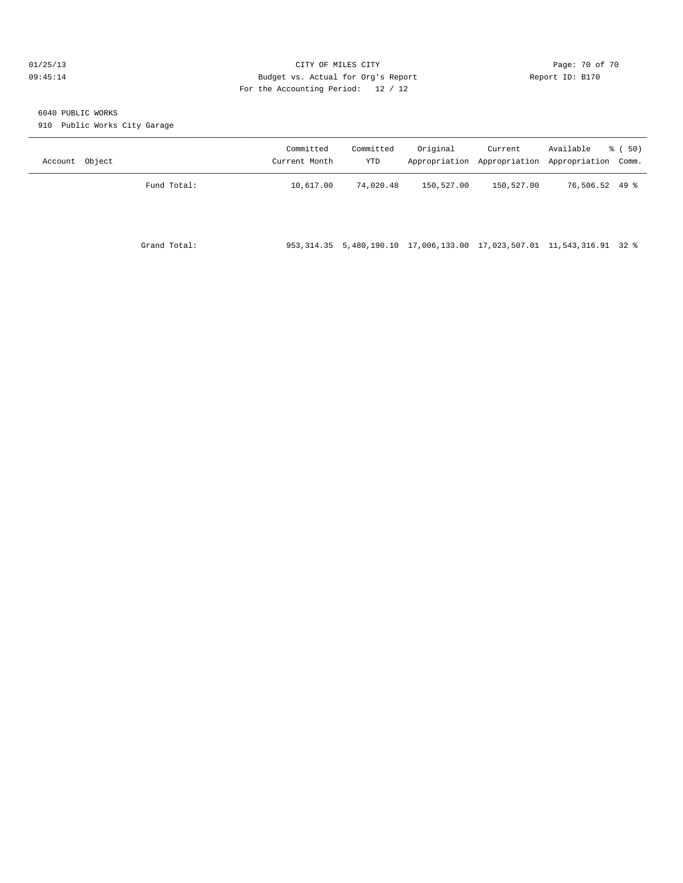CITY OF MILES CITY
Budget vs. Actual for Org's Report
For the Accounting Period: 12 / 12

01/25/13
09:45:14

Report ID: B170

6040 PUBLIC WORKS
910 Public Works City Garage

| Account Object | Committed Current Month | Committed YTD | Original Appropriation | Current Appropriation | Available Appropriation | % ( 50) Comm. |
|---|---|---|---|---|---|---|
| Fund Total: | 10,617.00 | 74,020.48 | 150,527.00 | 150,527.00 | 76,506.52 | 49 % |
| Grand Total: | 953,314.35 | 5,480,190.10 | 17,006,133.00 | 17,023,507.01 | 11,543,316.91 | 32 % |